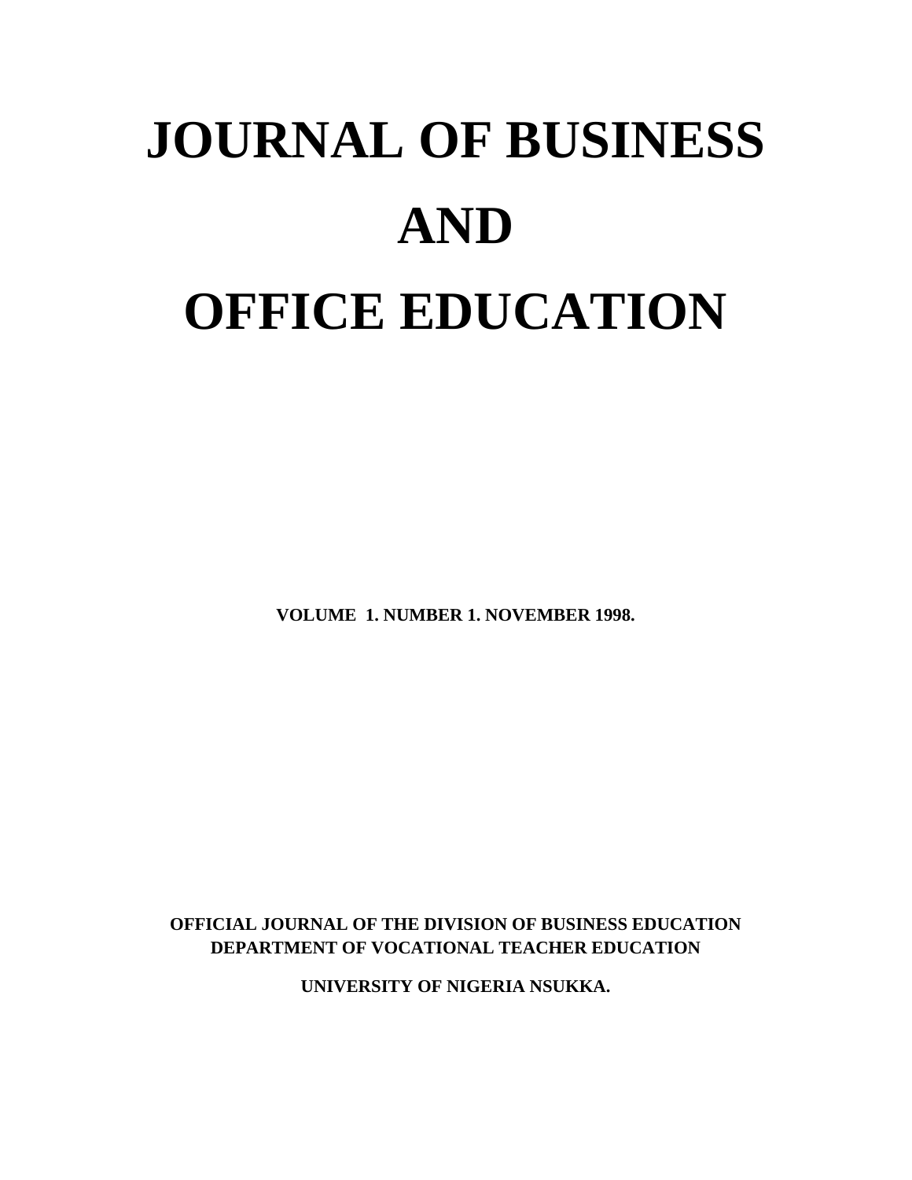# JOURNAL OF BUSINESS AND OFFICE EDUCATION

**VOLUME 1. NUMBER 1. NOVEMBER 1998.**

**OFFICIAL JOURNAL OF THE DIVISION OF BUSINESS EDUCATION**
**DEPARTMENT OF VOCATIONAL TEACHER EDUCATION**

**UNIVERSITY OF NIGERIA NSUKKA.**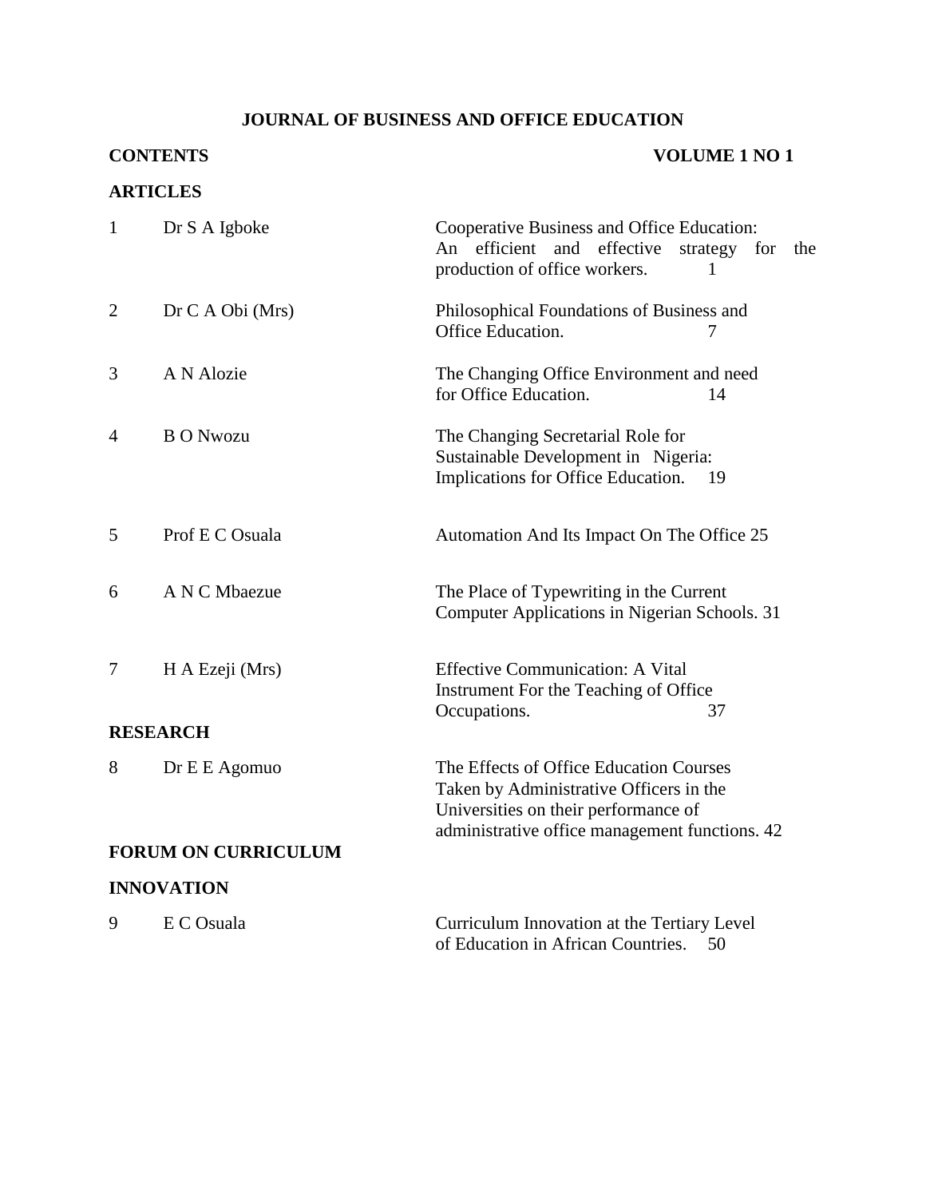# JOURNAL OF BUSINESS AND OFFICE EDUCATION

**CONTENTS** **VOLUME 1 NO 1**

## ARTICLES

| No | Author | Title | Page |
|---|---|---|---|
| 1 | Dr S A Igboke | Cooperative Business and Office Education: An efficient and effective strategy for the production of office workers. | 1 |
| 2 | Dr C A Obi (Mrs) | Philosophical Foundations of Business and Office Education. | 7 |
| 3 | A N Alozie | The Changing Office Environment and need for Office Education. | 14 |
| 4 | B O Nwozu | The Changing Secretarial Role for Sustainable Development in Nigeria: Implications for Office Education. | 19 |
| 5 | Prof E C Osuala | Automation And Its Impact On The Office | 25 |
| 6 | A N C Mbaezue | The Place of Typewriting in the Current Computer Applications in Nigerian Schools. | 31 |
| 7 | H A Ezeji (Mrs) | Effective Communication: A Vital Instrument For the Teaching of Office Occupations. | 37 |

## RESEARCH

| No | Author | Title | Page |
|---|---|---|---|
| 8 | Dr E E Agomuo | The Effects of Office Education Courses Taken by Administrative Officers in the Universities on their performance of administrative office management functions. | 42 |

## FORUM ON CURRICULUM INNOVATION

| No | Author | Title | Page |
|---|---|---|---|
| 9 | E C Osuala | Curriculum Innovation at the Tertiary Level of Education in African Countries. | 50 |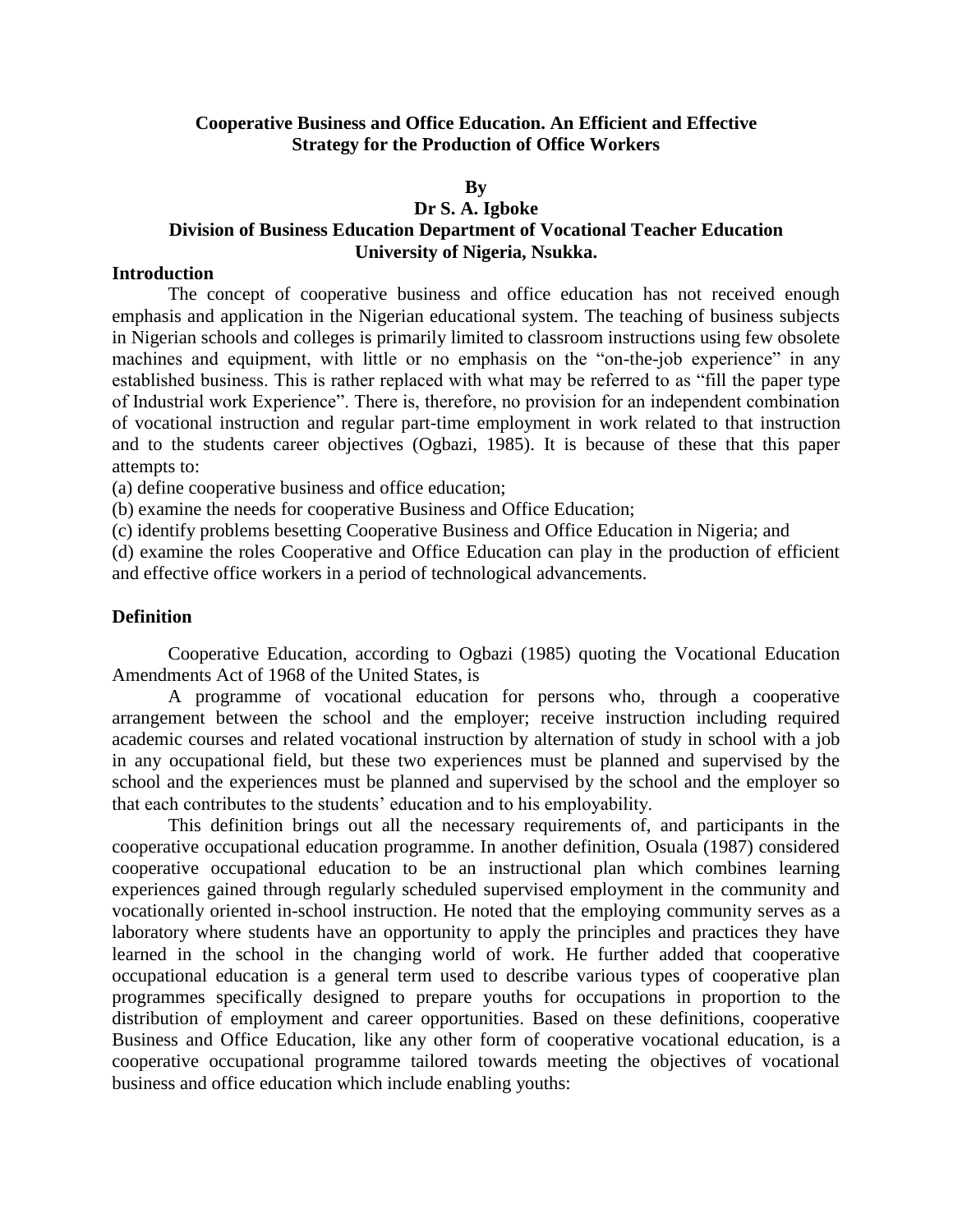**Cooperative Business and Office Education. An Efficient and Effective Strategy for the Production of Office Workers**

**By**

**Dr S. A. Igboke**

**Division of Business Education Department of Vocational Teacher Education**
**University of Nigeria, Nsukka.**

## Introduction

The concept of cooperative business and office education has not received enough emphasis and application in the Nigerian educational system. The teaching of business subjects in Nigerian schools and colleges is primarily limited to classroom instructions using few obsolete machines and equipment, with little or no emphasis on the "on-the-job experience" in any established business. This is rather replaced with what may be referred to as "fill the paper type of Industrial work Experience". There is, therefore, no provision for an independent combination of vocational instruction and regular part-time employment in work related to that instruction and to the students career objectives (Ogbazi, 1985). It is because of these that this paper attempts to:

(a) define cooperative business and office education;

(b) examine the needs for cooperative Business and Office Education;

(c) identify problems besetting Cooperative Business and Office Education in Nigeria; and

(d) examine the roles Cooperative and Office Education can play in the production of efficient and effective office workers in a period of technological advancements.

## Definition

Cooperative Education, according to Ogbazi (1985) quoting the Vocational Education Amendments Act of 1968 of the United States, is

A programme of vocational education for persons who, through a cooperative arrangement between the school and the employer; receive instruction including required academic courses and related vocational instruction by alternation of study in school with a job in any occupational field, but these two experiences must be planned and supervised by the school and the experiences must be planned and supervised by the school and the employer so that each contributes to the students' education and to his employability.

This definition brings out all the necessary requirements of, and participants in the cooperative occupational education programme. In another definition, Osuala (1987) considered cooperative occupational education to be an instructional plan which combines learning experiences gained through regularly scheduled supervised employment in the community and vocationally oriented in-school instruction. He noted that the employing community serves as a laboratory where students have an opportunity to apply the principles and practices they have learned in the school in the changing world of work. He further added that cooperative occupational education is a general term used to describe various types of cooperative plan programmes specifically designed to prepare youths for occupations in proportion to the distribution of employment and career opportunities. Based on these definitions, cooperative Business and Office Education, like any other form of cooperative vocational education, is a cooperative occupational programme tailored towards meeting the objectives of vocational business and office education which include enabling youths: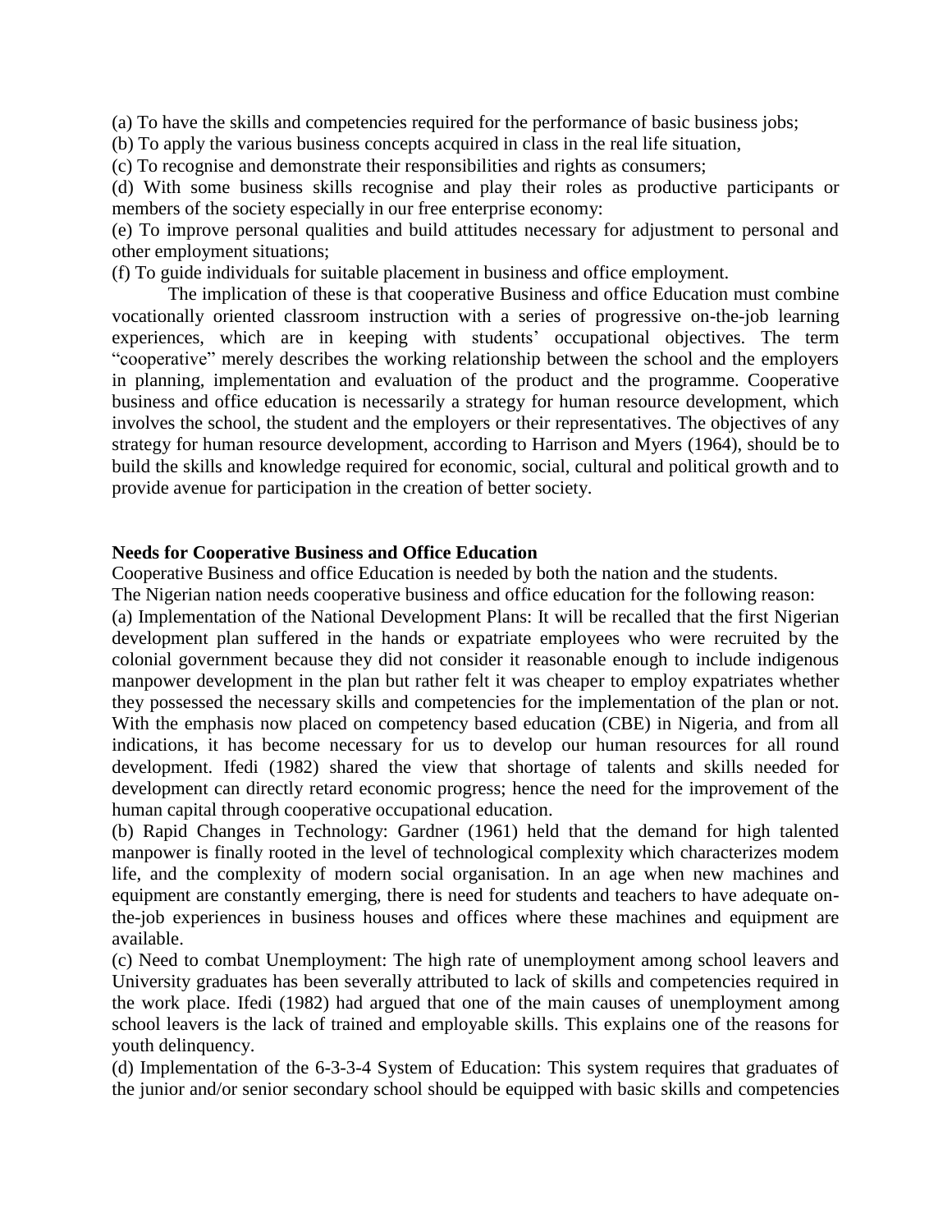(a) To have the skills and competencies required for the performance of basic business jobs;

(b) To apply the various business concepts acquired in class in the real life situation,

(c) To recognise and demonstrate their responsibilities and rights as consumers;

(d) With some business skills recognise and play their roles as productive participants or members of the society especially in our free enterprise economy:

(e) To improve personal qualities and build attitudes necessary for adjustment to personal and other employment situations;

(f) To guide individuals for suitable placement in business and office employment.

The implication of these is that cooperative Business and office Education must combine vocationally oriented classroom instruction with a series of progressive on-the-job learning experiences, which are in keeping with students' occupational objectives. The term "cooperative" merely describes the working relationship between the school and the employers in planning, implementation and evaluation of the product and the programme. Cooperative business and office education is necessarily a strategy for human resource development, which involves the school, the student and the employers or their representatives. The objectives of any strategy for human resource development, according to Harrison and Myers (1964), should be to build the skills and knowledge required for economic, social, cultural and political growth and to provide avenue for participation in the creation of better society.

**Needs for Cooperative Business and Office Education**

Cooperative Business and office Education is needed by both the nation and the students.

The Nigerian nation needs cooperative business and office education for the following reason:

(a) Implementation of the National Development Plans: It will be recalled that the first Nigerian development plan suffered in the hands or expatriate employees who were recruited by the colonial government because they did not consider it reasonable enough to include indigenous manpower development in the plan but rather felt it was cheaper to employ expatriates whether they possessed the necessary skills and competencies for the implementation of the plan or not. With the emphasis now placed on competency based education (CBE) in Nigeria, and from all indications, it has become necessary for us to develop our human resources for all round development. Ifedi (1982) shared the view that shortage of talents and skills needed for development can directly retard economic progress; hence the need for the improvement of the human capital through cooperative occupational education.

(b) Rapid Changes in Technology: Gardner (1961) held that the demand for high talented manpower is finally rooted in the level of technological complexity which characterizes modem life, and the complexity of modern social organisation. In an age when new machines and equipment are constantly emerging, there is need for students and teachers to have adequate on-the-job experiences in business houses and offices where these machines and equipment are available.

(c) Need to combat Unemployment: The high rate of unemployment among school leavers and University graduates has been severally attributed to lack of skills and competencies required in the work place. Ifedi (1982) had argued that one of the main causes of unemployment among school leavers is the lack of trained and employable skills. This explains one of the reasons for youth delinquency.

(d) Implementation of the 6-3-3-4 System of Education: This system requires that graduates of the junior and/or senior secondary school should be equipped with basic skills and competencies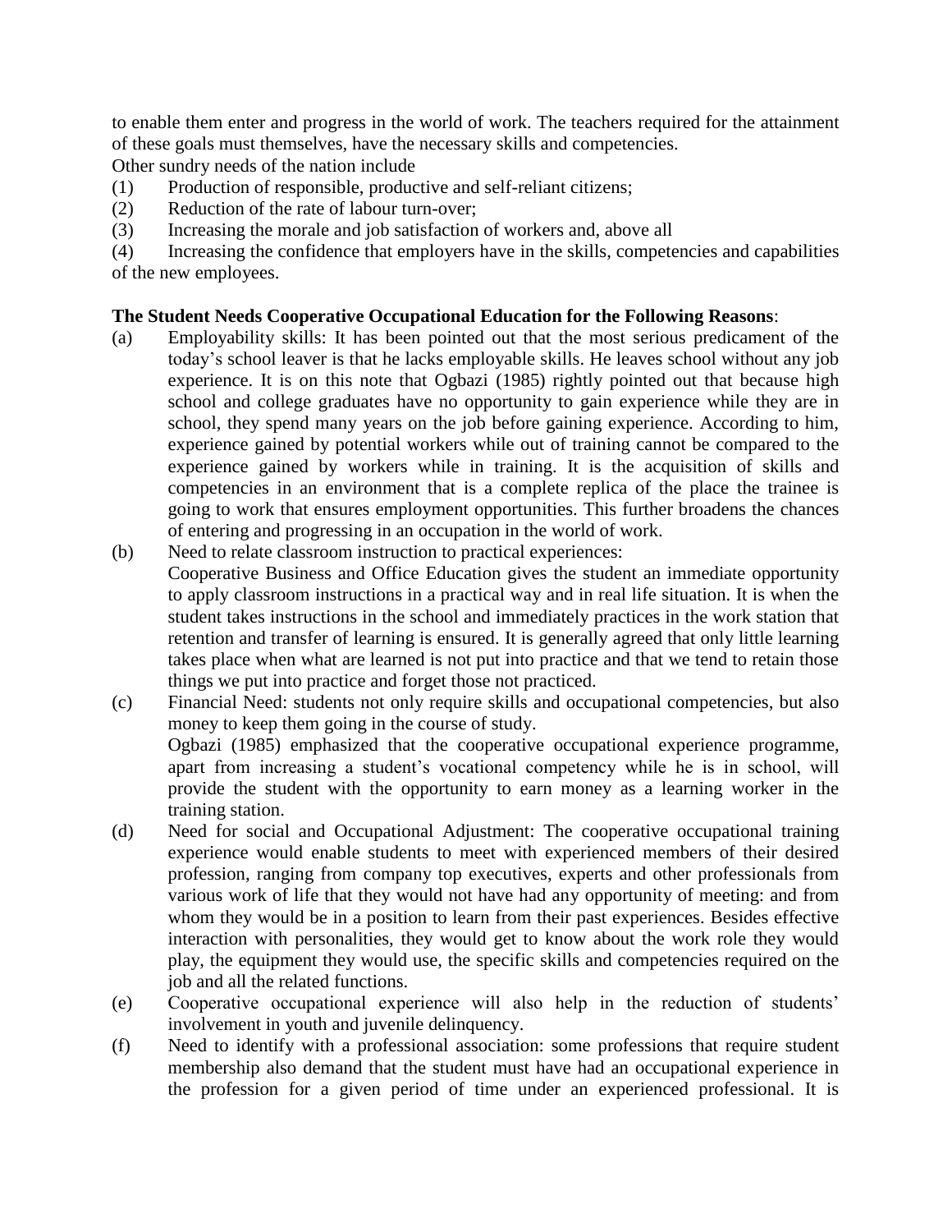to enable them enter and progress in the world of work. The teachers required for the attainment of these goals must themselves, have the necessary skills and competencies.

Other sundry needs of the nation include

(1) Production of responsible, productive and self-reliant citizens;
(2) Reduction of the rate of labour turn-over;
(3) Increasing the morale and job satisfaction of workers and, above all
(4) Increasing the confidence that employers have in the skills, competencies and capabilities of the new employees.

**The Student Needs Cooperative Occupational Education for the Following Reasons**:

(a) Employability skills: It has been pointed out that the most serious predicament of the today's school leaver is that he lacks employable skills. He leaves school without any job experience. It is on this note that Ogbazi (1985) rightly pointed out that because high school and college graduates have no opportunity to gain experience while they are in school, they spend many years on the job before gaining experience. According to him, experience gained by potential workers while out of training cannot be compared to the experience gained by workers while in training. It is the acquisition of skills and competencies in an environment that is a complete replica of the place the trainee is going to work that ensures employment opportunities. This further broadens the chances of entering and progressing in an occupation in the world of work.

(b) Need to relate classroom instruction to practical experiences:
Cooperative Business and Office Education gives the student an immediate opportunity to apply classroom instructions in a practical way and in real life situation. It is when the student takes instructions in the school and immediately practices in the work station that retention and transfer of learning is ensured. It is generally agreed that only little learning takes place when what are learned is not put into practice and that we tend to retain those things we put into practice and forget those not practiced.

(c) Financial Need: students not only require skills and occupational competencies, but also money to keep them going in the course of study.
Ogbazi (1985) emphasized that the cooperative occupational experience programme, apart from increasing a student's vocational competency while he is in school, will provide the student with the opportunity to earn money as a learning worker in the training station.

(d) Need for social and Occupational Adjustment: The cooperative occupational training experience would enable students to meet with experienced members of their desired profession, ranging from company top executives, experts and other professionals from various work of life that they would not have had any opportunity of meeting: and from whom they would be in a position to learn from their past experiences. Besides effective interaction with personalities, they would get to know about the work role they would play, the equipment they would use, the specific skills and competencies required on the job and all the related functions.

(e) Cooperative occupational experience will also help in the reduction of students' involvement in youth and juvenile delinquency.

(f) Need to identify with a professional association: some professions that require student membership also demand that the student must have had an occupational experience in the profession for a given period of time under an experienced professional. It is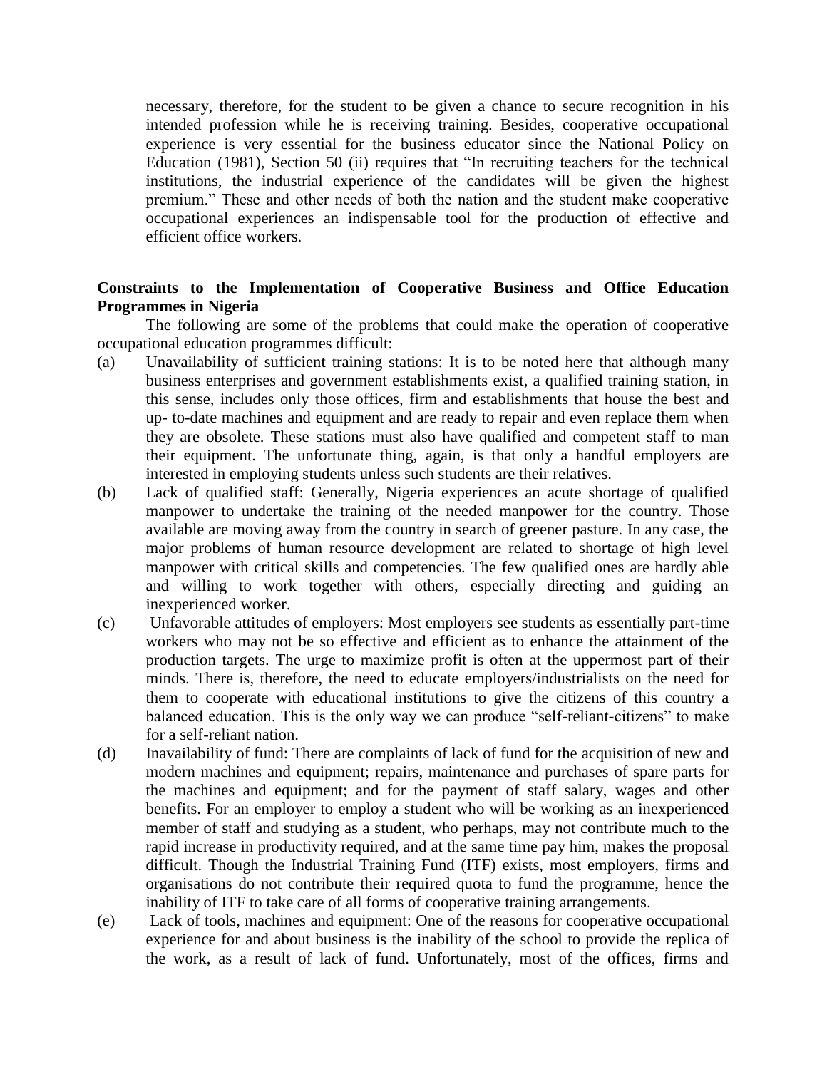necessary, therefore, for the student to be given a chance to secure recognition in his intended profession while he is receiving training. Besides, cooperative occupational experience is very essential for the business educator since the National Policy on Education (1981), Section 50 (ii) requires that "In recruiting teachers for the technical institutions, the industrial experience of the candidates will be given the highest premium." These and other needs of both the nation and the student make cooperative occupational experiences an indispensable tool for the production of effective and efficient office workers.

**Constraints to the Implementation of Cooperative Business and Office Education Programmes in Nigeria**

The following are some of the problems that could make the operation of cooperative occupational education programmes difficult:

(a) Unavailability of sufficient training stations: It is to be noted here that although many business enterprises and government establishments exist, a qualified training station, in this sense, includes only those offices, firm and establishments that house the best and up- to-date machines and equipment and are ready to repair and even replace them when they are obsolete. These stations must also have qualified and competent staff to man their equipment. The unfortunate thing, again, is that only a handful employers are interested in employing students unless such students are their relatives.

(b) Lack of qualified staff: Generally, Nigeria experiences an acute shortage of qualified manpower to undertake the training of the needed manpower for the country. Those available are moving away from the country in search of greener pasture. In any case, the major problems of human resource development are related to shortage of high level manpower with critical skills and competencies. The few qualified ones are hardly able and willing to work together with others, especially directing and guiding an inexperienced worker.

(c) Unfavorable attitudes of employers: Most employers see students as essentially part-time workers who may not be so effective and efficient as to enhance the attainment of the production targets. The urge to maximize profit is often at the uppermost part of their minds. There is, therefore, the need to educate employers/industrialists on the need for them to cooperate with educational institutions to give the citizens of this country a balanced education. This is the only way we can produce "self-reliant-citizens" to make for a self-reliant nation.

(d) Inavailability of fund: There are complaints of lack of fund for the acquisition of new and modern machines and equipment; repairs, maintenance and purchases of spare parts for the machines and equipment; and for the payment of staff salary, wages and other benefits. For an employer to employ a student who will be working as an inexperienced member of staff and studying as a student, who perhaps, may not contribute much to the rapid increase in productivity required, and at the same time pay him, makes the proposal difficult. Though the Industrial Training Fund (ITF) exists, most employers, firms and organisations do not contribute their required quota to fund the programme, hence the inability of ITF to take care of all forms of cooperative training arrangements.

(e) Lack of tools, machines and equipment: One of the reasons for cooperative occupational experience for and about business is the inability of the school to provide the replica of the work, as a result of lack of fund. Unfortunately, most of the offices, firms and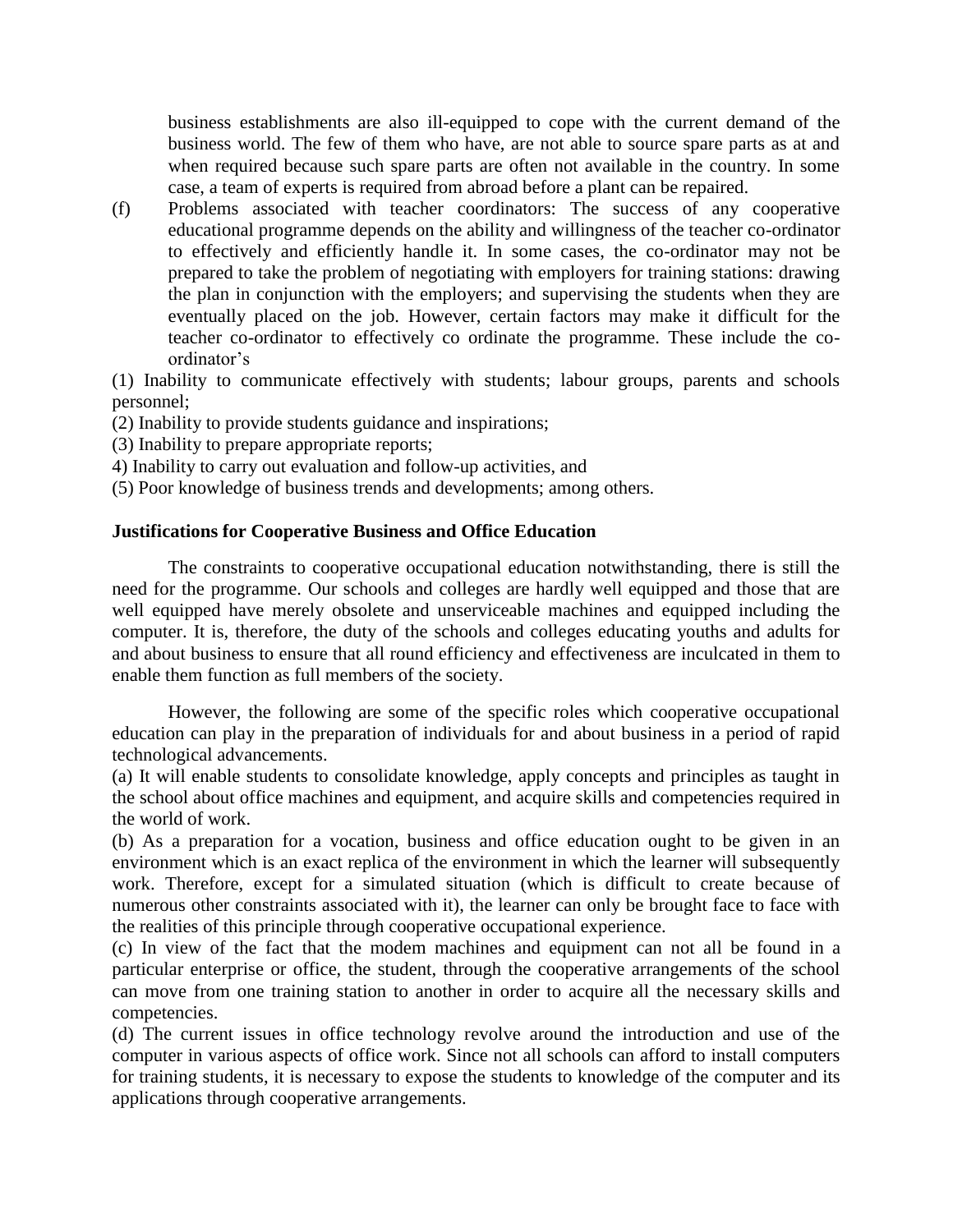business establishments are also ill-equipped to cope with the current demand of the business world. The few of them who have, are not able to source spare parts as at and when required because such spare parts are often not available in the country. In some case, a team of experts is required from abroad before a plant can be repaired.

(f) Problems associated with teacher coordinators: The success of any cooperative educational programme depends on the ability and willingness of the teacher co-ordinator to effectively and efficiently handle it. In some cases, the co-ordinator may not be prepared to take the problem of negotiating with employers for training stations: drawing the plan in conjunction with the employers; and supervising the students when they are eventually placed on the job. However, certain factors may make it difficult for the teacher co-ordinator to effectively co ordinate the programme. These include the co-ordinator's

(1) Inability to communicate effectively with students; labour groups, parents and schools personnel;
(2) Inability to provide students guidance and inspirations;
(3) Inability to prepare appropriate reports;
4) Inability to carry out evaluation and follow-up activities, and
(5) Poor knowledge of business trends and developments; among others.

**Justifications for Cooperative Business and Office Education**

The constraints to cooperative occupational education notwithstanding, there is still the need for the programme. Our schools and colleges are hardly well equipped and those that are well equipped have merely obsolete and unserviceable machines and equipped including the computer. It is, therefore, the duty of the schools and colleges educating youths and adults for and about business to ensure that all round efficiency and effectiveness are inculcated in them to enable them function as full members of the society.

However, the following are some of the specific roles which cooperative occupational education can play in the preparation of individuals for and about business in a period of rapid technological advancements.

(a) It will enable students to consolidate knowledge, apply concepts and principles as taught in the school about office machines and equipment, and acquire skills and competencies required in the world of work.

(b) As a preparation for a vocation, business and office education ought to be given in an environment which is an exact replica of the environment in which the learner will subsequently work. Therefore, except for a simulated situation (which is difficult to create because of numerous other constraints associated with it), the learner can only be brought face to face with the realities of this principle through cooperative occupational experience.

(c) In view of the fact that the modem machines and equipment can not all be found in a particular enterprise or office, the student, through the cooperative arrangements of the school can move from one training station to another in order to acquire all the necessary skills and competencies.

(d) The current issues in office technology revolve around the introduction and use of the computer in various aspects of office work. Since not all schools can afford to install computers for training students, it is necessary to expose the students to knowledge of the computer and its applications through cooperative arrangements.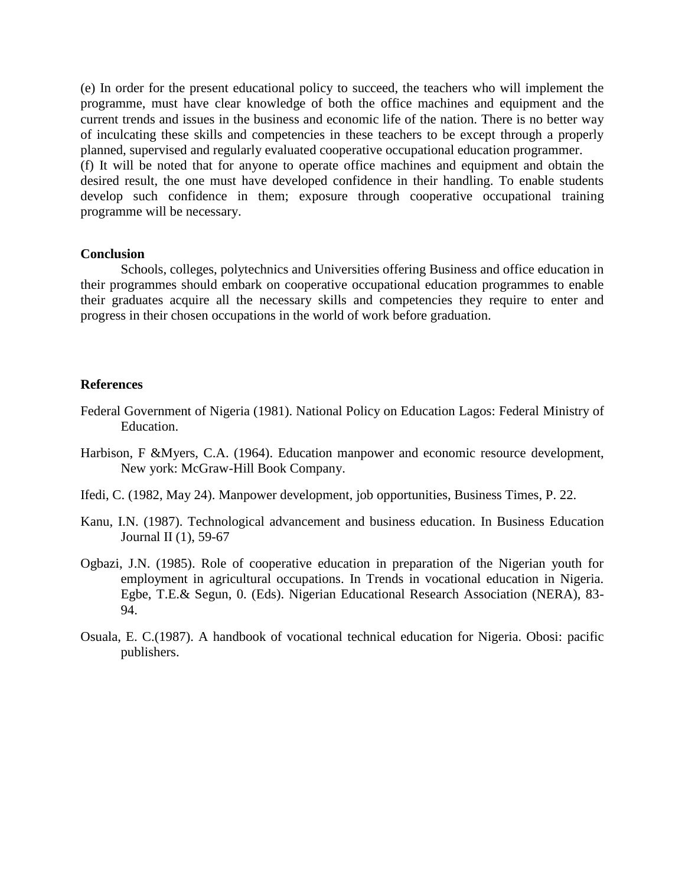(e) In order for the present educational policy to succeed, the teachers who will implement the programme, must have clear knowledge of both the office machines and equipment and the current trends and issues in the business and economic life of the nation. There is no better way of inculcating these skills and competencies in these teachers to be except through a properly planned, supervised and regularly evaluated cooperative occupational education programmer.

(f) It will be noted that for anyone to operate office machines and equipment and obtain the desired result, the one must have developed confidence in their handling. To enable students develop such confidence in them; exposure through cooperative occupational training programme will be necessary.

## Conclusion

Schools, colleges, polytechnics and Universities offering Business and office education in their programmes should embark on cooperative occupational education programmes to enable their graduates acquire all the necessary skills and competencies they require to enter and progress in their chosen occupations in the world of work before graduation.

## References

Federal Government of Nigeria (1981). National Policy on Education Lagos: Federal Ministry of Education.

Harbison, F &Myers, C.A. (1964). Education manpower and economic resource development, New york: McGraw-Hill Book Company.

Ifedi, C. (1982, May 24). Manpower development, job opportunities, Business Times, P. 22.

Kanu, I.N. (1987). Technological advancement and business education. In Business Education Journal II (1), 59-67

Ogbazi, J.N. (1985). Role of cooperative education in preparation of the Nigerian youth for employment in agricultural occupations. In Trends in vocational education in Nigeria. Egbe, T.E.& Segun, 0. (Eds). Nigerian Educational Research Association (NERA), 83-94.

Osuala, E. C.(1987). A handbook of vocational technical education for Nigeria. Obosi: pacific publishers.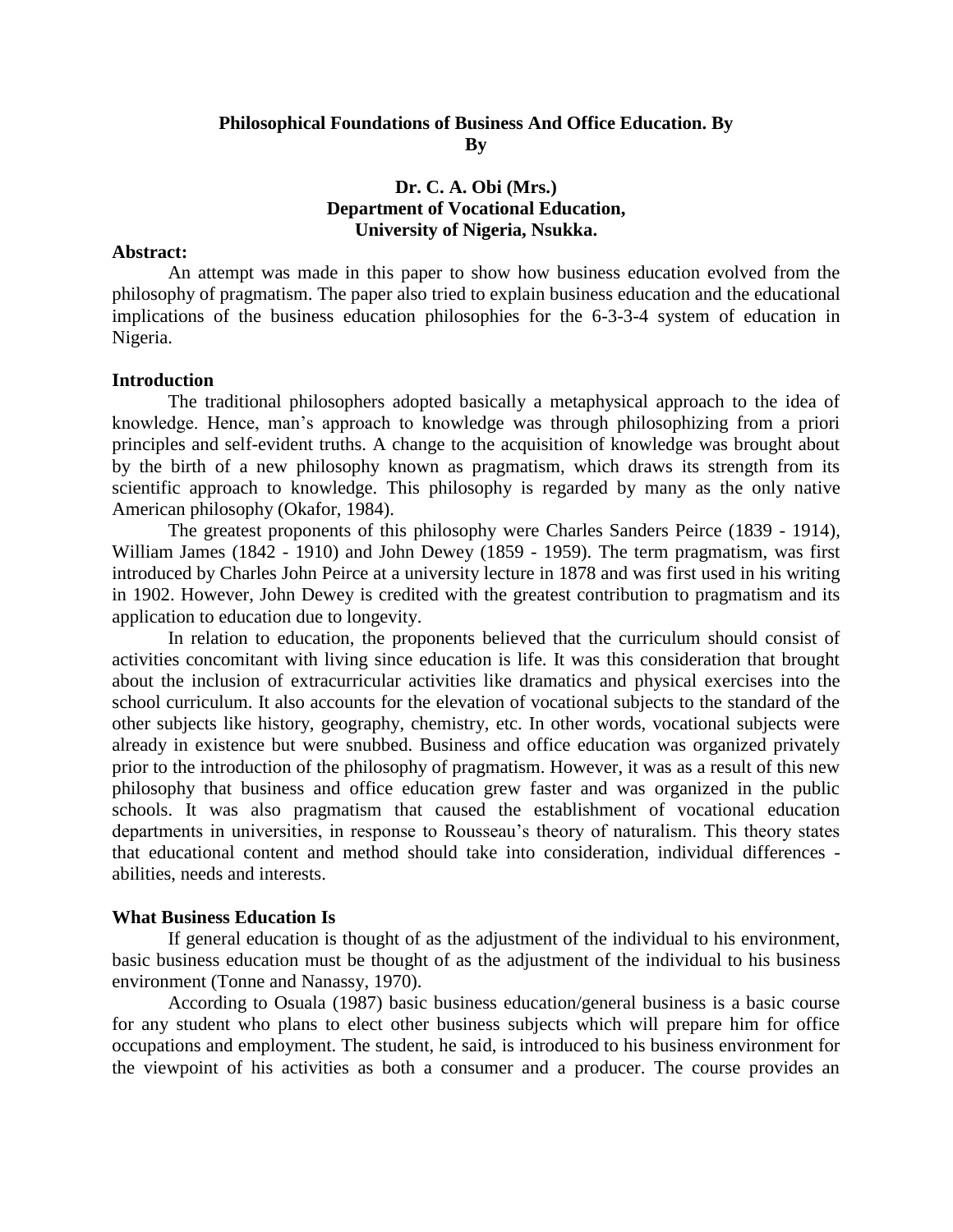# Philosophical Foundations of Business And Office Education. By
**By**

**Dr. C. A. Obi (Mrs.)**
**Department of Vocational Education,**
**University of Nigeria, Nsukka.**

**Abstract:**

An attempt was made in this paper to show how business education evolved from the philosophy of pragmatism. The paper also tried to explain business education and the educational implications of the business education philosophies for the 6-3-3-4 system of education in Nigeria.

## Introduction

The traditional philosophers adopted basically a metaphysical approach to the idea of knowledge. Hence, man's approach to knowledge was through philosophizing from a priori principles and self-evident truths. A change to the acquisition of knowledge was brought about by the birth of a new philosophy known as pragmatism, which draws its strength from its scientific approach to knowledge. This philosophy is regarded by many as the only native American philosophy (Okafor, 1984).

The greatest proponents of this philosophy were Charles Sanders Peirce (1839 - 1914), William James (1842 - 1910) and John Dewey (1859 - 1959). The term pragmatism, was first introduced by Charles John Peirce at a university lecture in 1878 and was first used in his writing in 1902. However, John Dewey is credited with the greatest contribution to pragmatism and its application to education due to longevity.

In relation to education, the proponents believed that the curriculum should consist of activities concomitant with living since education is life. It was this consideration that brought about the inclusion of extracurricular activities like dramatics and physical exercises into the school curriculum. It also accounts for the elevation of vocational subjects to the standard of the other subjects like history, geography, chemistry, etc. In other words, vocational subjects were already in existence but were snubbed. Business and office education was organized privately prior to the introduction of the philosophy of pragmatism. However, it was as a result of this new philosophy that business and office education grew faster and was organized in the public schools. It was also pragmatism that caused the establishment of vocational education departments in universities, in response to Rousseau's theory of naturalism. This theory states that educational content and method should take into consideration, individual differences - abilities, needs and interests.

## What Business Education Is

If general education is thought of as the adjustment of the individual to his environment, basic business education must be thought of as the adjustment of the individual to his business environment (Tonne and Nanassy, 1970).

According to Osuala (1987) basic business education/general business is a basic course for any student who plans to elect other business subjects which will prepare him for office occupations and employment. The student, he said, is introduced to his business environment for the viewpoint of his activities as both a consumer and a producer. The course provides an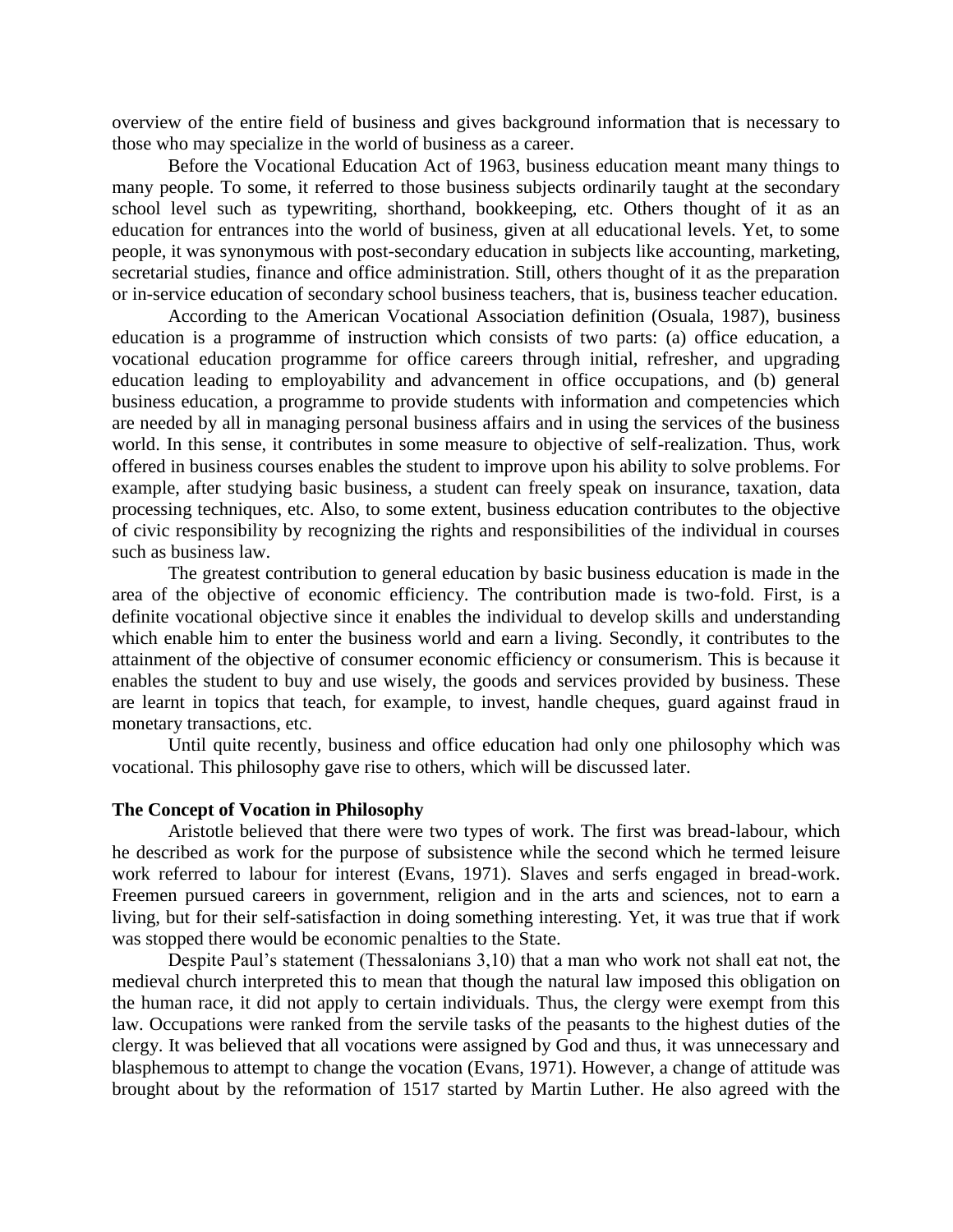overview of the entire field of business and gives background information that is necessary to those who may specialize in the world of business as a career.

Before the Vocational Education Act of 1963, business education meant many things to many people. To some, it referred to those business subjects ordinarily taught at the secondary school level such as typewriting, shorthand, bookkeeping, etc. Others thought of it as an education for entrances into the world of business, given at all educational levels. Yet, to some people, it was synonymous with post-secondary education in subjects like accounting, marketing, secretarial studies, finance and office administration. Still, others thought of it as the preparation or in-service education of secondary school business teachers, that is, business teacher education.

According to the American Vocational Association definition (Osuala, 1987), business education is a programme of instruction which consists of two parts: (a) office education, a vocational education programme for office careers through initial, refresher, and upgrading education leading to employability and advancement in office occupations, and (b) general business education, a programme to provide students with information and competencies which are needed by all in managing personal business affairs and in using the services of the business world. In this sense, it contributes in some measure to objective of self-realization. Thus, work offered in business courses enables the student to improve upon his ability to solve problems. For example, after studying basic business, a student can freely speak on insurance, taxation, data processing techniques, etc. Also, to some extent, business education contributes to the objective of civic responsibility by recognizing the rights and responsibilities of the individual in courses such as business law.

The greatest contribution to general education by basic business education is made in the area of the objective of economic efficiency. The contribution made is two-fold. First, is a definite vocational objective since it enables the individual to develop skills and understanding which enable him to enter the business world and earn a living. Secondly, it contributes to the attainment of the objective of consumer economic efficiency or consumerism. This is because it enables the student to buy and use wisely, the goods and services provided by business. These are learnt in topics that teach, for example, to invest, handle cheques, guard against fraud in monetary transactions, etc.

Until quite recently, business and office education had only one philosophy which was vocational. This philosophy gave rise to others, which will be discussed later.

**The Concept of Vocation in Philosophy**

Aristotle believed that there were two types of work. The first was bread-labour, which he described as work for the purpose of subsistence while the second which he termed leisure work referred to labour for interest (Evans, 1971). Slaves and serfs engaged in bread-work. Freemen pursued careers in government, religion and in the arts and sciences, not to earn a living, but for their self-satisfaction in doing something interesting. Yet, it was true that if work was stopped there would be economic penalties to the State.

Despite Paul's statement (Thessalonians 3,10) that a man who work not shall eat not, the medieval church interpreted this to mean that though the natural law imposed this obligation on the human race, it did not apply to certain individuals. Thus, the clergy were exempt from this law. Occupations were ranked from the servile tasks of the peasants to the highest duties of the clergy. It was believed that all vocations were assigned by God and thus, it was unnecessary and blasphemous to attempt to change the vocation (Evans, 1971). However, a change of attitude was brought about by the reformation of 1517 started by Martin Luther. He also agreed with the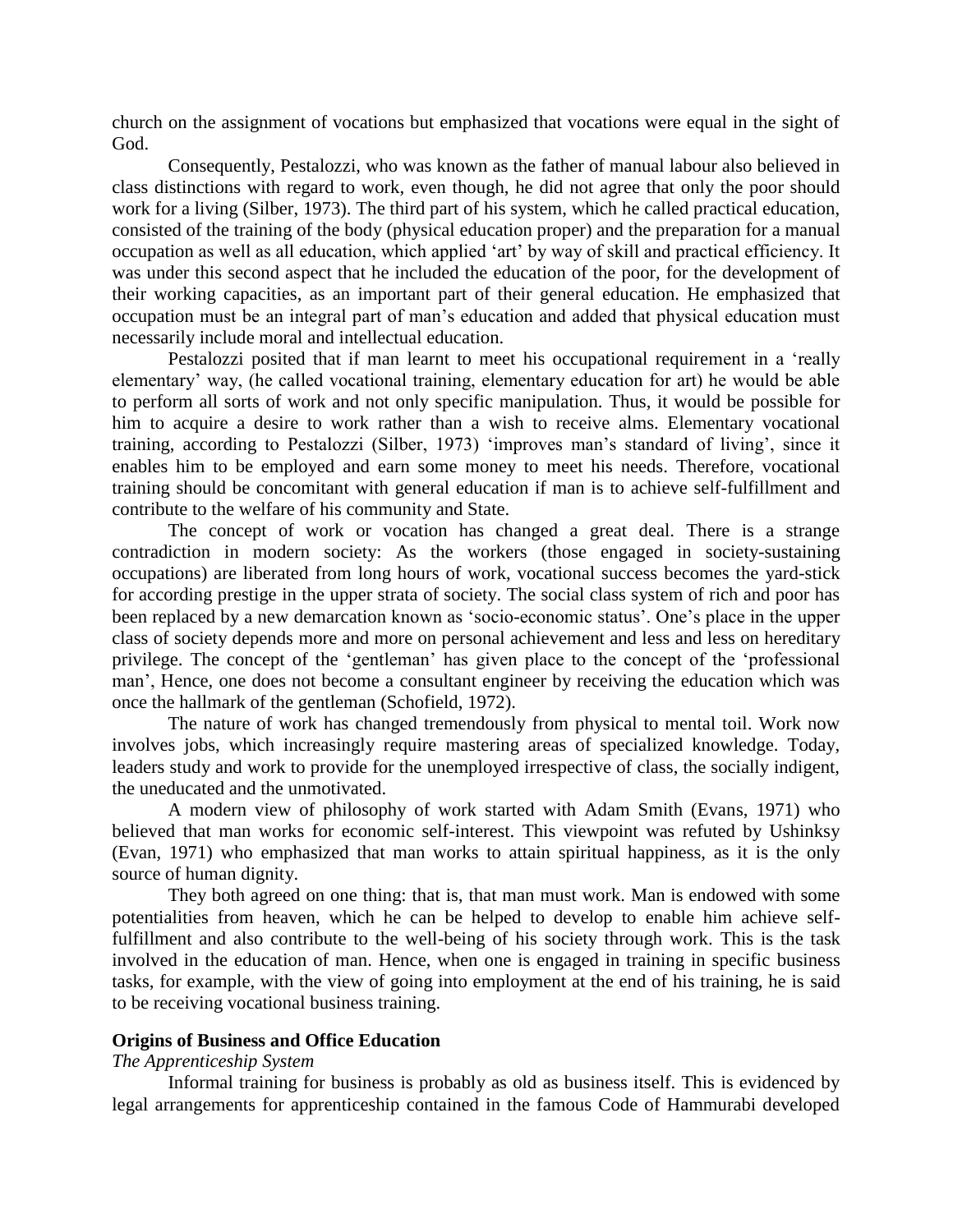church on the assignment of vocations but emphasized that vocations were equal in the sight of God.

Consequently, Pestalozzi, who was known as the father of manual labour also believed in class distinctions with regard to work, even though, he did not agree that only the poor should work for a living (Silber, 1973). The third part of his system, which he called practical education, consisted of the training of the body (physical education proper) and the preparation for a manual occupation as well as all education, which applied 'art' by way of skill and practical efficiency. It was under this second aspect that he included the education of the poor, for the development of their working capacities, as an important part of their general education. He emphasized that occupation must be an integral part of man's education and added that physical education must necessarily include moral and intellectual education.

Pestalozzi posited that if man learnt to meet his occupational requirement in a 'really elementary' way, (he called vocational training, elementary education for art) he would be able to perform all sorts of work and not only specific manipulation. Thus, it would be possible for him to acquire a desire to work rather than a wish to receive alms. Elementary vocational training, according to Pestalozzi (Silber, 1973) 'improves man's standard of living', since it enables him to be employed and earn some money to meet his needs. Therefore, vocational training should be concomitant with general education if man is to achieve self-fulfillment and contribute to the welfare of his community and State.

The concept of work or vocation has changed a great deal. There is a strange contradiction in modern society: As the workers (those engaged in society-sustaining occupations) are liberated from long hours of work, vocational success becomes the yard-stick for according prestige in the upper strata of society. The social class system of rich and poor has been replaced by a new demarcation known as 'socio-economic status'. One's place in the upper class of society depends more and more on personal achievement and less and less on hereditary privilege. The concept of the 'gentleman' has given place to the concept of the 'professional man', Hence, one does not become a consultant engineer by receiving the education which was once the hallmark of the gentleman (Schofield, 1972).

The nature of work has changed tremendously from physical to mental toil. Work now involves jobs, which increasingly require mastering areas of specialized knowledge. Today, leaders study and work to provide for the unemployed irrespective of class, the socially indigent, the uneducated and the unmotivated.

A modern view of philosophy of work started with Adam Smith (Evans, 1971) who believed that man works for economic self-interest. This viewpoint was refuted by Ushinksy (Evan, 1971) who emphasized that man works to attain spiritual happiness, as it is the only source of human dignity.

They both agreed on one thing: that is, that man must work. Man is endowed with some potentialities from heaven, which he can be helped to develop to enable him achieve self-fulfillment and also contribute to the well-being of his society through work. This is the task involved in the education of man. Hence, when one is engaged in training in specific business tasks, for example, with the view of going into employment at the end of his training, he is said to be receiving vocational business training.

**Origins of Business and Office Education**

*The Apprenticeship System*

Informal training for business is probably as old as business itself. This is evidenced by legal arrangements for apprenticeship contained in the famous Code of Hammurabi developed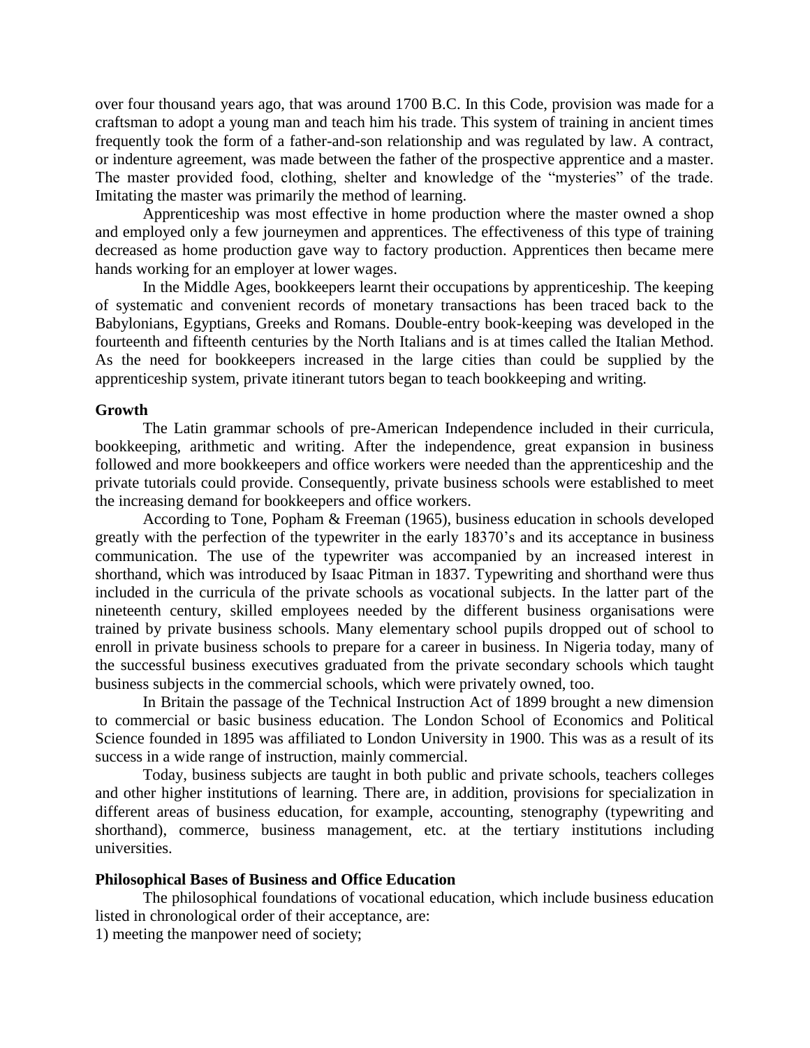over four thousand years ago, that was around 1700 B.C. In this Code, provision was made for a craftsman to adopt a young man and teach him his trade. This system of training in ancient times frequently took the form of a father-and-son relationship and was regulated by law. A contract, or indenture agreement, was made between the father of the prospective apprentice and a master. The master provided food, clothing, shelter and knowledge of the "mysteries" of the trade. Imitating the master was primarily the method of learning.

Apprenticeship was most effective in home production where the master owned a shop and employed only a few journeymen and apprentices. The effectiveness of this type of training decreased as home production gave way to factory production. Apprentices then became mere hands working for an employer at lower wages.

In the Middle Ages, bookkeepers learnt their occupations by apprenticeship. The keeping of systematic and convenient records of monetary transactions has been traced back to the Babylonians, Egyptians, Greeks and Romans. Double-entry book-keeping was developed in the fourteenth and fifteenth centuries by the North Italians and is at times called the Italian Method. As the need for bookkeepers increased in the large cities than could be supplied by the apprenticeship system, private itinerant tutors began to teach bookkeeping and writing.

**Growth**

The Latin grammar schools of pre-American Independence included in their curricula, bookkeeping, arithmetic and writing. After the independence, great expansion in business followed and more bookkeepers and office workers were needed than the apprenticeship and the private tutorials could provide. Consequently, private business schools were established to meet the increasing demand for bookkeepers and office workers.

According to Tone, Popham & Freeman (1965), business education in schools developed greatly with the perfection of the typewriter in the early 18370's and its acceptance in business communication. The use of the typewriter was accompanied by an increased interest in shorthand, which was introduced by Isaac Pitman in 1837. Typewriting and shorthand were thus included in the curricula of the private schools as vocational subjects. In the latter part of the nineteenth century, skilled employees needed by the different business organisations were trained by private business schools. Many elementary school pupils dropped out of school to enroll in private business schools to prepare for a career in business. In Nigeria today, many of the successful business executives graduated from the private secondary schools which taught business subjects in the commercial schools, which were privately owned, too.

In Britain the passage of the Technical Instruction Act of 1899 brought a new dimension to commercial or basic business education. The London School of Economics and Political Science founded in 1895 was affiliated to London University in 1900. This was as a result of its success in a wide range of instruction, mainly commercial.

Today, business subjects are taught in both public and private schools, teachers colleges and other higher institutions of learning. There are, in addition, provisions for specialization in different areas of business education, for example, accounting, stenography (typewriting and shorthand), commerce, business management, etc. at the tertiary institutions including universities.

**Philosophical Bases of Business and Office Education**

The philosophical foundations of vocational education, which include business education listed in chronological order of their acceptance, are:

1) meeting the manpower need of society;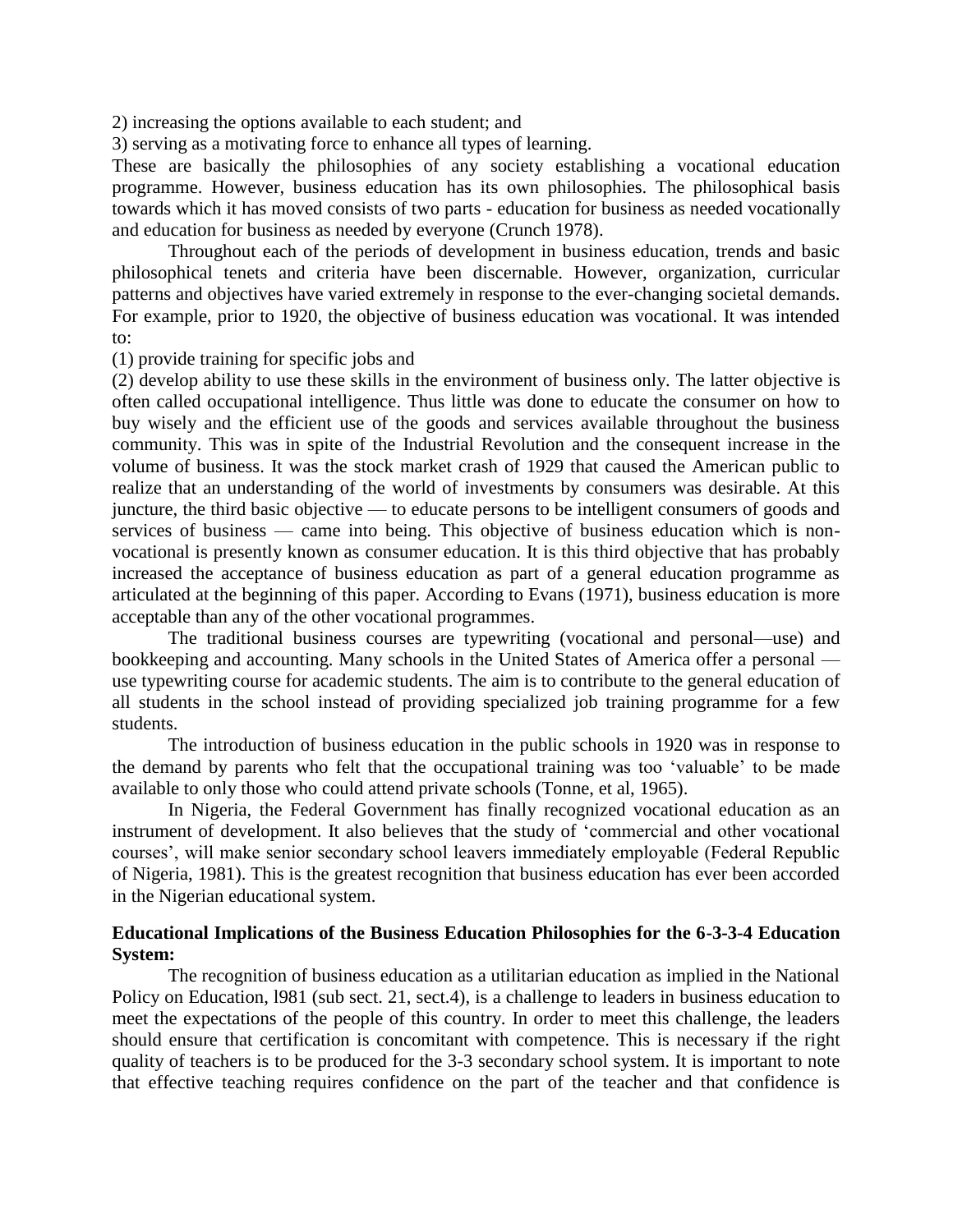2) increasing the options available to each student; and

3) serving as a motivating force to enhance all types of learning.

These are basically the philosophies of any society establishing a vocational education programme. However, business education has its own philosophies. The philosophical basis towards which it has moved consists of two parts - education for business as needed vocationally and education for business as needed by everyone (Crunch 1978).

Throughout each of the periods of development in business education, trends and basic philosophical tenets and criteria have been discernable. However, organization, curricular patterns and objectives have varied extremely in response to the ever-changing societal demands. For example, prior to 1920, the objective of business education was vocational. It was intended to:

(1) provide training for specific jobs and

(2) develop ability to use these skills in the environment of business only. The latter objective is often called occupational intelligence. Thus little was done to educate the consumer on how to buy wisely and the efficient use of the goods and services available throughout the business community. This was in spite of the Industrial Revolution and the consequent increase in the volume of business. It was the stock market crash of 1929 that caused the American public to realize that an understanding of the world of investments by consumers was desirable. At this juncture, the third basic objective — to educate persons to be intelligent consumers of goods and services of business — came into being. This objective of business education which is non-vocational is presently known as consumer education. It is this third objective that has probably increased the acceptance of business education as part of a general education programme as articulated at the beginning of this paper. According to Evans (1971), business education is more acceptable than any of the other vocational programmes.

The traditional business courses are typewriting (vocational and personal—use) and bookkeeping and accounting. Many schools in the United States of America offer a personal — use typewriting course for academic students. The aim is to contribute to the general education of all students in the school instead of providing specialized job training programme for a few students.

The introduction of business education in the public schools in 1920 was in response to the demand by parents who felt that the occupational training was too 'valuable' to be made available to only those who could attend private schools (Tonne, et al, 1965).

In Nigeria, the Federal Government has finally recognized vocational education as an instrument of development. It also believes that the study of 'commercial and other vocational courses', will make senior secondary school leavers immediately employable (Federal Republic of Nigeria, 1981). This is the greatest recognition that business education has ever been accorded in the Nigerian educational system.

**Educational Implications of the Business Education Philosophies for the 6-3-3-4 Education System:**

The recognition of business education as a utilitarian education as implied in the National Policy on Education, l981 (sub sect. 21, sect.4), is a challenge to leaders in business education to meet the expectations of the people of this country. In order to meet this challenge, the leaders should ensure that certification is concomitant with competence. This is necessary if the right quality of teachers is to be produced for the 3-3 secondary school system. It is important to note that effective teaching requires confidence on the part of the teacher and that confidence is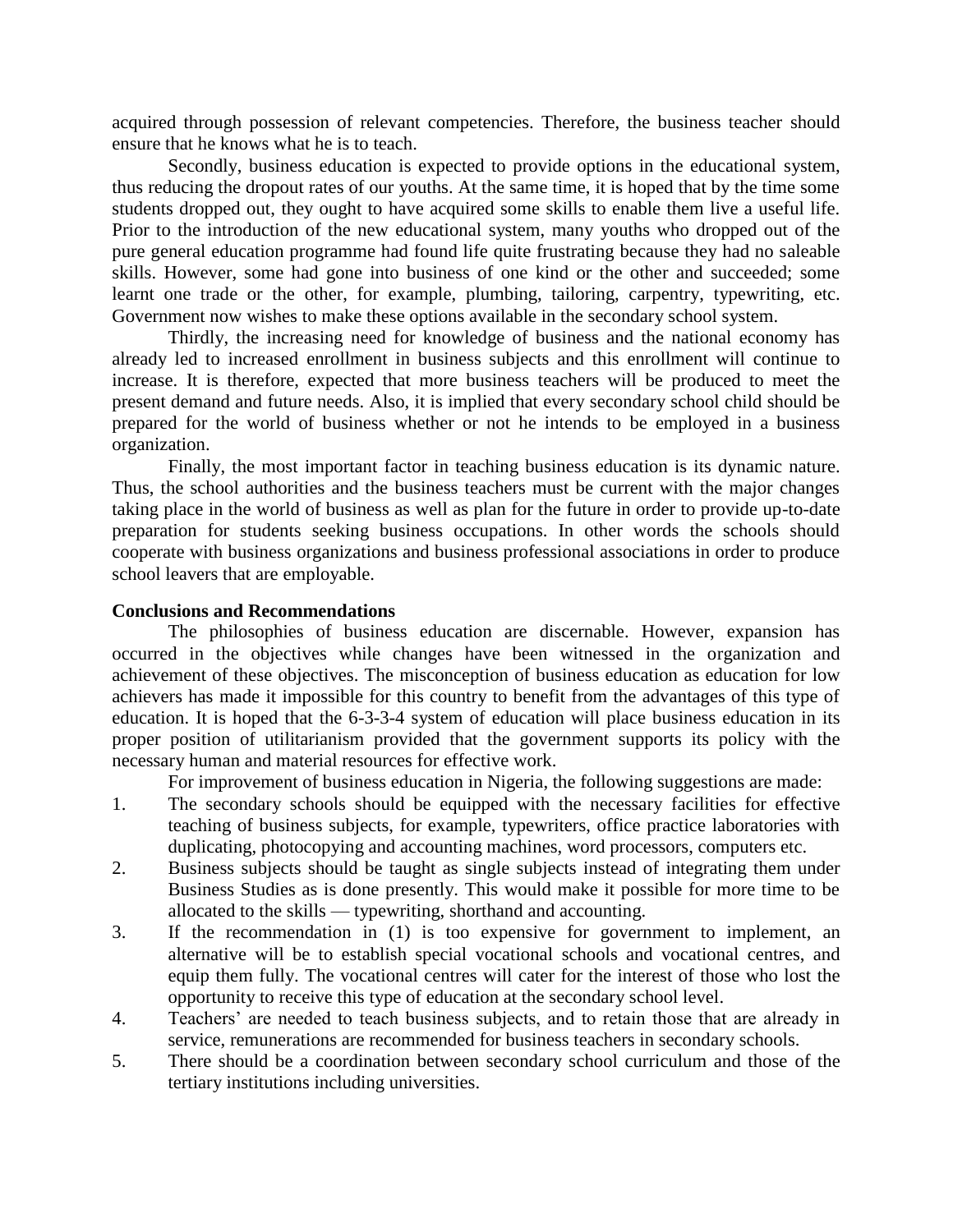acquired through possession of relevant competencies. Therefore, the business teacher should ensure that he knows what he is to teach.

Secondly, business education is expected to provide options in the educational system, thus reducing the dropout rates of our youths. At the same time, it is hoped that by the time some students dropped out, they ought to have acquired some skills to enable them live a useful life. Prior to the introduction of the new educational system, many youths who dropped out of the pure general education programme had found life quite frustrating because they had no saleable skills. However, some had gone into business of one kind or the other and succeeded; some learnt one trade or the other, for example, plumbing, tailoring, carpentry, typewriting, etc. Government now wishes to make these options available in the secondary school system.

Thirdly, the increasing need for knowledge of business and the national economy has already led to increased enrollment in business subjects and this enrollment will continue to increase. It is therefore, expected that more business teachers will be produced to meet the present demand and future needs. Also, it is implied that every secondary school child should be prepared for the world of business whether or not he intends to be employed in a business organization.

Finally, the most important factor in teaching business education is its dynamic nature. Thus, the school authorities and the business teachers must be current with the major changes taking place in the world of business as well as plan for the future in order to provide up-to-date preparation for students seeking business occupations. In other words the schools should cooperate with business organizations and business professional associations in order to produce school leavers that are employable.

**Conclusions and Recommendations**

The philosophies of business education are discernable. However, expansion has occurred in the objectives while changes have been witnessed in the organization and achievement of these objectives. The misconception of business education as education for low achievers has made it impossible for this country to benefit from the advantages of this type of education. It is hoped that the 6-3-3-4 system of education will place business education in its proper position of utilitarianism provided that the government supports its policy with the necessary human and material resources for effective work.

For improvement of business education in Nigeria, the following suggestions are made:

1. The secondary schools should be equipped with the necessary facilities for effective teaching of business subjects, for example, typewriters, office practice laboratories with duplicating, photocopying and accounting machines, word processors, computers etc.
2. Business subjects should be taught as single subjects instead of integrating them under Business Studies as is done presently. This would make it possible for more time to be allocated to the skills — typewriting, shorthand and accounting.
3. If the recommendation in (1) is too expensive for government to implement, an alternative will be to establish special vocational schools and vocational centres, and equip them fully. The vocational centres will cater for the interest of those who lost the opportunity to receive this type of education at the secondary school level.
4. Teachers' are needed to teach business subjects, and to retain those that are already in service, remunerations are recommended for business teachers in secondary schools.
5. There should be a coordination between secondary school curriculum and those of the tertiary institutions including universities.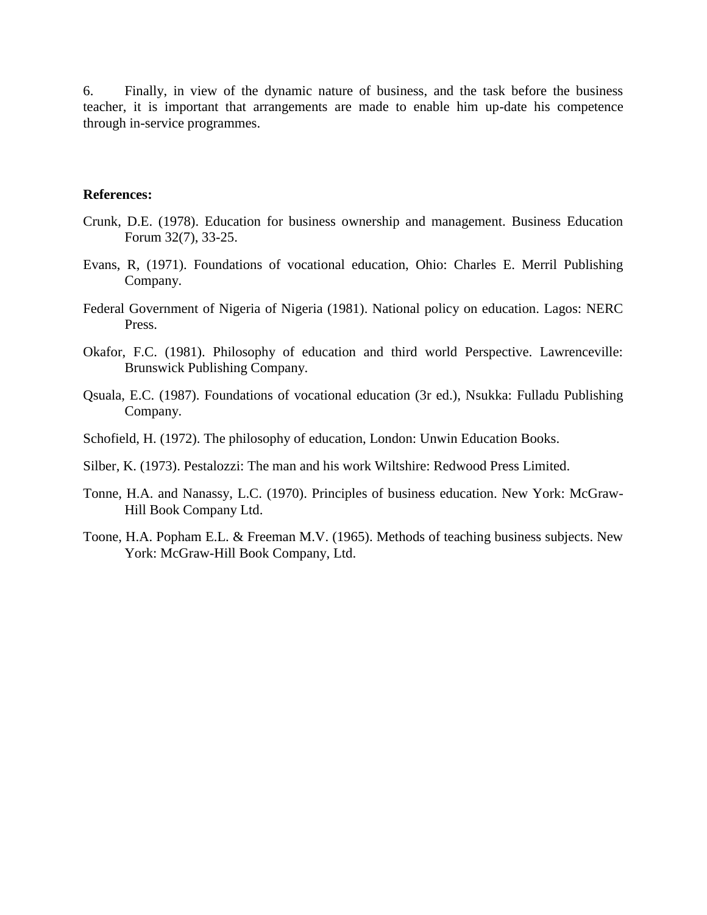6. Finally, in view of the dynamic nature of business, and the task before the business teacher, it is important that arrangements are made to enable him up-date his competence through in-service programmes.

**References:**

Crunk, D.E. (1978). Education for business ownership and management. Business Education Forum 32(7), 33-25.

Evans, R, (1971). Foundations of vocational education, Ohio: Charles E. Merril Publishing Company.

Federal Government of Nigeria of Nigeria (1981). National policy on education. Lagos: NERC Press.

Okafor, F.C. (1981). Philosophy of education and third world Perspective. Lawrenceville: Brunswick Publishing Company.

Qsuala, E.C. (1987). Foundations of vocational education (3r ed.), Nsukka: Fulladu Publishing Company.

Schofield, H. (1972). The philosophy of education, London: Unwin Education Books.

Silber, K. (1973). Pestalozzi: The man and his work Wiltshire: Redwood Press Limited.

Tonne, H.A. and Nanassy, L.C. (1970). Principles of business education. New York: McGraw-Hill Book Company Ltd.

Toone, H.A. Popham E.L. & Freeman M.V. (1965). Methods of teaching business subjects. New York: McGraw-Hill Book Company, Ltd.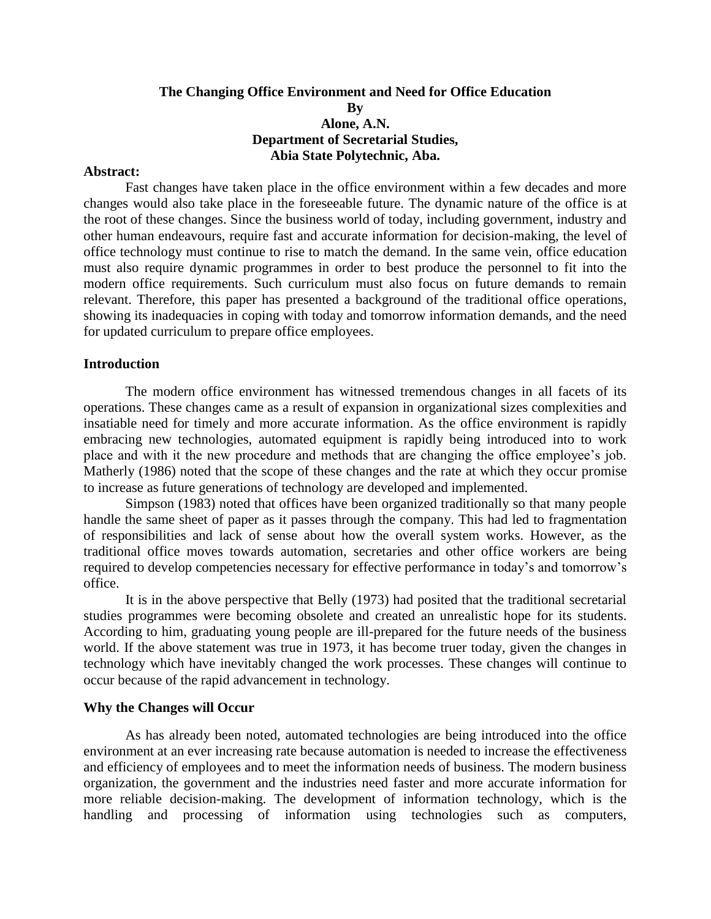**The Changing Office Environment and Need for Office Education**

**By**

**Alone, A.N.**

**Department of Secretarial Studies,**

**Abia State Polytechnic, Aba.**

**Abstract:**

Fast changes have taken place in the office environment within a few decades and more changes would also take place in the foreseeable future. The dynamic nature of the office is at the root of these changes. Since the business world of today, including government, industry and other human endeavours, require fast and accurate information for decision-making, the level of office technology must continue to rise to match the demand. In the same vein, office education must also require dynamic programmes in order to best produce the personnel to fit into the modern office requirements. Such curriculum must also focus on future demands to remain relevant. Therefore, this paper has presented a background of the traditional office operations, showing its inadequacies in coping with today and tomorrow information demands, and the need for updated curriculum to prepare office employees.

## Introduction

The modern office environment has witnessed tremendous changes in all facets of its operations. These changes came as a result of expansion in organizational sizes complexities and insatiable need for timely and more accurate information. As the office environment is rapidly embracing new technologies, automated equipment is rapidly being introduced into to work place and with it the new procedure and methods that are changing the office employee's job. Matherly (1986) noted that the scope of these changes and the rate at which they occur promise to increase as future generations of technology are developed and implemented.

Simpson (1983) noted that offices have been organized traditionally so that many people handle the same sheet of paper as it passes through the company. This had led to fragmentation of responsibilities and lack of sense about how the overall system works. However, as the traditional office moves towards automation, secretaries and other office workers are being required to develop competencies necessary for effective performance in today's and tomorrow's office.

It is in the above perspective that Belly (1973) had posited that the traditional secretarial studies programmes were becoming obsolete and created an unrealistic hope for its students. According to him, graduating young people are ill-prepared for the future needs of the business world. If the above statement was true in 1973, it has become truer today, given the changes in technology which have inevitably changed the work processes. These changes will continue to occur because of the rapid advancement in technology.

## Why the Changes will Occur

As has already been noted, automated technologies are being introduced into the office environment at an ever increasing rate because automation is needed to increase the effectiveness and efficiency of employees and to meet the information needs of business. The modern business organization, the government and the industries need faster and more accurate information for more reliable decision-making. The development of information technology, which is the handling and processing of information using technologies such as computers,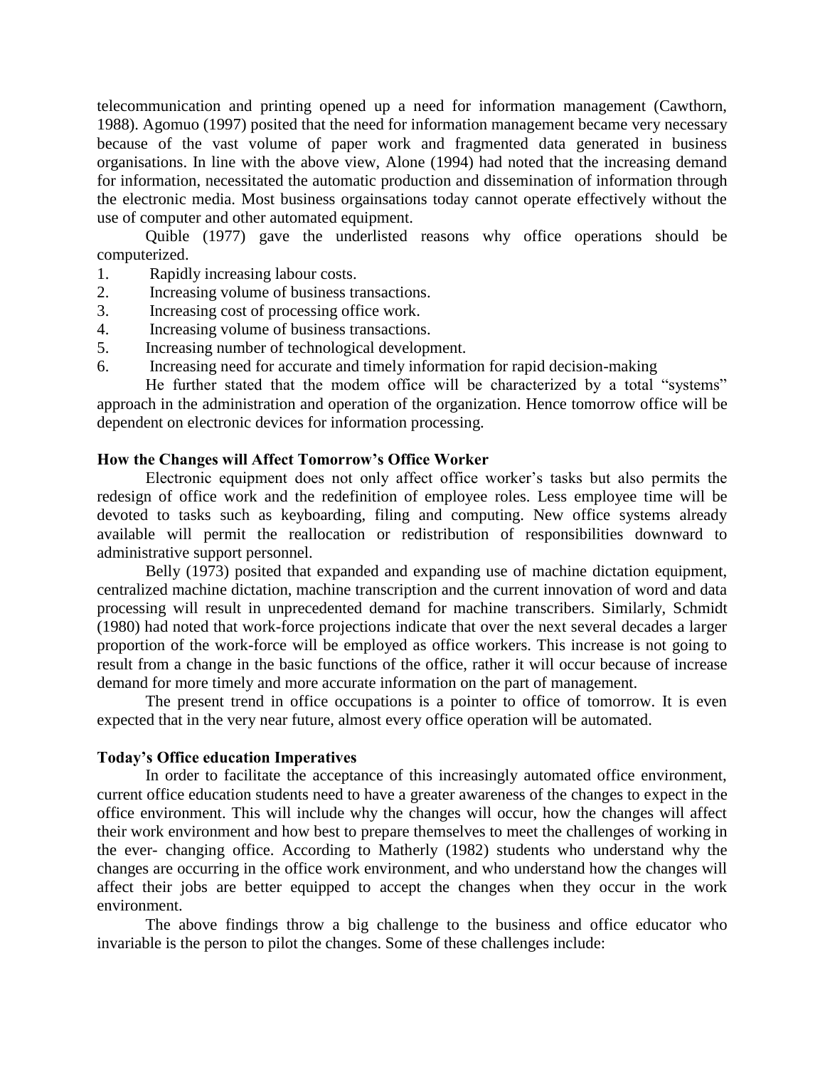telecommunication and printing opened up a need for information management (Cawthorn, 1988). Agomuo (1997) posited that the need for information management became very necessary because of the vast volume of paper work and fragmented data generated in business organisations. In line with the above view, Alone (1994) had noted that the increasing demand for information, necessitated the automatic production and dissemination of information through the electronic media. Most business orgainsations today cannot operate effectively without the use of computer and other automated equipment.

Quible (1977) gave the underlisted reasons why office operations should be computerized.

1. Rapidly increasing labour costs.
2. Increasing volume of business transactions.
3. Increasing cost of processing office work.
4. Increasing volume of business transactions.
5. Increasing number of technological development.
6. Increasing need for accurate and timely information for rapid decision-making

He further stated that the modem office will be characterized by a total "systems" approach in the administration and operation of the organization. Hence tomorrow office will be dependent on electronic devices for information processing.

**How the Changes will Affect Tomorrow's Office Worker**

Electronic equipment does not only affect office worker's tasks but also permits the redesign of office work and the redefinition of employee roles. Less employee time will be devoted to tasks such as keyboarding, filing and computing. New office systems already available will permit the reallocation or redistribution of responsibilities downward to administrative support personnel.

Belly (1973) posited that expanded and expanding use of machine dictation equipment, centralized machine dictation, machine transcription and the current innovation of word and data processing will result in unprecedented demand for machine transcribers. Similarly, Schmidt (1980) had noted that work-force projections indicate that over the next several decades a larger proportion of the work-force will be employed as office workers. This increase is not going to result from a change in the basic functions of the office, rather it will occur because of increase demand for more timely and more accurate information on the part of management.

The present trend in office occupations is a pointer to office of tomorrow. It is even expected that in the very near future, almost every office operation will be automated.

**Today's Office education Imperatives**

In order to facilitate the acceptance of this increasingly automated office environment, current office education students need to have a greater awareness of the changes to expect in the office environment. This will include why the changes will occur, how the changes will affect their work environment and how best to prepare themselves to meet the challenges of working in the ever- changing office. According to Matherly (1982) students who understand why the changes are occurring in the office work environment, and who understand how the changes will affect their jobs are better equipped to accept the changes when they occur in the work environment.

The above findings throw a big challenge to the business and office educator who invariable is the person to pilot the changes. Some of these challenges include: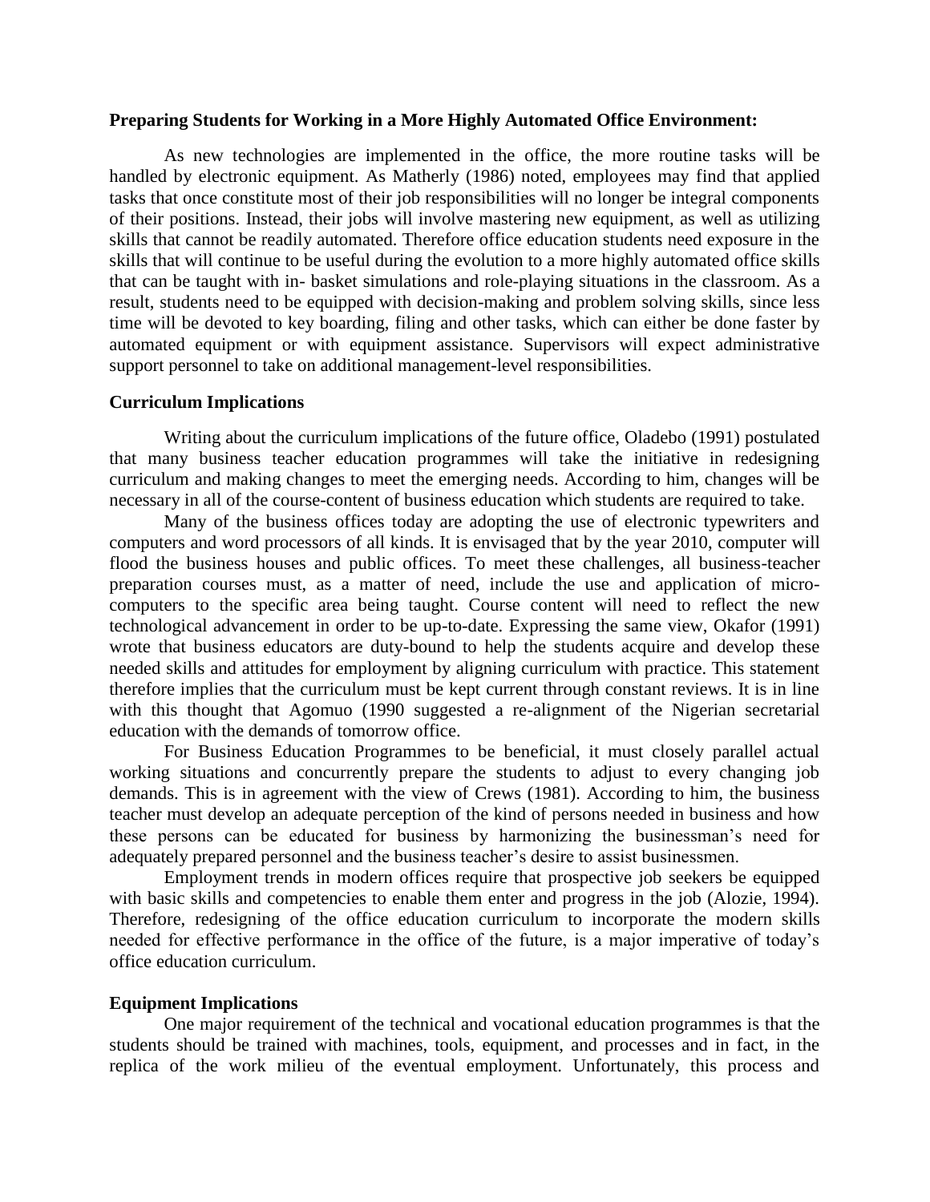**Preparing Students for Working in a More Highly Automated Office Environment:**

As new technologies are implemented in the office, the more routine tasks will be handled by electronic equipment. As Matherly (1986) noted, employees may find that applied tasks that once constitute most of their job responsibilities will no longer be integral components of their positions. Instead, their jobs will involve mastering new equipment, as well as utilizing skills that cannot be readily automated. Therefore office education students need exposure in the skills that will continue to be useful during the evolution to a more highly automated office skills that can be taught with in- basket simulations and role-playing situations in the classroom. As a result, students need to be equipped with decision-making and problem solving skills, since less time will be devoted to key boarding, filing and other tasks, which can either be done faster by automated equipment or with equipment assistance. Supervisors will expect administrative support personnel to take on additional management-level responsibilities.

**Curriculum Implications**

Writing about the curriculum implications of the future office, Oladebo (1991) postulated that many business teacher education programmes will take the initiative in redesigning curriculum and making changes to meet the emerging needs. According to him, changes will be necessary in all of the course-content of business education which students are required to take.

Many of the business offices today are adopting the use of electronic typewriters and computers and word processors of all kinds. It is envisaged that by the year 2010, computer will flood the business houses and public offices. To meet these challenges, all business-teacher preparation courses must, as a matter of need, include the use and application of micro-computers to the specific area being taught. Course content will need to reflect the new technological advancement in order to be up-to-date. Expressing the same view, Okafor (1991) wrote that business educators are duty-bound to help the students acquire and develop these needed skills and attitudes for employment by aligning curriculum with practice. This statement therefore implies that the curriculum must be kept current through constant reviews. It is in line with this thought that Agomuo (1990 suggested a re-alignment of the Nigerian secretarial education with the demands of tomorrow office.

For Business Education Programmes to be beneficial, it must closely parallel actual working situations and concurrently prepare the students to adjust to every changing job demands. This is in agreement with the view of Crews (1981). According to him, the business teacher must develop an adequate perception of the kind of persons needed in business and how these persons can be educated for business by harmonizing the businessman's need for adequately prepared personnel and the business teacher's desire to assist businessmen.

Employment trends in modern offices require that prospective job seekers be equipped with basic skills and competencies to enable them enter and progress in the job (Alozie, 1994). Therefore, redesigning of the office education curriculum to incorporate the modern skills needed for effective performance in the office of the future, is a major imperative of today's office education curriculum.

**Equipment Implications**

One major requirement of the technical and vocational education programmes is that the students should be trained with machines, tools, equipment, and processes and in fact, in the replica of the work milieu of the eventual employment. Unfortunately, this process and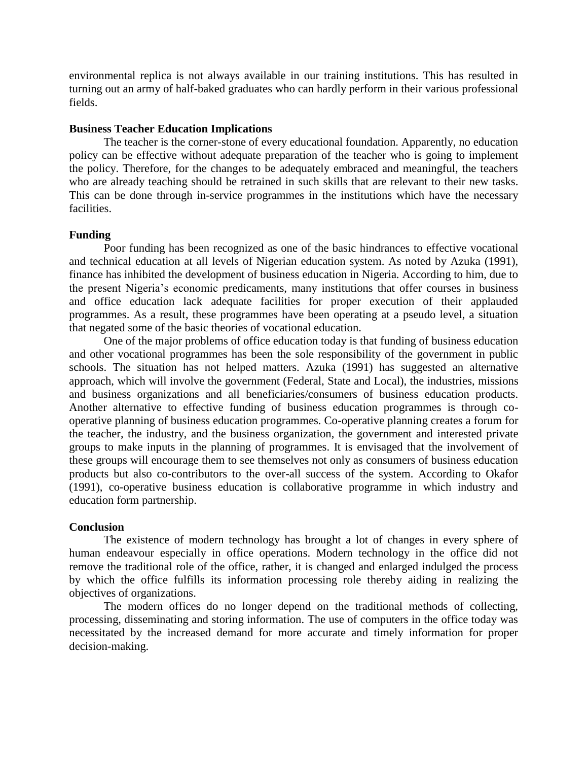environmental replica is not always available in our training institutions. This has resulted in turning out an army of half-baked graduates who can hardly perform in their various professional fields.

**Business Teacher Education Implications**

The teacher is the corner-stone of every educational foundation. Apparently, no education policy can be effective without adequate preparation of the teacher who is going to implement the policy. Therefore, for the changes to be adequately embraced and meaningful, the teachers who are already teaching should be retrained in such skills that are relevant to their new tasks. This can be done through in-service programmes in the institutions which have the necessary facilities.

**Funding**

Poor funding has been recognized as one of the basic hindrances to effective vocational and technical education at all levels of Nigerian education system. As noted by Azuka (1991), finance has inhibited the development of business education in Nigeria. According to him, due to the present Nigeria's economic predicaments, many institutions that offer courses in business and office education lack adequate facilities for proper execution of their applauded programmes. As a result, these programmes have been operating at a pseudo level, a situation that negated some of the basic theories of vocational education.

One of the major problems of office education today is that funding of business education and other vocational programmes has been the sole responsibility of the government in public schools. The situation has not helped matters. Azuka (1991) has suggested an alternative approach, which will involve the government (Federal, State and Local), the industries, missions and business organizations and all beneficiaries/consumers of business education products. Another alternative to effective funding of business education programmes is through co-operative planning of business education programmes. Co-operative planning creates a forum for the teacher, the industry, and the business organization, the government and interested private groups to make inputs in the planning of programmes. It is envisaged that the involvement of these groups will encourage them to see themselves not only as consumers of business education products but also co-contributors to the over-all success of the system. According to Okafor (1991), co-operative business education is collaborative programme in which industry and education form partnership.

**Conclusion**

The existence of modern technology has brought a lot of changes in every sphere of human endeavour especially in office operations. Modern technology in the office did not remove the traditional role of the office, rather, it is changed and enlarged indulged the process by which the office fulfills its information processing role thereby aiding in realizing the objectives of organizations.

The modern offices do no longer depend on the traditional methods of collecting, processing, disseminating and storing information. The use of computers in the office today was necessitated by the increased demand for more accurate and timely information for proper decision-making.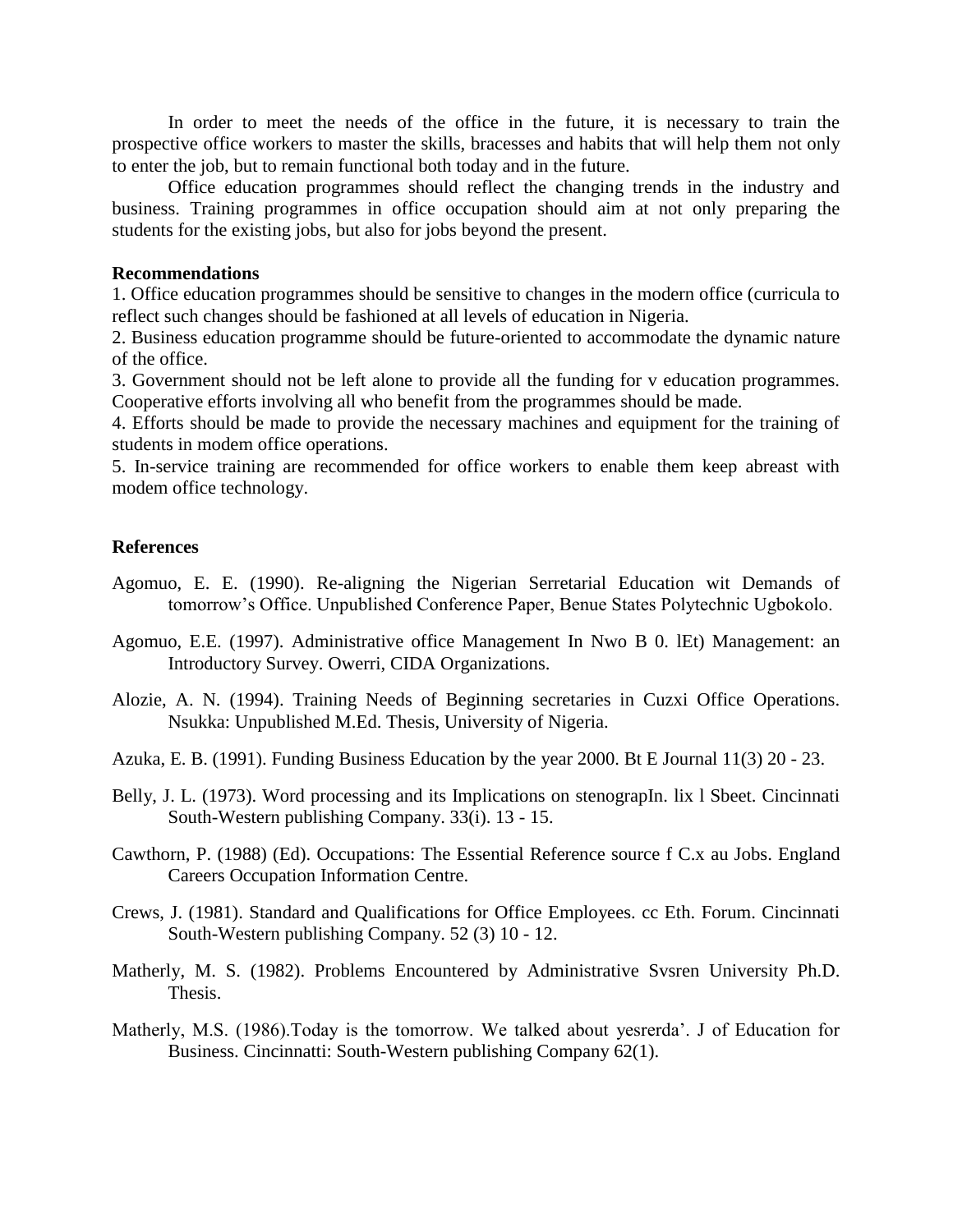In order to meet the needs of the office in the future, it is necessary to train the prospective office workers to master the skills, bracesses and habits that will help them not only to enter the job, but to remain functional both today and in the future.

Office education programmes should reflect the changing trends in the industry and business. Training programmes in office occupation should aim at not only preparing the students for the existing jobs, but also for jobs beyond the present.

**Recommendations**

1. Office education programmes should be sensitive to changes in the modern office (curricula to reflect such changes should be fashioned at all levels of education in Nigeria.
2. Business education programme should be future-oriented to accommodate the dynamic nature of the office.
3. Government should not be left alone to provide all the funding for v education programmes. Cooperative efforts involving all who benefit from the programmes should be made.
4. Efforts should be made to provide the necessary machines and equipment for the training of students in modem office operations.
5. In-service training are recommended for office workers to enable them keep abreast with modem office technology.

**References**

Agomuo, E. E. (1990). Re-aligning the Nigerian Serretarial Education wit Demands of tomorrow's Office. Unpublished Conference Paper, Benue States Polytechnic Ugbokolo.

Agomuo, E.E. (1997). Administrative office Management In Nwo B 0. lEt) Management: an Introductory Survey. Owerri, CIDA Organizations.

Alozie, A. N. (1994). Training Needs of Beginning secretaries in Cuzxi Office Operations. Nsukka: Unpublished M.Ed. Thesis, University of Nigeria.

Azuka, E. B. (1991). Funding Business Education by the year 2000. Bt E Journal 11(3) 20 - 23.

Belly, J. L. (1973). Word processing and its Implications on stenograpIn. lix l Sbeet. Cincinnati South-Western publishing Company. 33(i). 13 - 15.

Cawthorn, P. (1988) (Ed). Occupations: The Essential Reference source f C.x au Jobs. England Careers Occupation Information Centre.

Crews, J. (1981). Standard and Qualifications for Office Employees. cc Eth. Forum. Cincinnati South-Western publishing Company. 52 (3) 10 - 12.

Matherly, M. S. (1982). Problems Encountered by Administrative Svsren University Ph.D. Thesis.

Matherly, M.S. (1986).Today is the tomorrow. We talked about yesrerda'. J of Education for Business. Cincinnatti: South-Western publishing Company 62(1).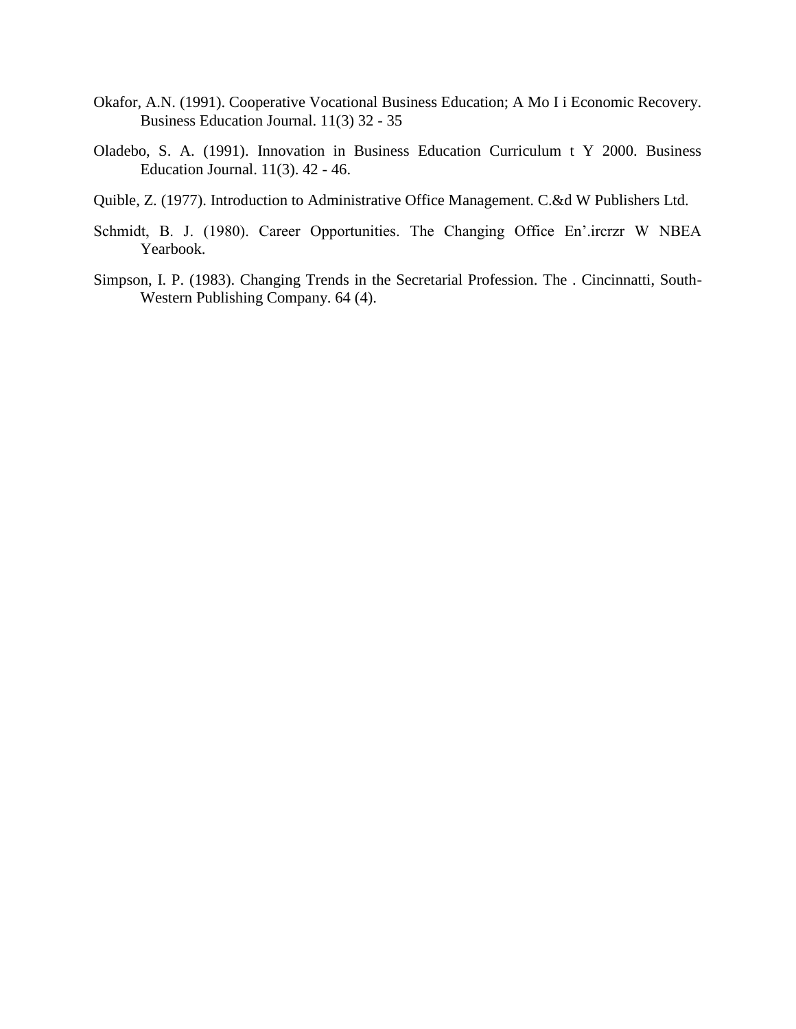Okafor, A.N. (1991). Cooperative Vocational Business Education; A Mo I i Economic Recovery. Business Education Journal. 11(3) 32 - 35

Oladebo, S. A. (1991). Innovation in Business Education Curriculum t Y 2000. Business Education Journal. 11(3). 42 - 46.

Quible, Z. (1977). Introduction to Administrative Office Management. C.&d W Publishers Ltd.

Schmidt, B. J. (1980). Career Opportunities. The Changing Office En'.ircrzr W NBEA Yearbook.

Simpson, I. P. (1983). Changing Trends in the Secretarial Profession. The . Cincinnatti, South-Western Publishing Company. 64 (4).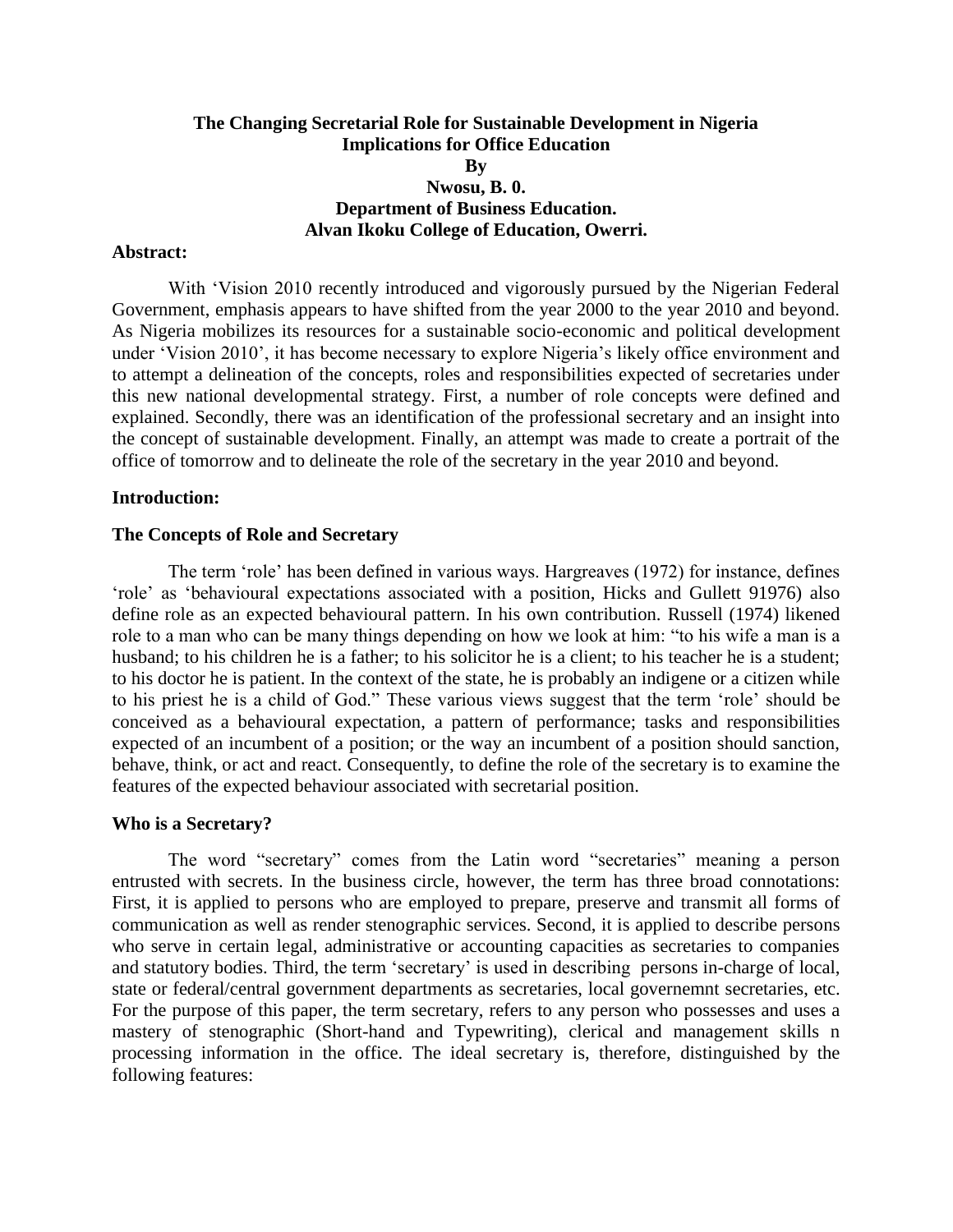**The Changing Secretarial Role for Sustainable Development in Nigeria**
**Implications for Office Education**
**By**
**Nwosu, B. 0.**
**Department of Business Education.**
**Alvan Ikoku College of Education, Owerri.**

**Abstract:**

With 'Vision 2010 recently introduced and vigorously pursued by the Nigerian Federal Government, emphasis appears to have shifted from the year 2000 to the year 2010 and beyond. As Nigeria mobilizes its resources for a sustainable socio-economic and political development under 'Vision 2010', it has become necessary to explore Nigeria's likely office environment and to attempt a delineation of the concepts, roles and responsibilities expected of secretaries under this new national developmental strategy. First, a number of role concepts were defined and explained. Secondly, there was an identification of the professional secretary and an insight into the concept of sustainable development. Finally, an attempt was made to create a portrait of the office of tomorrow and to delineate the role of the secretary in the year 2010 and beyond.

**Introduction:**

**The Concepts of Role and Secretary**

The term 'role' has been defined in various ways. Hargreaves (1972) for instance, defines 'role' as 'behavioural expectations associated with a position, Hicks and Gullett 91976) also define role as an expected behavioural pattern. In his own contribution. Russell (1974) likened role to a man who can be many things depending on how we look at him: "to his wife a man is a husband; to his children he is a father; to his solicitor he is a client; to his teacher he is a student; to his doctor he is patient. In the context of the state, he is probably an indigene or a citizen while to his priest he is a child of God." These various views suggest that the term 'role' should be conceived as a behavioural expectation, a pattern of performance; tasks and responsibilities expected of an incumbent of a position; or the way an incumbent of a position should sanction, behave, think, or act and react. Consequently, to define the role of the secretary is to examine the features of the expected behaviour associated with secretarial position.

**Who is a Secretary?**

The word "secretary" comes from the Latin word "secretaries" meaning a person entrusted with secrets. In the business circle, however, the term has three broad connotations: First, it is applied to persons who are employed to prepare, preserve and transmit all forms of communication as well as render stenographic services. Second, it is applied to describe persons who serve in certain legal, administrative or accounting capacities as secretaries to companies and statutory bodies. Third, the term 'secretary' is used in describing persons in-charge of local, state or federal/central government departments as secretaries, local governemnt secretaries, etc. For the purpose of this paper, the term secretary, refers to any person who possesses and uses a mastery of stenographic (Short-hand and Typewriting), clerical and management skills n processing information in the office. The ideal secretary is, therefore, distinguished by the following features: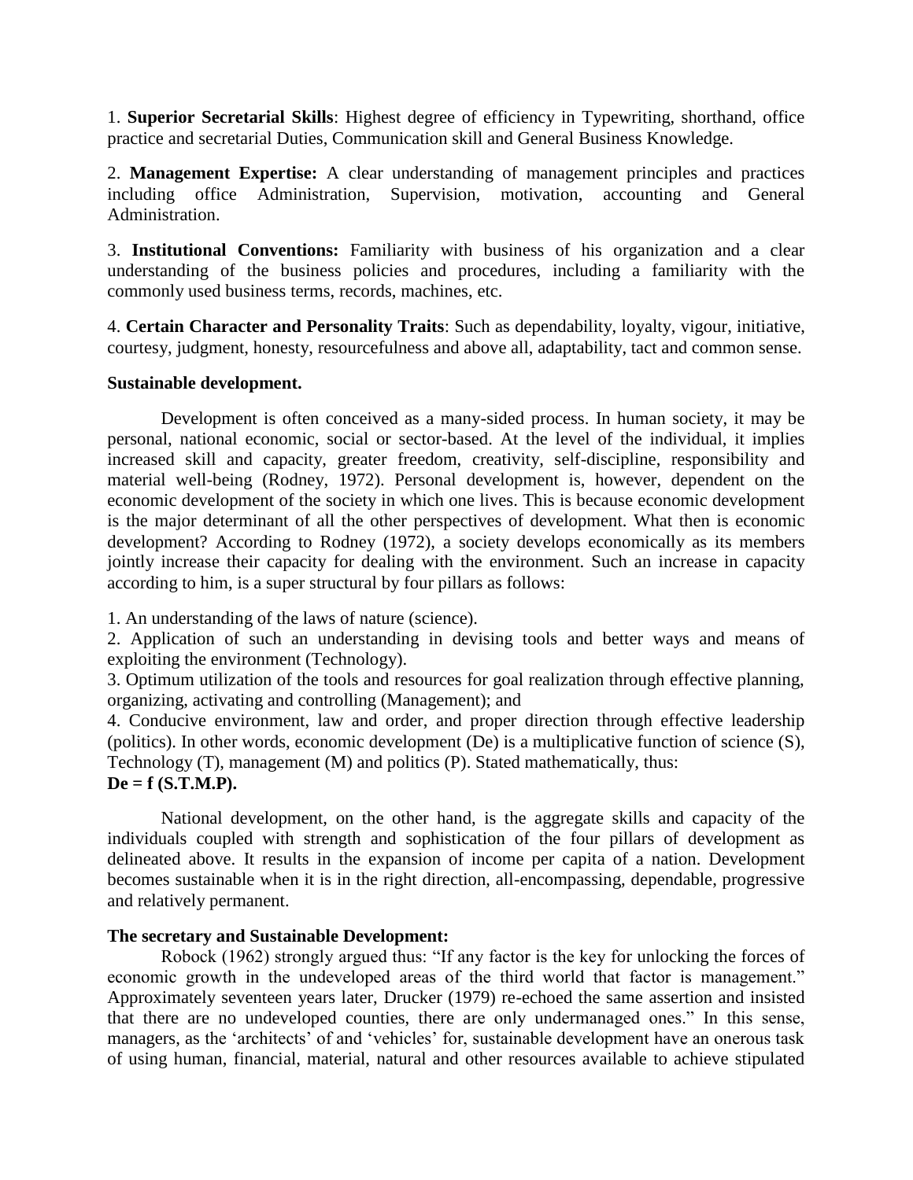1. **Superior Secretarial Skills**: Highest degree of efficiency in Typewriting, shorthand, office practice and secretarial Duties, Communication skill and General Business Knowledge.

2. **Management Expertise:** A clear understanding of management principles and practices including office Administration, Supervision, motivation, accounting and General Administration.

3. **Institutional Conventions:** Familiarity with business of his organization and a clear understanding of the business policies and procedures, including a familiarity with the commonly used business terms, records, machines, etc.

4. **Certain Character and Personality Traits**: Such as dependability, loyalty, vigour, initiative, courtesy, judgment, honesty, resourcefulness and above all, adaptability, tact and common sense.

**Sustainable development.**

Development is often conceived as a many-sided process. In human society, it may be personal, national economic, social or sector-based. At the level of the individual, it implies increased skill and capacity, greater freedom, creativity, self-discipline, responsibility and material well-being (Rodney, 1972). Personal development is, however, dependent on the economic development of the society in which one lives. This is because economic development is the major determinant of all the other perspectives of development. What then is economic development? According to Rodney (1972), a society develops economically as its members jointly increase their capacity for dealing with the environment. Such an increase in capacity according to him, is a super structural by four pillars as follows:

1. An understanding of the laws of nature (science).
2. Application of such an understanding in devising tools and better ways and means of exploiting the environment (Technology).
3. Optimum utilization of the tools and resources for goal realization through effective planning, organizing, activating and controlling (Management); and
4. Conducive environment, law and order, and proper direction through effective leadership (politics). In other words, economic development (De) is a multiplicative function of science (S), Technology (T), management (M) and politics (P). Stated mathematically, thus:

**De = f (S.T.M.P).**

National development, on the other hand, is the aggregate skills and capacity of the individuals coupled with strength and sophistication of the four pillars of development as delineated above. It results in the expansion of income per capita of a nation. Development becomes sustainable when it is in the right direction, all-encompassing, dependable, progressive and relatively permanent.

**The secretary and Sustainable Development:**

Robock (1962) strongly argued thus: "If any factor is the key for unlocking the forces of economic growth in the undeveloped areas of the third world that factor is management." Approximately seventeen years later, Drucker (1979) re-echoed the same assertion and insisted that there are no undeveloped counties, there are only undermanaged ones." In this sense, managers, as the 'architects' of and 'vehicles' for, sustainable development have an onerous task of using human, financial, material, natural and other resources available to achieve stipulated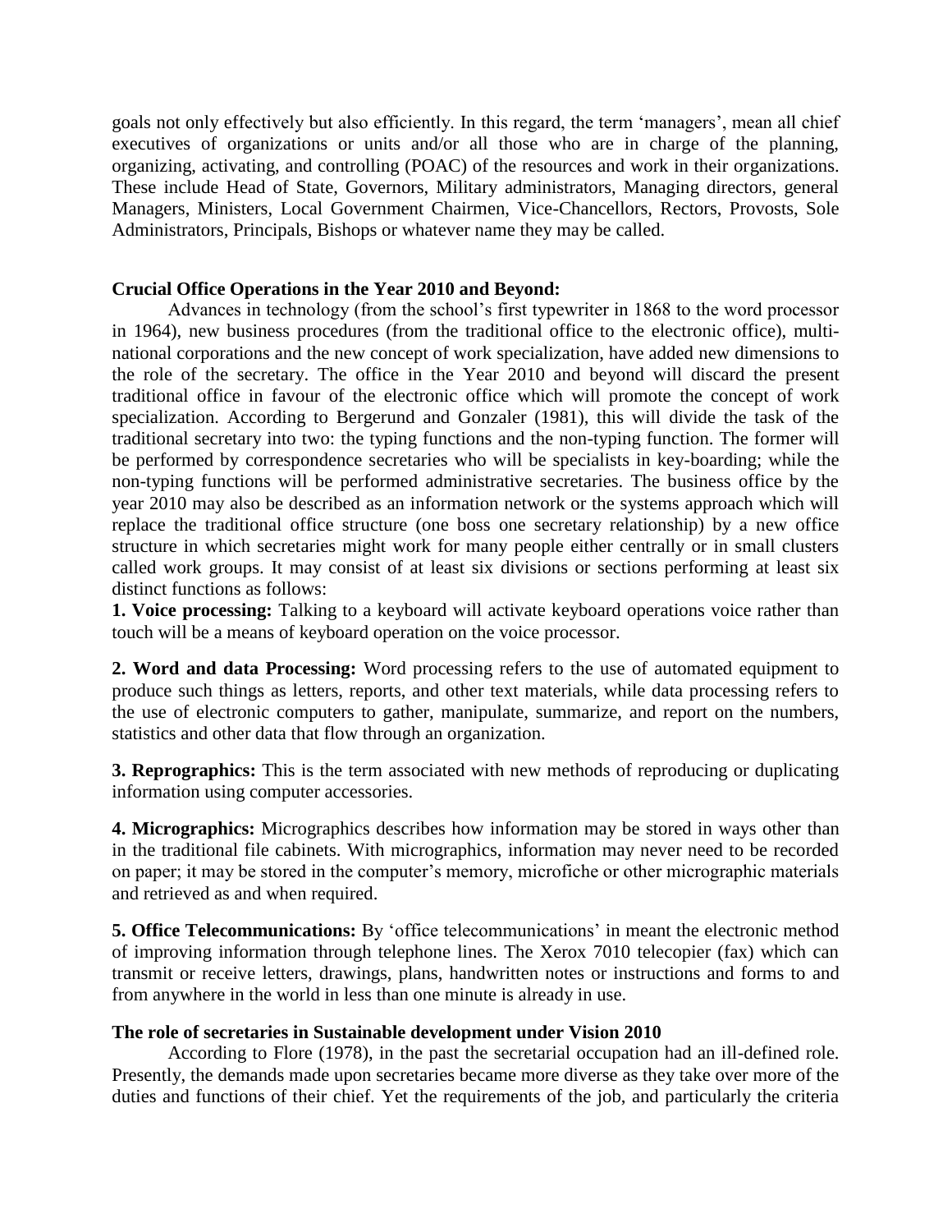goals not only effectively but also efficiently. In this regard, the term 'managers', mean all chief executives of organizations or units and/or all those who are in charge of the planning, organizing, activating, and controlling (POAC) of the resources and work in their organizations. These include Head of State, Governors, Military administrators, Managing directors, general Managers, Ministers, Local Government Chairmen, Vice-Chancellors, Rectors, Provosts, Sole Administrators, Principals, Bishops or whatever name they may be called.

**Crucial Office Operations in the Year 2010 and Beyond:**

Advances in technology (from the school's first typewriter in 1868 to the word processor in 1964), new business procedures (from the traditional office to the electronic office), multi-national corporations and the new concept of work specialization, have added new dimensions to the role of the secretary. The office in the Year 2010 and beyond will discard the present traditional office in favour of the electronic office which will promote the concept of work specialization. According to Bergerund and Gonzaler (1981), this will divide the task of the traditional secretary into two: the typing functions and the non-typing function. The former will be performed by correspondence secretaries who will be specialists in key-boarding; while the non-typing functions will be performed administrative secretaries. The business office by the year 2010 may also be described as an information network or the systems approach which will replace the traditional office structure (one boss one secretary relationship) by a new office structure in which secretaries might work for many people either centrally or in small clusters called work groups. It may consist of at least six divisions or sections performing at least six distinct functions as follows:

**1. Voice processing:** Talking to a keyboard will activate keyboard operations voice rather than touch will be a means of keyboard operation on the voice processor.

**2. Word and data Processing:** Word processing refers to the use of automated equipment to produce such things as letters, reports, and other text materials, while data processing refers to the use of electronic computers to gather, manipulate, summarize, and report on the numbers, statistics and other data that flow through an organization.

**3. Reprographics:** This is the term associated with new methods of reproducing or duplicating information using computer accessories.

**4. Micrographics:** Micrographics describes how information may be stored in ways other than in the traditional file cabinets. With micrographics, information may never need to be recorded on paper; it may be stored in the computer's memory, microfiche or other micrographic materials and retrieved as and when required.

**5. Office Telecommunications:** By 'office telecommunications' in meant the electronic method of improving information through telephone lines. The Xerox 7010 telecopier (fax) which can transmit or receive letters, drawings, plans, handwritten notes or instructions and forms to and from anywhere in the world in less than one minute is already in use.

**The role of secretaries in Sustainable development under Vision 2010**

According to Flore (1978), in the past the secretarial occupation had an ill-defined role. Presently, the demands made upon secretaries became more diverse as they take over more of the duties and functions of their chief. Yet the requirements of the job, and particularly the criteria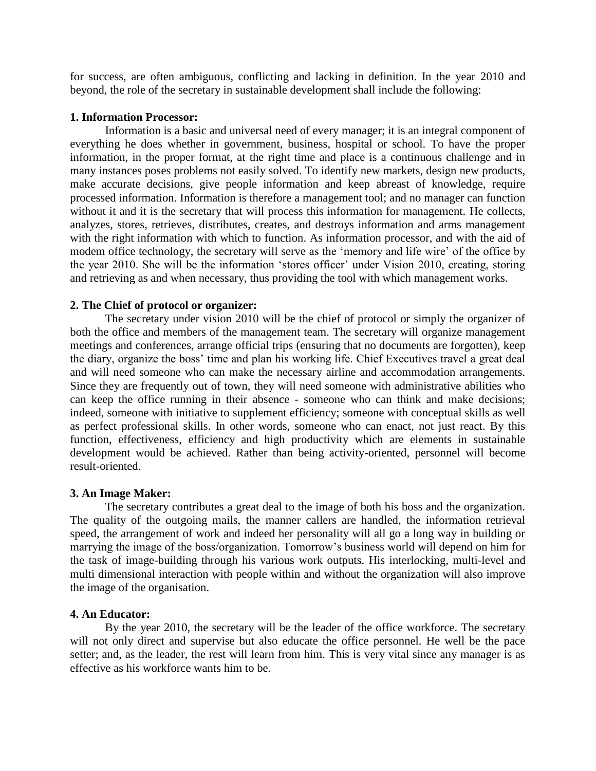for success, are often ambiguous, conflicting and lacking in definition. In the year 2010 and beyond, the role of the secretary in sustainable development shall include the following:

**1. Information Processor:**

Information is a basic and universal need of every manager; it is an integral component of everything he does whether in government, business, hospital or school. To have the proper information, in the proper format, at the right time and place is a continuous challenge and in many instances poses problems not easily solved. To identify new markets, design new products, make accurate decisions, give people information and keep abreast of knowledge, require processed information. Information is therefore a management tool; and no manager can function without it and it is the secretary that will process this information for management. He collects, analyzes, stores, retrieves, distributes, creates, and destroys information and arms management with the right information with which to function. As information processor, and with the aid of modem office technology, the secretary will serve as the 'memory and life wire' of the office by the year 2010. She will be the information 'stores officer' under Vision 2010, creating, storing and retrieving as and when necessary, thus providing the tool with which management works.

**2. The Chief of protocol or organizer:**

The secretary under vision 2010 will be the chief of protocol or simply the organizer of both the office and members of the management team. The secretary will organize management meetings and conferences, arrange official trips (ensuring that no documents are forgotten), keep the diary, organize the boss' time and plan his working life. Chief Executives travel a great deal and will need someone who can make the necessary airline and accommodation arrangements. Since they are frequently out of town, they will need someone with administrative abilities who can keep the office running in their absence - someone who can think and make decisions; indeed, someone with initiative to supplement efficiency; someone with conceptual skills as well as perfect professional skills. In other words, someone who can enact, not just react. By this function, effectiveness, efficiency and high productivity which are elements in sustainable development would be achieved. Rather than being activity-oriented, personnel will become result-oriented.

**3. An Image Maker:**

The secretary contributes a great deal to the image of both his boss and the organization. The quality of the outgoing mails, the manner callers are handled, the information retrieval speed, the arrangement of work and indeed her personality will all go a long way in building or marrying the image of the boss/organization. Tomorrow's business world will depend on him for the task of image-building through his various work outputs. His interlocking, multi-level and multi dimensional interaction with people within and without the organization will also improve the image of the organisation.

**4. An Educator:**

By the year 2010, the secretary will be the leader of the office workforce. The secretary will not only direct and supervise but also educate the office personnel. He well be the pace setter; and, as the leader, the rest will learn from him. This is very vital since any manager is as effective as his workforce wants him to be.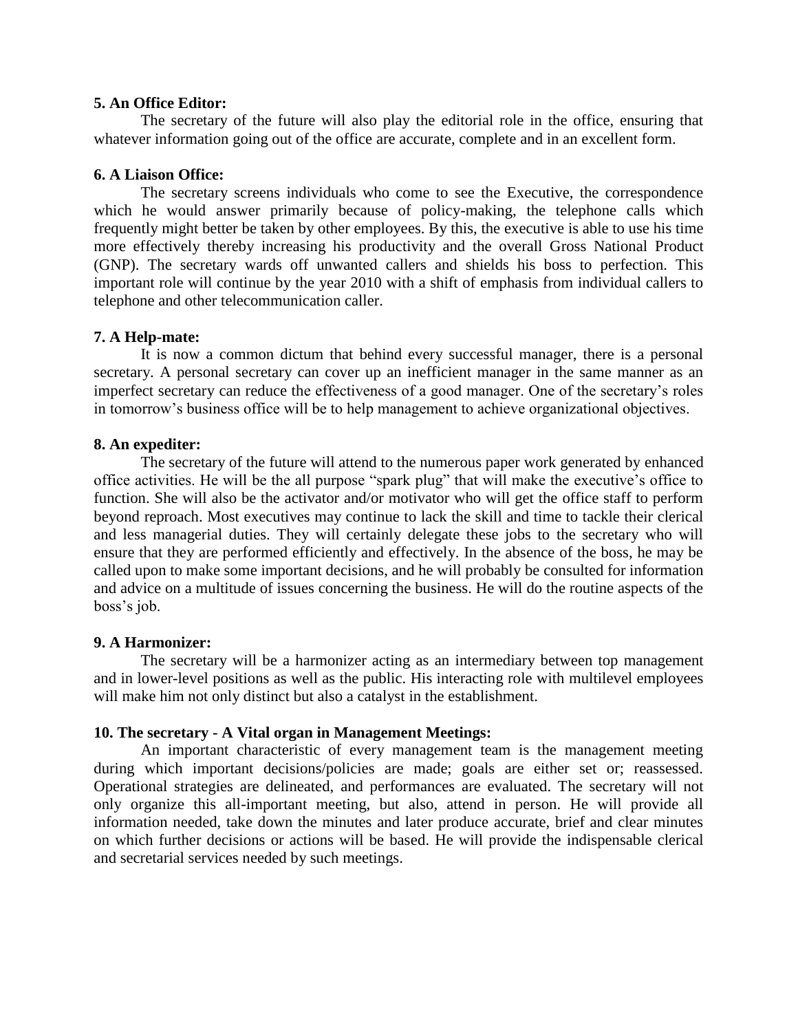**5. An Office Editor:**

The secretary of the future will also play the editorial role in the office, ensuring that whatever information going out of the office are accurate, complete and in an excellent form.

**6. A Liaison Office:**

The secretary screens individuals who come to see the Executive, the correspondence which he would answer primarily because of policy-making, the telephone calls which frequently might better be taken by other employees. By this, the executive is able to use his time more effectively thereby increasing his productivity and the overall Gross National Product (GNP). The secretary wards off unwanted callers and shields his boss to perfection. This important role will continue by the year 2010 with a shift of emphasis from individual callers to telephone and other telecommunication caller.

**7. A Help-mate:**

It is now a common dictum that behind every successful manager, there is a personal secretary. A personal secretary can cover up an inefficient manager in the same manner as an imperfect secretary can reduce the effectiveness of a good manager. One of the secretary's roles in tomorrow's business office will be to help management to achieve organizational objectives.

**8. An expediter:**

The secretary of the future will attend to the numerous paper work generated by enhanced office activities. He will be the all purpose "spark plug" that will make the executive's office to function. She will also be the activator and/or motivator who will get the office staff to perform beyond reproach. Most executives may continue to lack the skill and time to tackle their clerical and less managerial duties. They will certainly delegate these jobs to the secretary who will ensure that they are performed efficiently and effectively. In the absence of the boss, he may be called upon to make some important decisions, and he will probably be consulted for information and advice on a multitude of issues concerning the business. He will do the routine aspects of the boss's job.

**9. A Harmonizer:**

The secretary will be a harmonizer acting as an intermediary between top management and in lower-level positions as well as the public. His interacting role with multilevel employees will make him not only distinct but also a catalyst in the establishment.

**10. The secretary - A Vital organ in Management Meetings:**

An important characteristic of every management team is the management meeting during which important decisions/policies are made; goals are either set or; reassessed. Operational strategies are delineated, and performances are evaluated. The secretary will not only organize this all-important meeting, but also, attend in person. He will provide all information needed, take down the minutes and later produce accurate, brief and clear minutes on which further decisions or actions will be based. He will provide the indispensable clerical and secretarial services needed by such meetings.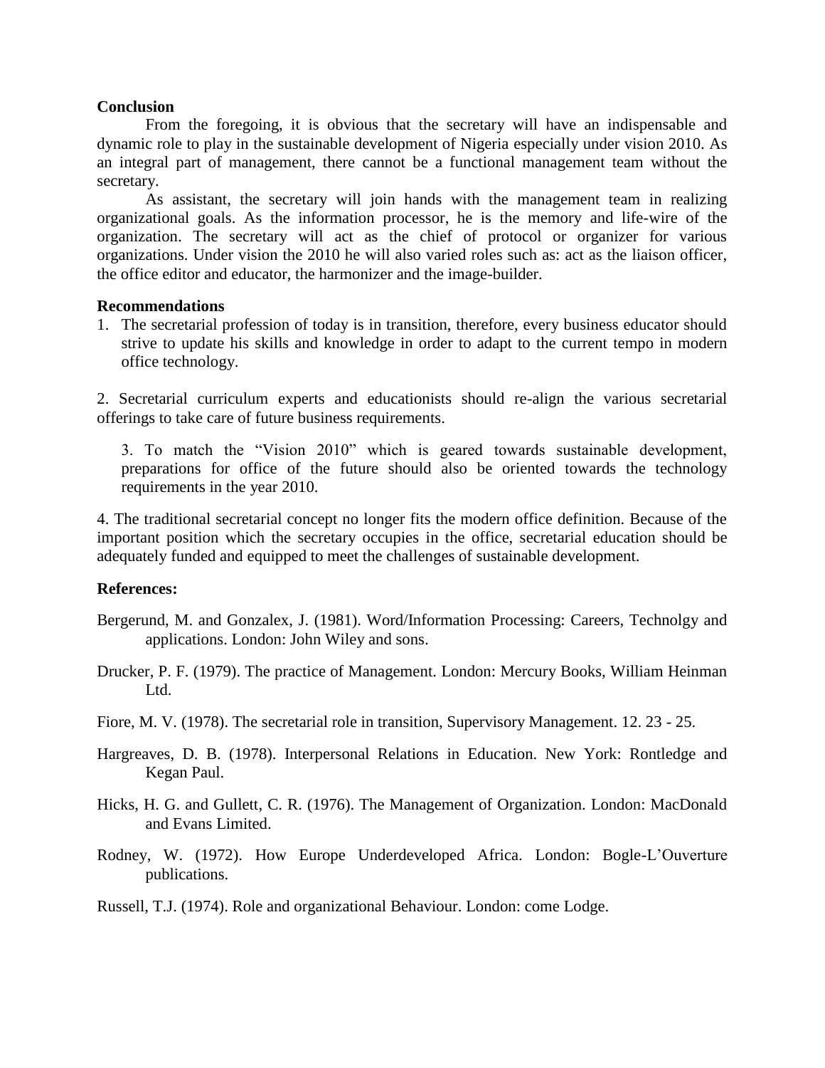**Conclusion**

From the foregoing, it is obvious that the secretary will have an indispensable and dynamic role to play in the sustainable development of Nigeria especially under vision 2010. As an integral part of management, there cannot be a functional management team without the secretary.

As assistant, the secretary will join hands with the management team in realizing organizational goals. As the information processor, he is the memory and life-wire of the organization. The secretary will act as the chief of protocol or organizer for various organizations. Under vision the 2010 he will also varied roles such as: act as the liaison officer, the office editor and educator, the harmonizer and the image-builder.

**Recommendations**

1. The secretarial profession of today is in transition, therefore, every business educator should strive to update his skills and knowledge in order to adapt to the current tempo in modern office technology.

2. Secretarial curriculum experts and educationists should re-align the various secretarial offerings to take care of future business requirements.

3. To match the "Vision 2010" which is geared towards sustainable development, preparations for office of the future should also be oriented towards the technology requirements in the year 2010.

4. The traditional secretarial concept no longer fits the modern office definition. Because of the important position which the secretary occupies in the office, secretarial education should be adequately funded and equipped to meet the challenges of sustainable development.

**References:**

Bergerund, M. and Gonzalex, J. (1981). Word/Information Processing: Careers, Technolgy and applications. London: John Wiley and sons.

Drucker, P. F. (1979). The practice of Management. London: Mercury Books, William Heinman Ltd.

Fiore, M. V. (1978). The secretarial role in transition, Supervisory Management. 12. 23 - 25.

Hargreaves, D. B. (1978). Interpersonal Relations in Education. New York: Rontledge and Kegan Paul.

Hicks, H. G. and Gullett, C. R. (1976). The Management of Organization. London: MacDonald and Evans Limited.

Rodney, W. (1972). How Europe Underdeveloped Africa. London: Bogle-L'Ouverture publications.

Russell, T.J. (1974). Role and organizational Behaviour. London: come Lodge.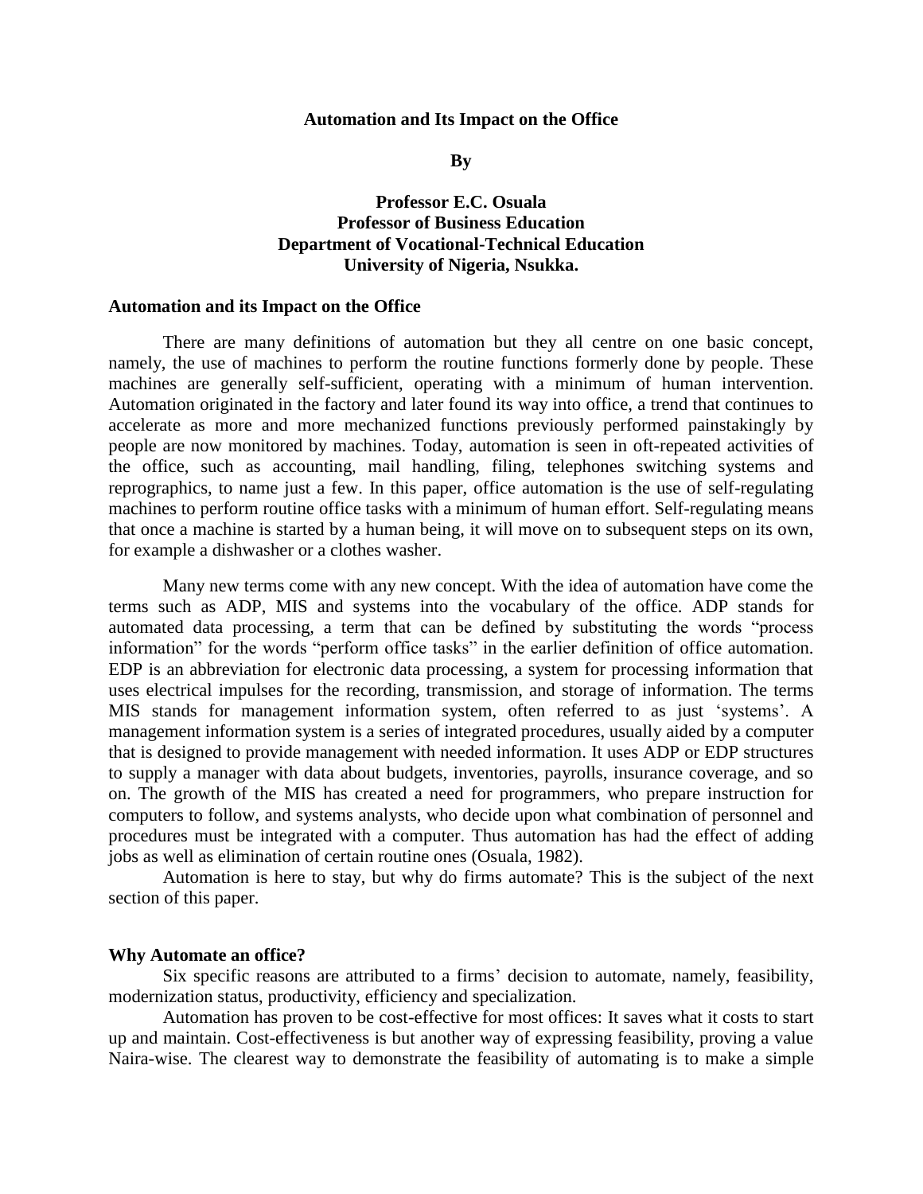**Automation and Its Impact on the Office**

**By**

**Professor E.C. Osuala**
**Professor of Business Education**
**Department of Vocational-Technical Education**
**University of Nigeria, Nsukka.**

## Automation and its Impact on the Office

There are many definitions of automation but they all centre on one basic concept, namely, the use of machines to perform the routine functions formerly done by people. These machines are generally self-sufficient, operating with a minimum of human intervention. Automation originated in the factory and later found its way into office, a trend that continues to accelerate as more and more mechanized functions previously performed painstakingly by people are now monitored by machines. Today, automation is seen in oft-repeated activities of the office, such as accounting, mail handling, filing, telephones switching systems and reprographics, to name just a few. In this paper, office automation is the use of self-regulating machines to perform routine office tasks with a minimum of human effort. Self-regulating means that once a machine is started by a human being, it will move on to subsequent steps on its own, for example a dishwasher or a clothes washer.

Many new terms come with any new concept. With the idea of automation have come the terms such as ADP, MIS and systems into the vocabulary of the office. ADP stands for automated data processing, a term that can be defined by substituting the words "process information" for the words "perform office tasks" in the earlier definition of office automation. EDP is an abbreviation for electronic data processing, a system for processing information that uses electrical impulses for the recording, transmission, and storage of information. The terms MIS stands for management information system, often referred to as just 'systems'. A management information system is a series of integrated procedures, usually aided by a computer that is designed to provide management with needed information. It uses ADP or EDP structures to supply a manager with data about budgets, inventories, payrolls, insurance coverage, and so on. The growth of the MIS has created a need for programmers, who prepare instruction for computers to follow, and systems analysts, who decide upon what combination of personnel and procedures must be integrated with a computer. Thus automation has had the effect of adding jobs as well as elimination of certain routine ones (Osuala, 1982).

Automation is here to stay, but why do firms automate? This is the subject of the next section of this paper.

## Why Automate an office?

Six specific reasons are attributed to a firms' decision to automate, namely, feasibility, modernization status, productivity, efficiency and specialization.

Automation has proven to be cost-effective for most offices: It saves what it costs to start up and maintain. Cost-effectiveness is but another way of expressing feasibility, proving a value Naira-wise. The clearest way to demonstrate the feasibility of automating is to make a simple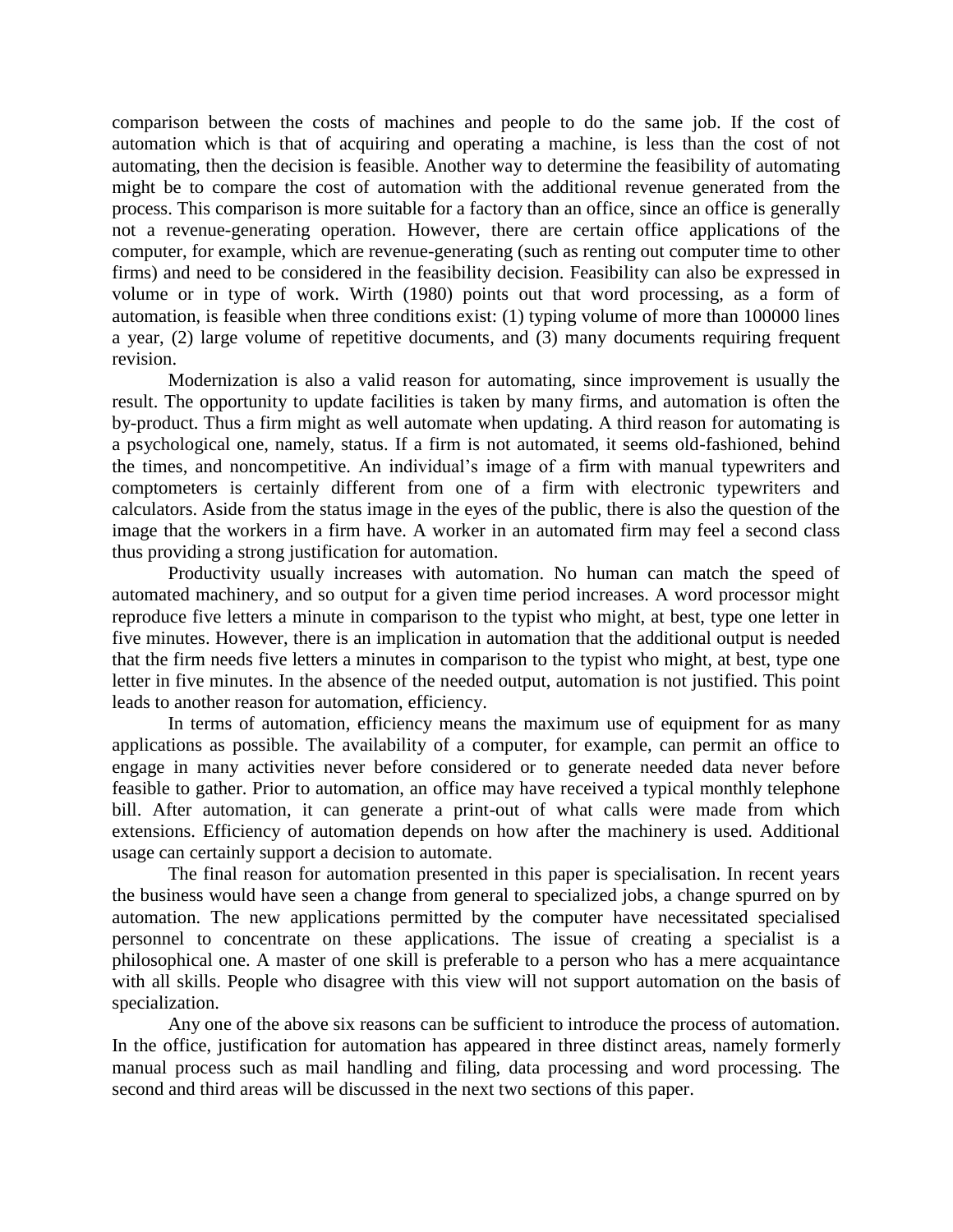comparison between the costs of machines and people to do the same job. If the cost of automation which is that of acquiring and operating a machine, is less than the cost of not automating, then the decision is feasible. Another way to determine the feasibility of automating might be to compare the cost of automation with the additional revenue generated from the process. This comparison is more suitable for a factory than an office, since an office is generally not a revenue-generating operation. However, there are certain office applications of the computer, for example, which are revenue-generating (such as renting out computer time to other firms) and need to be considered in the feasibility decision. Feasibility can also be expressed in volume or in type of work. Wirth (1980) points out that word processing, as a form of automation, is feasible when three conditions exist: (1) typing volume of more than 100000 lines a year, (2) large volume of repetitive documents, and (3) many documents requiring frequent revision.

Modernization is also a valid reason for automating, since improvement is usually the result. The opportunity to update facilities is taken by many firms, and automation is often the by-product. Thus a firm might as well automate when updating. A third reason for automating is a psychological one, namely, status. If a firm is not automated, it seems old-fashioned, behind the times, and noncompetitive. An individual's image of a firm with manual typewriters and comptometers is certainly different from one of a firm with electronic typewriters and calculators. Aside from the status image in the eyes of the public, there is also the question of the image that the workers in a firm have. A worker in an automated firm may feel a second class thus providing a strong justification for automation.

Productivity usually increases with automation. No human can match the speed of automated machinery, and so output for a given time period increases. A word processor might reproduce five letters a minute in comparison to the typist who might, at best, type one letter in five minutes. However, there is an implication in automation that the additional output is needed that the firm needs five letters a minutes in comparison to the typist who might, at best, type one letter in five minutes. In the absence of the needed output, automation is not justified. This point leads to another reason for automation, efficiency.

In terms of automation, efficiency means the maximum use of equipment for as many applications as possible. The availability of a computer, for example, can permit an office to engage in many activities never before considered or to generate needed data never before feasible to gather. Prior to automation, an office may have received a typical monthly telephone bill. After automation, it can generate a print-out of what calls were made from which extensions. Efficiency of automation depends on how after the machinery is used. Additional usage can certainly support a decision to automate.

The final reason for automation presented in this paper is specialisation. In recent years the business would have seen a change from general to specialized jobs, a change spurred on by automation. The new applications permitted by the computer have necessitated specialised personnel to concentrate on these applications. The issue of creating a specialist is a philosophical one. A master of one skill is preferable to a person who has a mere acquaintance with all skills. People who disagree with this view will not support automation on the basis of specialization.

Any one of the above six reasons can be sufficient to introduce the process of automation. In the office, justification for automation has appeared in three distinct areas, namely formerly manual process such as mail handling and filing, data processing and word processing. The second and third areas will be discussed in the next two sections of this paper.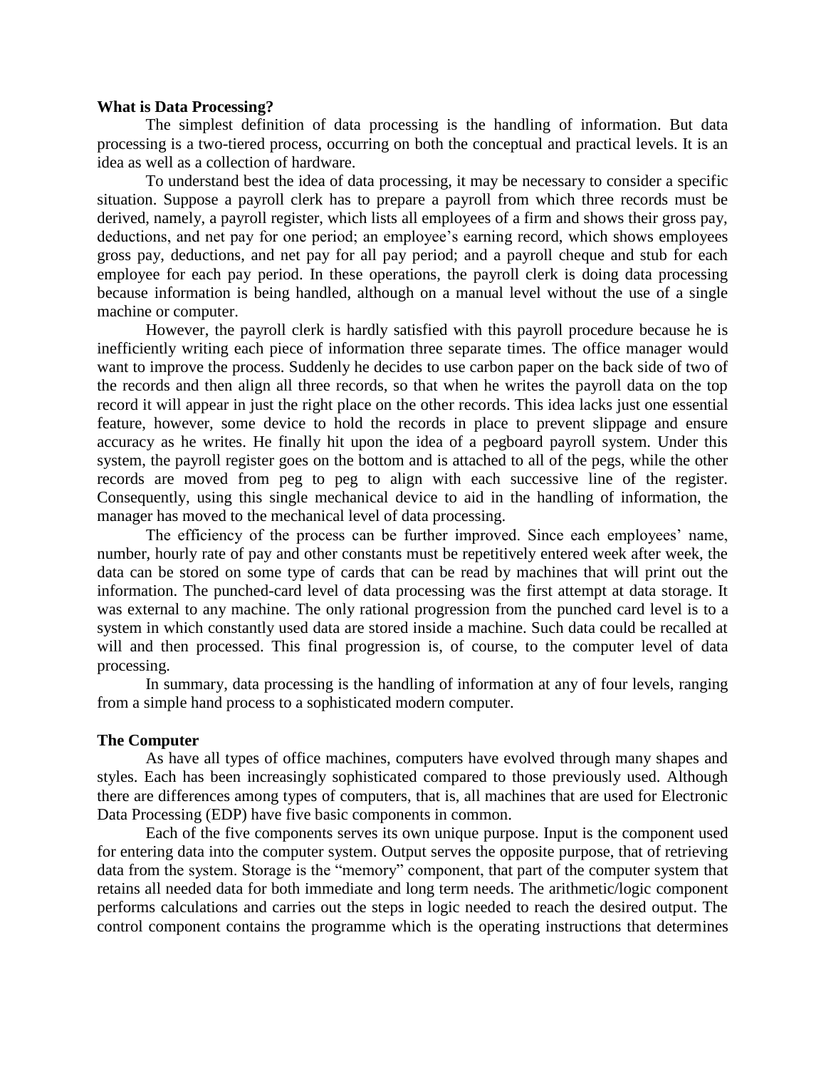**What is Data Processing?**

The simplest definition of data processing is the handling of information. But data processing is a two-tiered process, occurring on both the conceptual and practical levels. It is an idea as well as a collection of hardware.

To understand best the idea of data processing, it may be necessary to consider a specific situation. Suppose a payroll clerk has to prepare a payroll from which three records must be derived, namely, a payroll register, which lists all employees of a firm and shows their gross pay, deductions, and net pay for one period; an employee's earning record, which shows employees gross pay, deductions, and net pay for all pay period; and a payroll cheque and stub for each employee for each pay period. In these operations, the payroll clerk is doing data processing because information is being handled, although on a manual level without the use of a single machine or computer.

However, the payroll clerk is hardly satisfied with this payroll procedure because he is inefficiently writing each piece of information three separate times. The office manager would want to improve the process. Suddenly he decides to use carbon paper on the back side of two of the records and then align all three records, so that when he writes the payroll data on the top record it will appear in just the right place on the other records. This idea lacks just one essential feature, however, some device to hold the records in place to prevent slippage and ensure accuracy as he writes. He finally hit upon the idea of a pegboard payroll system. Under this system, the payroll register goes on the bottom and is attached to all of the pegs, while the other records are moved from peg to peg to align with each successive line of the register. Consequently, using this single mechanical device to aid in the handling of information, the manager has moved to the mechanical level of data processing.

The efficiency of the process can be further improved. Since each employees' name, number, hourly rate of pay and other constants must be repetitively entered week after week, the data can be stored on some type of cards that can be read by machines that will print out the information. The punched-card level of data processing was the first attempt at data storage. It was external to any machine. The only rational progression from the punched card level is to a system in which constantly used data are stored inside a machine. Such data could be recalled at will and then processed. This final progression is, of course, to the computer level of data processing.

In summary, data processing is the handling of information at any of four levels, ranging from a simple hand process to a sophisticated modern computer.

**The Computer**

As have all types of office machines, computers have evolved through many shapes and styles. Each has been increasingly sophisticated compared to those previously used. Although there are differences among types of computers, that is, all machines that are used for Electronic Data Processing (EDP) have five basic components in common.

Each of the five components serves its own unique purpose. Input is the component used for entering data into the computer system. Output serves the opposite purpose, that of retrieving data from the system. Storage is the "memory" component, that part of the computer system that retains all needed data for both immediate and long term needs. The arithmetic/logic component performs calculations and carries out the steps in logic needed to reach the desired output. The control component contains the programme which is the operating instructions that determines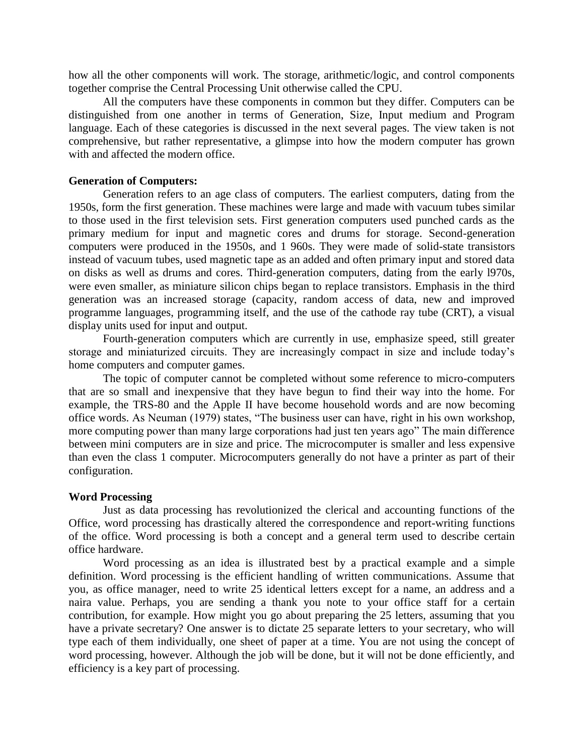how all the other components will work. The storage, arithmetic/logic, and control components together comprise the Central Processing Unit otherwise called the CPU.

All the computers have these components in common but they differ. Computers can be distinguished from one another in terms of Generation, Size, Input medium and Program language. Each of these categories is discussed in the next several pages. The view taken is not comprehensive, but rather representative, a glimpse into how the modern computer has grown with and affected the modern office.

**Generation of Computers:**

Generation refers to an age class of computers. The earliest computers, dating from the 1950s, form the first generation. These machines were large and made with vacuum tubes similar to those used in the first television sets. First generation computers used punched cards as the primary medium for input and magnetic cores and drums for storage. Second-generation computers were produced in the 1950s, and 1 960s. They were made of solid-state transistors instead of vacuum tubes, used magnetic tape as an added and often primary input and stored data on disks as well as drums and cores. Third-generation computers, dating from the early l970s, were even smaller, as miniature silicon chips began to replace transistors. Emphasis in the third generation was an increased storage (capacity, random access of data, new and improved programme languages, programming itself, and the use of the cathode ray tube (CRT), a visual display units used for input and output.

Fourth-generation computers which are currently in use, emphasize speed, still greater storage and miniaturized circuits. They are increasingly compact in size and include today's home computers and computer games.

The topic of computer cannot be completed without some reference to micro-computers that are so small and inexpensive that they have begun to find their way into the home. For example, the TRS-80 and the Apple II have become household words and are now becoming office words. As Neuman (1979) states, "The business user can have, right in his own workshop, more computing power than many large corporations had just ten years ago" The main difference between mini computers are in size and price. The microcomputer is smaller and less expensive than even the class 1 computer. Microcomputers generally do not have a printer as part of their configuration.

**Word Processing**

Just as data processing has revolutionized the clerical and accounting functions of the Office, word processing has drastically altered the correspondence and report-writing functions of the office. Word processing is both a concept and a general term used to describe certain office hardware.

Word processing as an idea is illustrated best by a practical example and a simple definition. Word processing is the efficient handling of written communications. Assume that you, as office manager, need to write 25 identical letters except for a name, an address and a naira value. Perhaps, you are sending a thank you note to your office staff for a certain contribution, for example. How might you go about preparing the 25 letters, assuming that you have a private secretary? One answer is to dictate 25 separate letters to your secretary, who will type each of them individually, one sheet of paper at a time. You are not using the concept of word processing, however. Although the job will be done, but it will not be done efficiently, and efficiency is a key part of processing.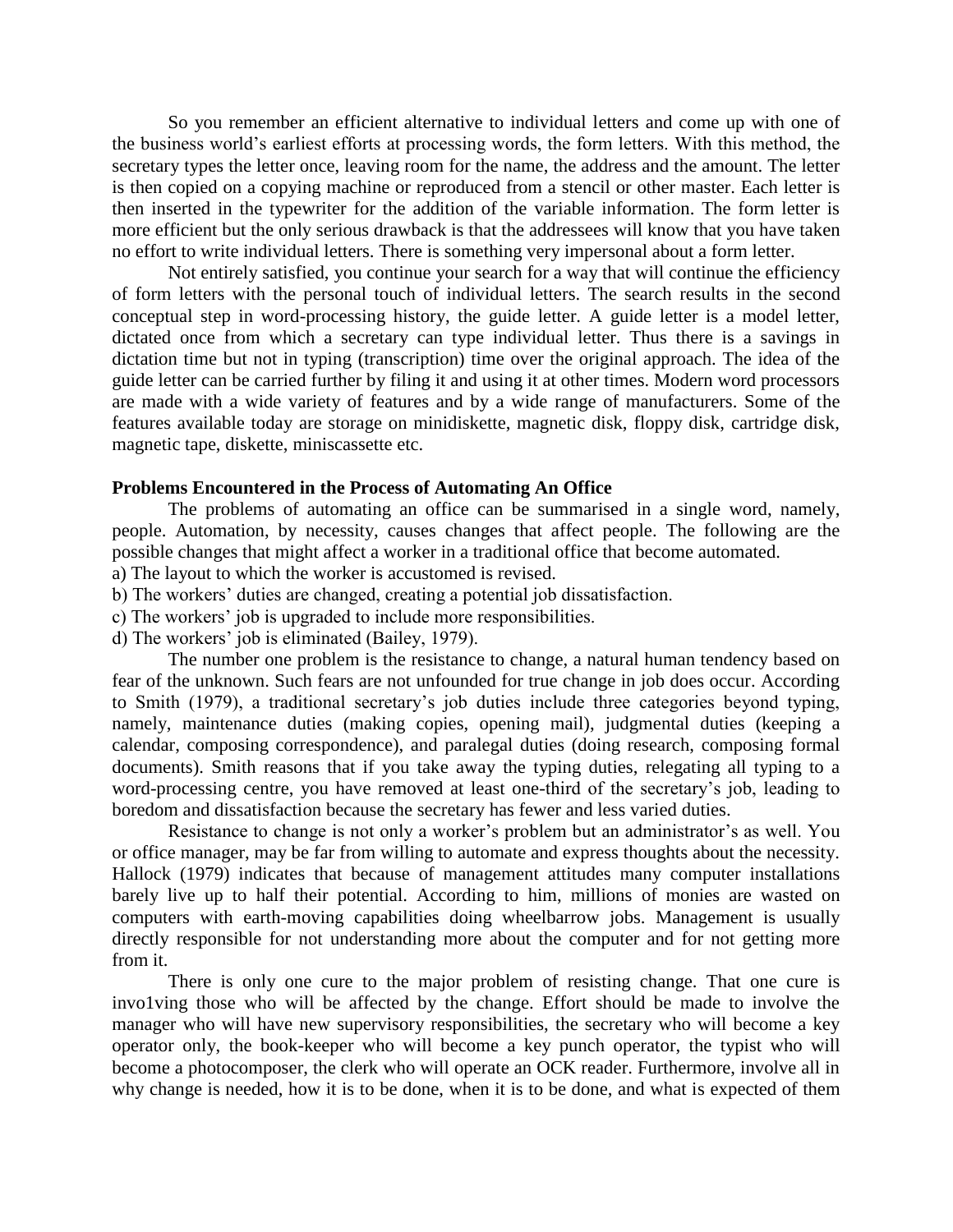So you remember an efficient alternative to individual letters and come up with one of the business world's earliest efforts at processing words, the form letters. With this method, the secretary types the letter once, leaving room for the name, the address and the amount. The letter is then copied on a copying machine or reproduced from a stencil or other master. Each letter is then inserted in the typewriter for the addition of the variable information. The form letter is more efficient but the only serious drawback is that the addressees will know that you have taken no effort to write individual letters. There is something very impersonal about a form letter.

Not entirely satisfied, you continue your search for a way that will continue the efficiency of form letters with the personal touch of individual letters. The search results in the second conceptual step in word-processing history, the guide letter. A guide letter is a model letter, dictated once from which a secretary can type individual letter. Thus there is a savings in dictation time but not in typing (transcription) time over the original approach. The idea of the guide letter can be carried further by filing it and using it at other times. Modern word processors are made with a wide variety of features and by a wide range of manufacturers. Some of the features available today are storage on minidiskette, magnetic disk, floppy disk, cartridge disk, magnetic tape, diskette, miniscassette etc.

**Problems Encountered in the Process of Automating An Office**

The problems of automating an office can be summarised in a single word, namely, people. Automation, by necessity, causes changes that affect people. The following are the possible changes that might affect a worker in a traditional office that become automated.

a) The layout to which the worker is accustomed is revised.
b) The workers' duties are changed, creating a potential job dissatisfaction.
c) The workers' job is upgraded to include more responsibilities.
d) The workers' job is eliminated (Bailey, 1979).

The number one problem is the resistance to change, a natural human tendency based on fear of the unknown. Such fears are not unfounded for true change in job does occur. According to Smith (1979), a traditional secretary's job duties include three categories beyond typing, namely, maintenance duties (making copies, opening mail), judgmental duties (keeping a calendar, composing correspondence), and paralegal duties (doing research, composing formal documents). Smith reasons that if you take away the typing duties, relegating all typing to a word-processing centre, you have removed at least one-third of the secretary's job, leading to boredom and dissatisfaction because the secretary has fewer and less varied duties.

Resistance to change is not only a worker's problem but an administrator's as well. You or office manager, may be far from willing to automate and express thoughts about the necessity. Hallock (1979) indicates that because of management attitudes many computer installations barely live up to half their potential. According to him, millions of monies are wasted on computers with earth-moving capabilities doing wheelbarrow jobs. Management is usually directly responsible for not understanding more about the computer and for not getting more from it.

There is only one cure to the major problem of resisting change. That one cure is invo1ving those who will be affected by the change. Effort should be made to involve the manager who will have new supervisory responsibilities, the secretary who will become a key operator only, the book-keeper who will become a key punch operator, the typist who will become a photocomposer, the clerk who will operate an OCK reader. Furthermore, involve all in why change is needed, how it is to be done, when it is to be done, and what is expected of them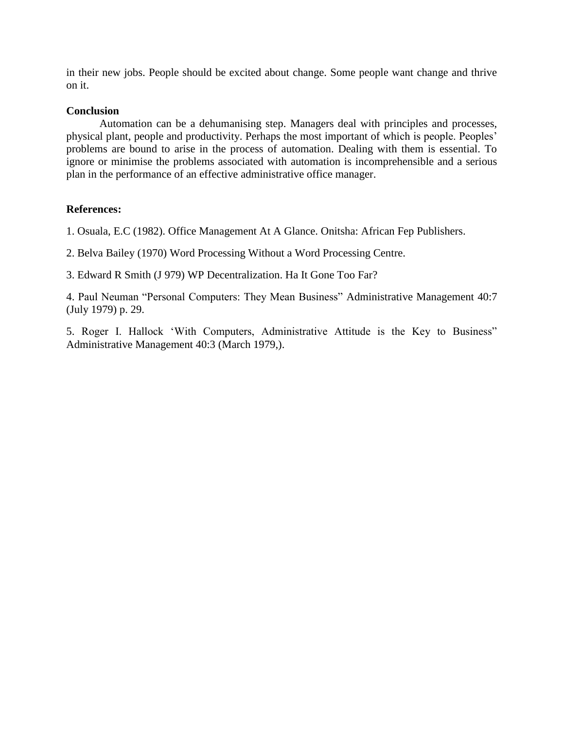in their new jobs. People should be excited about change. Some people want change and thrive on it.

**Conclusion**

Automation can be a dehumanising step. Managers deal with principles and processes, physical plant, people and productivity. Perhaps the most important of which is people. Peoples' problems are bound to arise in the process of automation. Dealing with them is essential. To ignore or minimise the problems associated with automation is incomprehensible and a serious plan in the performance of an effective administrative office manager.

**References:**

1. Osuala, E.C (1982). Office Management At A Glance. Onitsha: African Fep Publishers.

2. Belva Bailey (1970) Word Processing Without a Word Processing Centre.

3. Edward R Smith (J 979) WP Decentralization. Ha It Gone Too Far?

4. Paul Neuman "Personal Computers: They Mean Business" Administrative Management 40:7 (July 1979) p. 29.

5. Roger I. Hallock 'With Computers, Administrative Attitude is the Key to Business" Administrative Management 40:3 (March 1979,).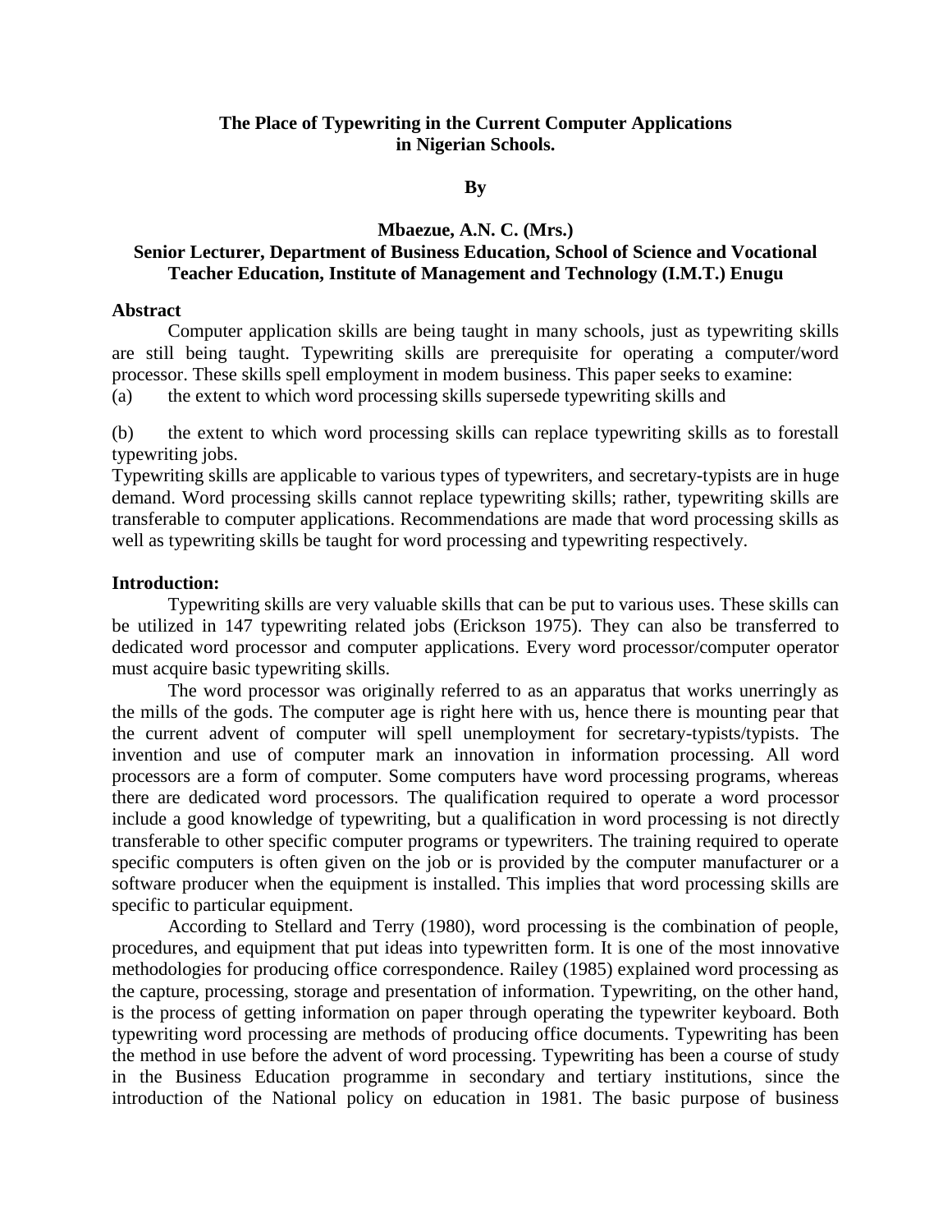# The Place of Typewriting in the Current Computer Applications in Nigerian Schools.

**By**

**Mbaezue, A.N. C. (Mrs.)**
**Senior Lecturer, Department of Business Education, School of Science and Vocational Teacher Education, Institute of Management and Technology (I.M.T.) Enugu**

## Abstract

Computer application skills are being taught in many schools, just as typewriting skills are still being taught. Typewriting skills are prerequisite for operating a computer/word processor. These skills spell employment in modem business. This paper seeks to examine:

(a) the extent to which word processing skills supersede typewriting skills and

(b) the extent to which word processing skills can replace typewriting skills as to forestall typewriting jobs.

Typewriting skills are applicable to various types of typewriters, and secretary-typists are in huge demand. Word processing skills cannot replace typewriting skills; rather, typewriting skills are transferable to computer applications. Recommendations are made that word processing skills as well as typewriting skills be taught for word processing and typewriting respectively.

## Introduction:

Typewriting skills are very valuable skills that can be put to various uses. These skills can be utilized in 147 typewriting related jobs (Erickson 1975). They can also be transferred to dedicated word processor and computer applications. Every word processor/computer operator must acquire basic typewriting skills.

The word processor was originally referred to as an apparatus that works unerringly as the mills of the gods. The computer age is right here with us, hence there is mounting pear that the current advent of computer will spell unemployment for secretary-typists/typists. The invention and use of computer mark an innovation in information processing. All word processors are a form of computer. Some computers have word processing programs, whereas there are dedicated word processors. The qualification required to operate a word processor include a good knowledge of typewriting, but a qualification in word processing is not directly transferable to other specific computer programs or typewriters. The training required to operate specific computers is often given on the job or is provided by the computer manufacturer or a software producer when the equipment is installed. This implies that word processing skills are specific to particular equipment.

According to Stellard and Terry (1980), word processing is the combination of people, procedures, and equipment that put ideas into typewritten form. It is one of the most innovative methodologies for producing office correspondence. Railey (1985) explained word processing as the capture, processing, storage and presentation of information. Typewriting, on the other hand, is the process of getting information on paper through operating the typewriter keyboard. Both typewriting word processing are methods of producing office documents. Typewriting has been the method in use before the advent of word processing. Typewriting has been a course of study in the Business Education programme in secondary and tertiary institutions, since the introduction of the National policy on education in 1981. The basic purpose of business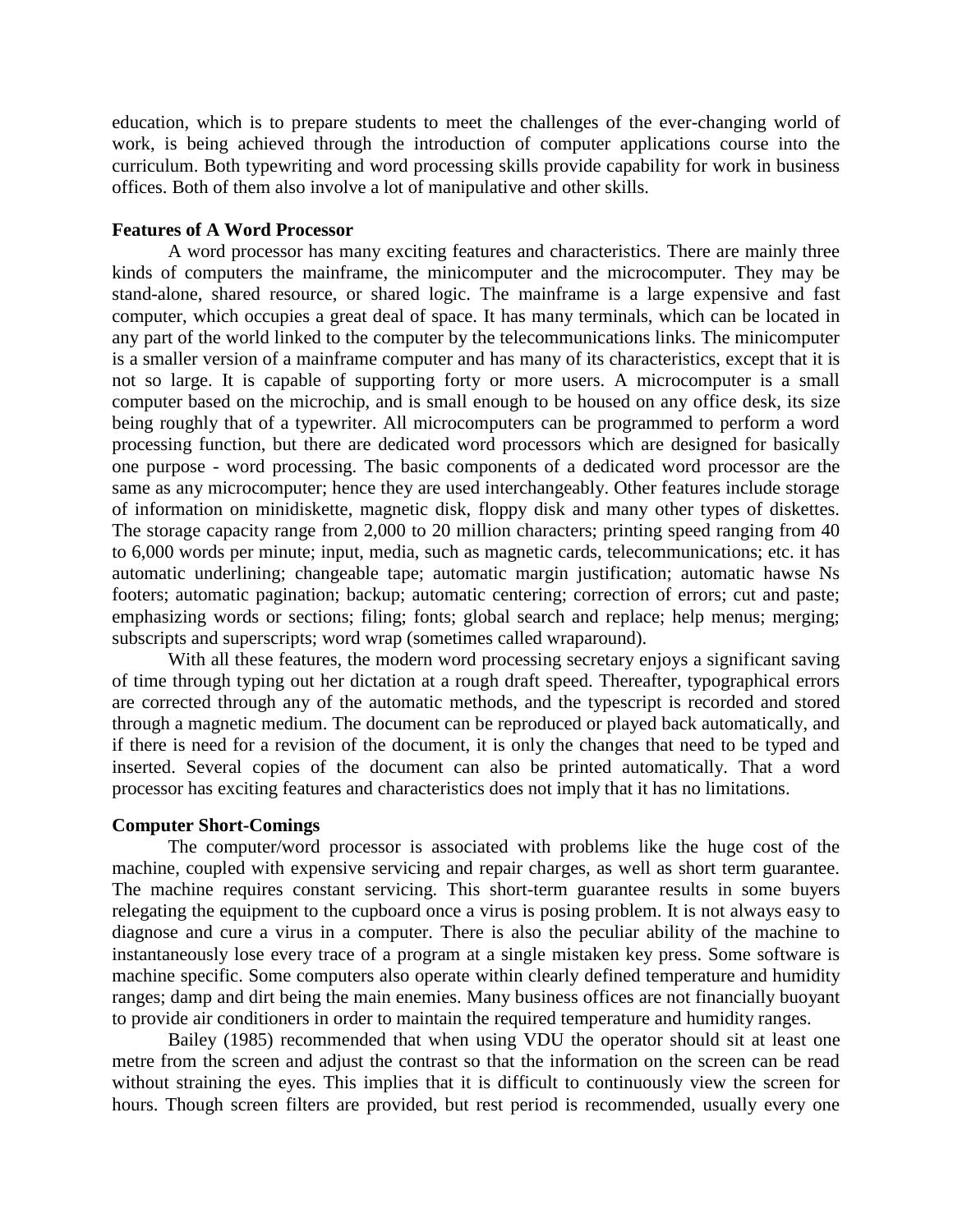education, which is to prepare students to meet the challenges of the ever-changing world of work, is being achieved through the introduction of computer applications course into the curriculum. Both typewriting and word processing skills provide capability for work in business offices. Both of them also involve a lot of manipulative and other skills.

**Features of A Word Processor**

A word processor has many exciting features and characteristics. There are mainly three kinds of computers the mainframe, the minicomputer and the microcomputer. They may be stand-alone, shared resource, or shared logic. The mainframe is a large expensive and fast computer, which occupies a great deal of space. It has many terminals, which can be located in any part of the world linked to the computer by the telecommunications links. The minicomputer is a smaller version of a mainframe computer and has many of its characteristics, except that it is not so large. It is capable of supporting forty or more users. A microcomputer is a small computer based on the microchip, and is small enough to be housed on any office desk, its size being roughly that of a typewriter. All microcomputers can be programmed to perform a word processing function, but there are dedicated word processors which are designed for basically one purpose - word processing. The basic components of a dedicated word processor are the same as any microcomputer; hence they are used interchangeably. Other features include storage of information on minidiskette, magnetic disk, floppy disk and many other types of diskettes. The storage capacity range from 2,000 to 20 million characters; printing speed ranging from 40 to 6,000 words per minute; input, media, such as magnetic cards, telecommunications; etc. it has automatic underlining; changeable tape; automatic margin justification; automatic hawse Ns footers; automatic pagination; backup; automatic centering; correction of errors; cut and paste; emphasizing words or sections; filing; fonts; global search and replace; help menus; merging; subscripts and superscripts; word wrap (sometimes called wraparound).

With all these features, the modern word processing secretary enjoys a significant saving of time through typing out her dictation at a rough draft speed. Thereafter, typographical errors are corrected through any of the automatic methods, and the typescript is recorded and stored through a magnetic medium. The document can be reproduced or played back automatically, and if there is need for a revision of the document, it is only the changes that need to be typed and inserted. Several copies of the document can also be printed automatically. That a word processor has exciting features and characteristics does not imply that it has no limitations.

**Computer Short-Comings**

The computer/word processor is associated with problems like the huge cost of the machine, coupled with expensive servicing and repair charges, as well as short term guarantee. The machine requires constant servicing. This short-term guarantee results in some buyers relegating the equipment to the cupboard once a virus is posing problem. It is not always easy to diagnose and cure a virus in a computer. There is also the peculiar ability of the machine to instantaneously lose every trace of a program at a single mistaken key press. Some software is machine specific. Some computers also operate within clearly defined temperature and humidity ranges; damp and dirt being the main enemies. Many business offices are not financially buoyant to provide air conditioners in order to maintain the required temperature and humidity ranges.

Bailey (1985) recommended that when using VDU the operator should sit at least one metre from the screen and adjust the contrast so that the information on the screen can be read without straining the eyes. This implies that it is difficult to continuously view the screen for hours. Though screen filters are provided, but rest period is recommended, usually every one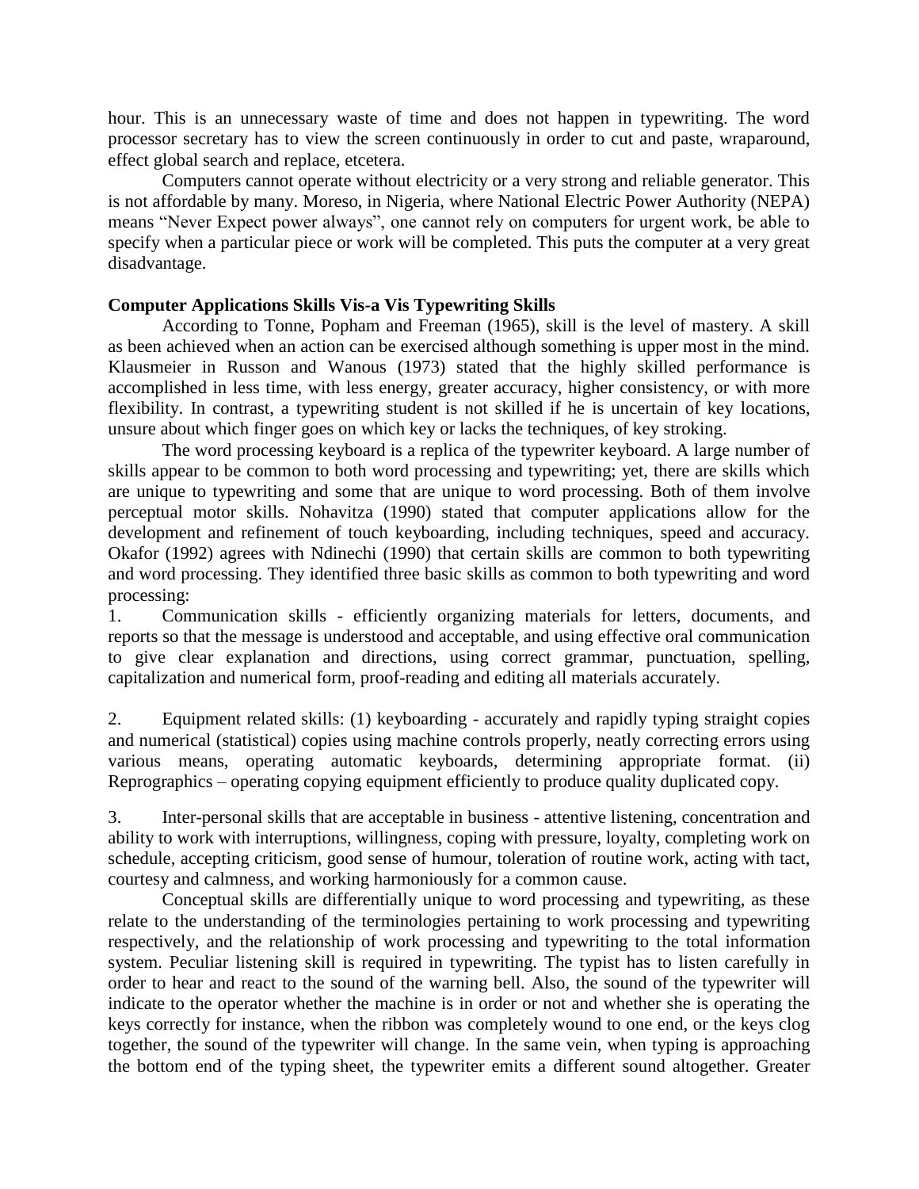hour. This is an unnecessary waste of time and does not happen in typewriting. The word processor secretary has to view the screen continuously in order to cut and paste, wraparound, effect global search and replace, etcetera.

Computers cannot operate without electricity or a very strong and reliable generator. This is not affordable by many. Moreso, in Nigeria, where National Electric Power Authority (NEPA) means "Never Expect power always", one cannot rely on computers for urgent work, be able to specify when a particular piece or work will be completed. This puts the computer at a very great disadvantage.

**Computer Applications Skills Vis-a Vis Typewriting Skills**

According to Tonne, Popham and Freeman (1965), skill is the level of mastery. A skill as been achieved when an action can be exercised although something is upper most in the mind. Klausmeier in Russon and Wanous (1973) stated that the highly skilled performance is accomplished in less time, with less energy, greater accuracy, higher consistency, or with more flexibility. In contrast, a typewriting student is not skilled if he is uncertain of key locations, unsure about which finger goes on which key or lacks the techniques, of key stroking.

The word processing keyboard is a replica of the typewriter keyboard. A large number of skills appear to be common to both word processing and typewriting; yet, there are skills which are unique to typewriting and some that are unique to word processing. Both of them involve perceptual motor skills. Nohavitza (1990) stated that computer applications allow for the development and refinement of touch keyboarding, including techniques, speed and accuracy. Okafor (1992) agrees with Ndinechi (1990) that certain skills are common to both typewriting and word processing. They identified three basic skills as common to both typewriting and word processing:

1. Communication skills - efficiently organizing materials for letters, documents, and reports so that the message is understood and acceptable, and using effective oral communication to give clear explanation and directions, using correct grammar, punctuation, spelling, capitalization and numerical form, proof-reading and editing all materials accurately.

2. Equipment related skills: (1) keyboarding - accurately and rapidly typing straight copies and numerical (statistical) copies using machine controls properly, neatly correcting errors using various means, operating automatic keyboards, determining appropriate format. (ii) Reprographics – operating copying equipment efficiently to produce quality duplicated copy.

3. Inter-personal skills that are acceptable in business - attentive listening, concentration and ability to work with interruptions, willingness, coping with pressure, loyalty, completing work on schedule, accepting criticism, good sense of humour, toleration of routine work, acting with tact, courtesy and calmness, and working harmoniously for a common cause.

Conceptual skills are differentially unique to word processing and typewriting, as these relate to the understanding of the terminologies pertaining to work processing and typewriting respectively, and the relationship of work processing and typewriting to the total information system. Peculiar listening skill is required in typewriting. The typist has to listen carefully in order to hear and react to the sound of the warning bell. Also, the sound of the typewriter will indicate to the operator whether the machine is in order or not and whether she is operating the keys correctly for instance, when the ribbon was completely wound to one end, or the keys clog together, the sound of the typewriter will change. In the same vein, when typing is approaching the bottom end of the typing sheet, the typewriter emits a different sound altogether. Greater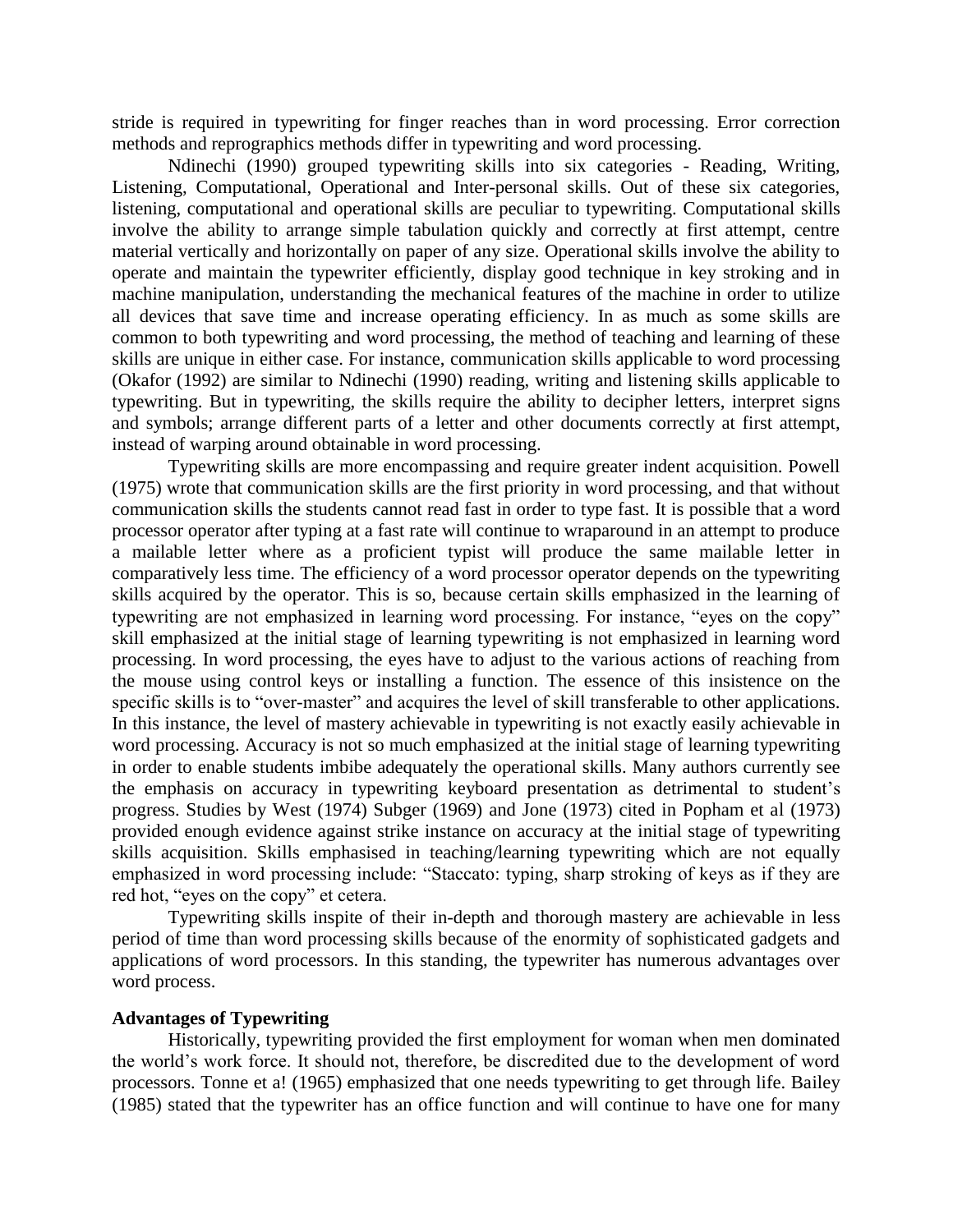stride is required in typewriting for finger reaches than in word processing. Error correction methods and reprographics methods differ in typewriting and word processing.

Ndinechi (1990) grouped typewriting skills into six categories - Reading, Writing, Listening, Computational, Operational and Inter-personal skills. Out of these six categories, listening, computational and operational skills are peculiar to typewriting. Computational skills involve the ability to arrange simple tabulation quickly and correctly at first attempt, centre material vertically and horizontally on paper of any size. Operational skills involve the ability to operate and maintain the typewriter efficiently, display good technique in key stroking and in machine manipulation, understanding the mechanical features of the machine in order to utilize all devices that save time and increase operating efficiency. In as much as some skills are common to both typewriting and word processing, the method of teaching and learning of these skills are unique in either case. For instance, communication skills applicable to word processing (Okafor (1992) are similar to Ndinechi (1990) reading, writing and listening skills applicable to typewriting. But in typewriting, the skills require the ability to decipher letters, interpret signs and symbols; arrange different parts of a letter and other documents correctly at first attempt, instead of warping around obtainable in word processing.

Typewriting skills are more encompassing and require greater indent acquisition. Powell (1975) wrote that communication skills are the first priority in word processing, and that without communication skills the students cannot read fast in order to type fast. It is possible that a word processor operator after typing at a fast rate will continue to wraparound in an attempt to produce a mailable letter where as a proficient typist will produce the same mailable letter in comparatively less time. The efficiency of a word processor operator depends on the typewriting skills acquired by the operator. This is so, because certain skills emphasized in the learning of typewriting are not emphasized in learning word processing. For instance, "eyes on the copy" skill emphasized at the initial stage of learning typewriting is not emphasized in learning word processing. In word processing, the eyes have to adjust to the various actions of reaching from the mouse using control keys or installing a function. The essence of this insistence on the specific skills is to "over-master" and acquires the level of skill transferable to other applications. In this instance, the level of mastery achievable in typewriting is not exactly easily achievable in word processing. Accuracy is not so much emphasized at the initial stage of learning typewriting in order to enable students imbibe adequately the operational skills. Many authors currently see the emphasis on accuracy in typewriting keyboard presentation as detrimental to student's progress. Studies by West (1974) Subger (1969) and Jone (1973) cited in Popham et al (1973) provided enough evidence against strike instance on accuracy at the initial stage of typewriting skills acquisition. Skills emphasised in teaching/learning typewriting which are not equally emphasized in word processing include: "Staccato: typing, sharp stroking of keys as if they are red hot, "eyes on the copy" et cetera.

Typewriting skills inspite of their in-depth and thorough mastery are achievable in less period of time than word processing skills because of the enormity of sophisticated gadgets and applications of word processors. In this standing, the typewriter has numerous advantages over word process.

**Advantages of Typewriting**

Historically, typewriting provided the first employment for woman when men dominated the world's work force. It should not, therefore, be discredited due to the development of word processors. Tonne et a! (1965) emphasized that one needs typewriting to get through life. Bailey (1985) stated that the typewriter has an office function and will continue to have one for many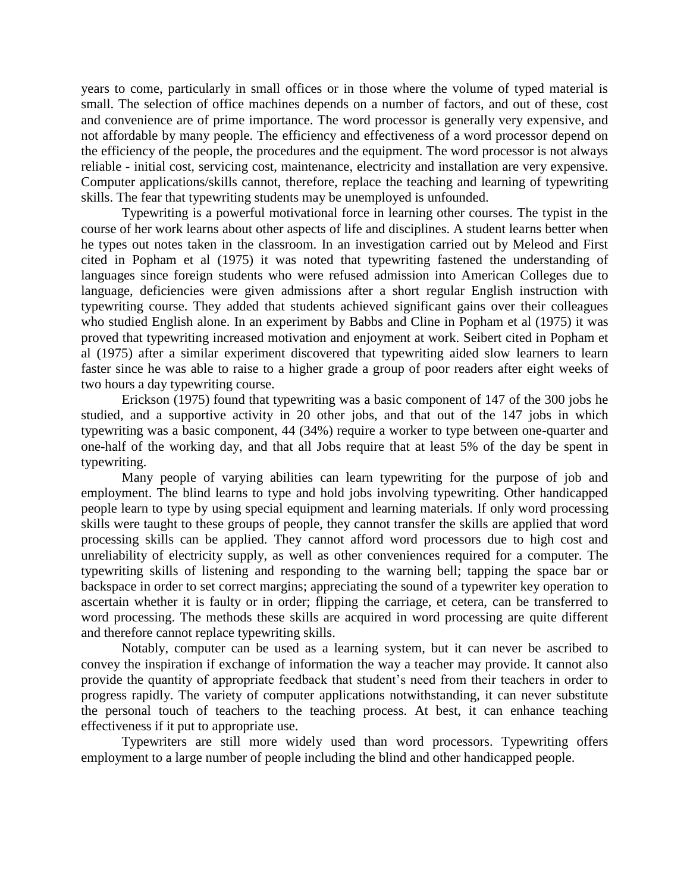years to come, particularly in small offices or in those where the volume of typed material is small. The selection of office machines depends on a number of factors, and out of these, cost and convenience are of prime importance. The word processor is generally very expensive, and not affordable by many people. The efficiency and effectiveness of a word processor depend on the efficiency of the people, the procedures and the equipment. The word processor is not always reliable - initial cost, servicing cost, maintenance, electricity and installation are very expensive. Computer applications/skills cannot, therefore, replace the teaching and learning of typewriting skills. The fear that typewriting students may be unemployed is unfounded.

Typewriting is a powerful motivational force in learning other courses. The typist in the course of her work learns about other aspects of life and disciplines. A student learns better when he types out notes taken in the classroom. In an investigation carried out by Meleod and First cited in Popham et al (1975) it was noted that typewriting fastened the understanding of languages since foreign students who were refused admission into American Colleges due to language, deficiencies were given admissions after a short regular English instruction with typewriting course. They added that students achieved significant gains over their colleagues who studied English alone. In an experiment by Babbs and Cline in Popham et al (1975) it was proved that typewriting increased motivation and enjoyment at work. Seibert cited in Popham et al (1975) after a similar experiment discovered that typewriting aided slow learners to learn faster since he was able to raise to a higher grade a group of poor readers after eight weeks of two hours a day typewriting course.

Erickson (1975) found that typewriting was a basic component of 147 of the 300 jobs he studied, and a supportive activity in 20 other jobs, and that out of the 147 jobs in which typewriting was a basic component, 44 (34%) require a worker to type between one-quarter and one-half of the working day, and that all Jobs require that at least 5% of the day be spent in typewriting.

Many people of varying abilities can learn typewriting for the purpose of job and employment. The blind learns to type and hold jobs involving typewriting. Other handicapped people learn to type by using special equipment and learning materials. If only word processing skills were taught to these groups of people, they cannot transfer the skills are applied that word processing skills can be applied. They cannot afford word processors due to high cost and unreliability of electricity supply, as well as other conveniences required for a computer. The typewriting skills of listening and responding to the warning bell; tapping the space bar or backspace in order to set correct margins; appreciating the sound of a typewriter key operation to ascertain whether it is faulty or in order; flipping the carriage, et cetera, can be transferred to word processing. The methods these skills are acquired in word processing are quite different and therefore cannot replace typewriting skills.

Notably, computer can be used as a learning system, but it can never be ascribed to convey the inspiration if exchange of information the way a teacher may provide. It cannot also provide the quantity of appropriate feedback that student's need from their teachers in order to progress rapidly. The variety of computer applications notwithstanding, it can never substitute the personal touch of teachers to the teaching process. At best, it can enhance teaching effectiveness if it put to appropriate use.

Typewriters are still more widely used than word processors. Typewriting offers employment to a large number of people including the blind and other handicapped people.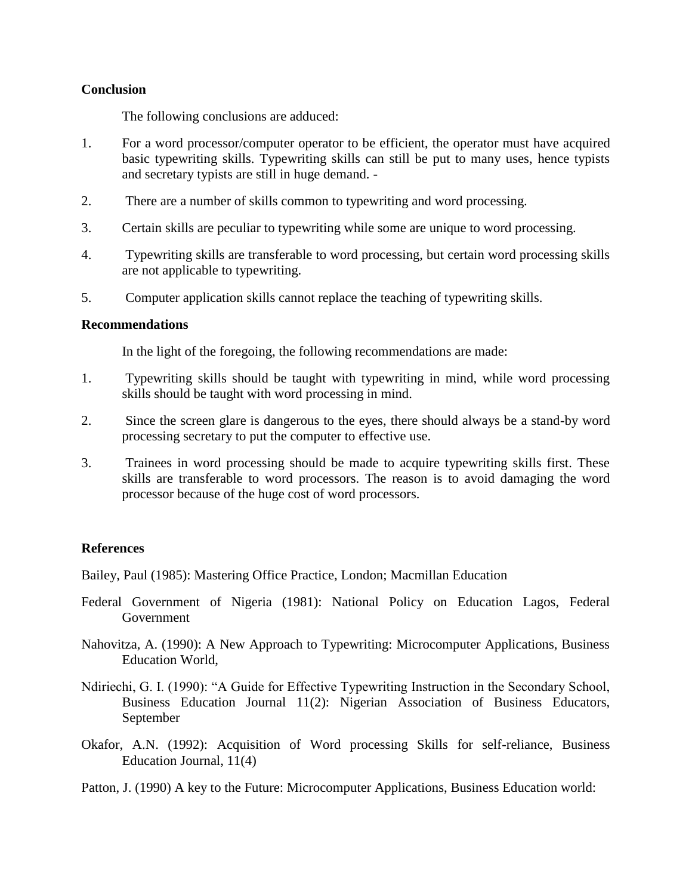**Conclusion**

The following conclusions are adduced:

1. For a word processor/computer operator to be efficient, the operator must have acquired basic typewriting skills. Typewriting skills can still be put to many uses, hence typists and secretary typists are still in huge demand. -
2. There are a number of skills common to typewriting and word processing.
3. Certain skills are peculiar to typewriting while some are unique to word processing.
4. Typewriting skills are transferable to word processing, but certain word processing skills are not applicable to typewriting.
5. Computer application skills cannot replace the teaching of typewriting skills.

**Recommendations**

In the light of the foregoing, the following recommendations are made:

1. Typewriting skills should be taught with typewriting in mind, while word processing skills should be taught with word processing in mind.
2. Since the screen glare is dangerous to the eyes, there should always be a stand-by word processing secretary to put the computer to effective use.
3. Trainees in word processing should be made to acquire typewriting skills first. These skills are transferable to word processors. The reason is to avoid damaging the word processor because of the huge cost of word processors.

**References**

Bailey, Paul (1985): Mastering Office Practice, London; Macmillan Education

Federal Government of Nigeria (1981): National Policy on Education Lagos, Federal Government

Nahovitza, A. (1990): A New Approach to Typewriting: Microcomputer Applications, Business Education World,

Ndiriechi, G. I. (1990): "A Guide for Effective Typewriting Instruction in the Secondary School, Business Education Journal 11(2): Nigerian Association of Business Educators, September

Okafor, A.N. (1992): Acquisition of Word processing Skills for self-reliance, Business Education Journal, 11(4)

Patton, J. (1990) A key to the Future: Microcomputer Applications, Business Education world: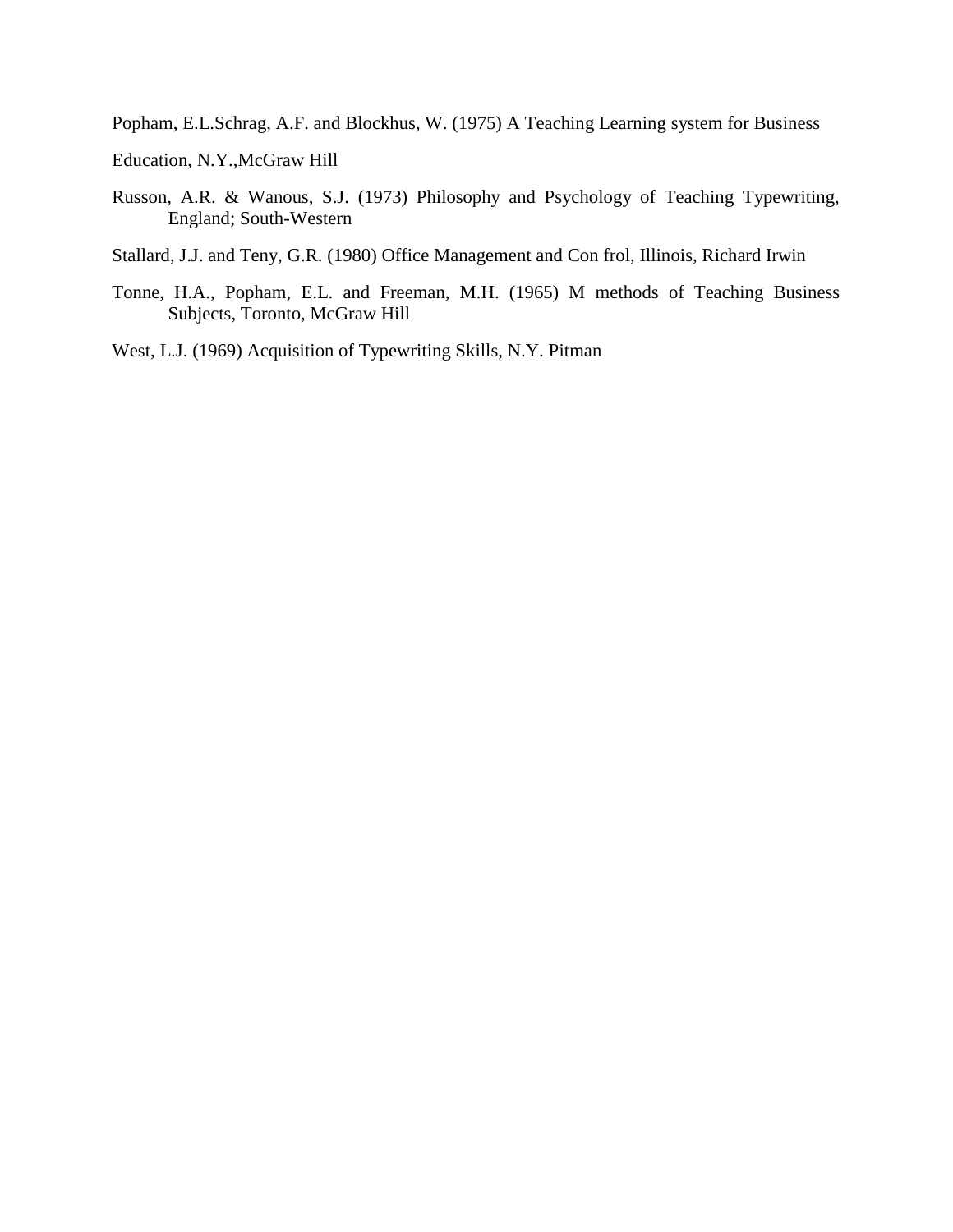Popham, E.L.Schrag, A.F. and Blockhus, W. (1975) A Teaching Learning system for Business

Education, N.Y.,McGraw Hill

Russon, A.R. & Wanous, S.J. (1973) Philosophy and Psychology of Teaching Typewriting, England; South-Western

Stallard, J.J. and Teny, G.R. (1980) Office Management and Con frol, Illinois, Richard Irwin

Tonne, H.A., Popham, E.L. and Freeman, M.H. (1965) M methods of Teaching Business Subjects, Toronto, McGraw Hill

West, L.J. (1969) Acquisition of Typewriting Skills, N.Y. Pitman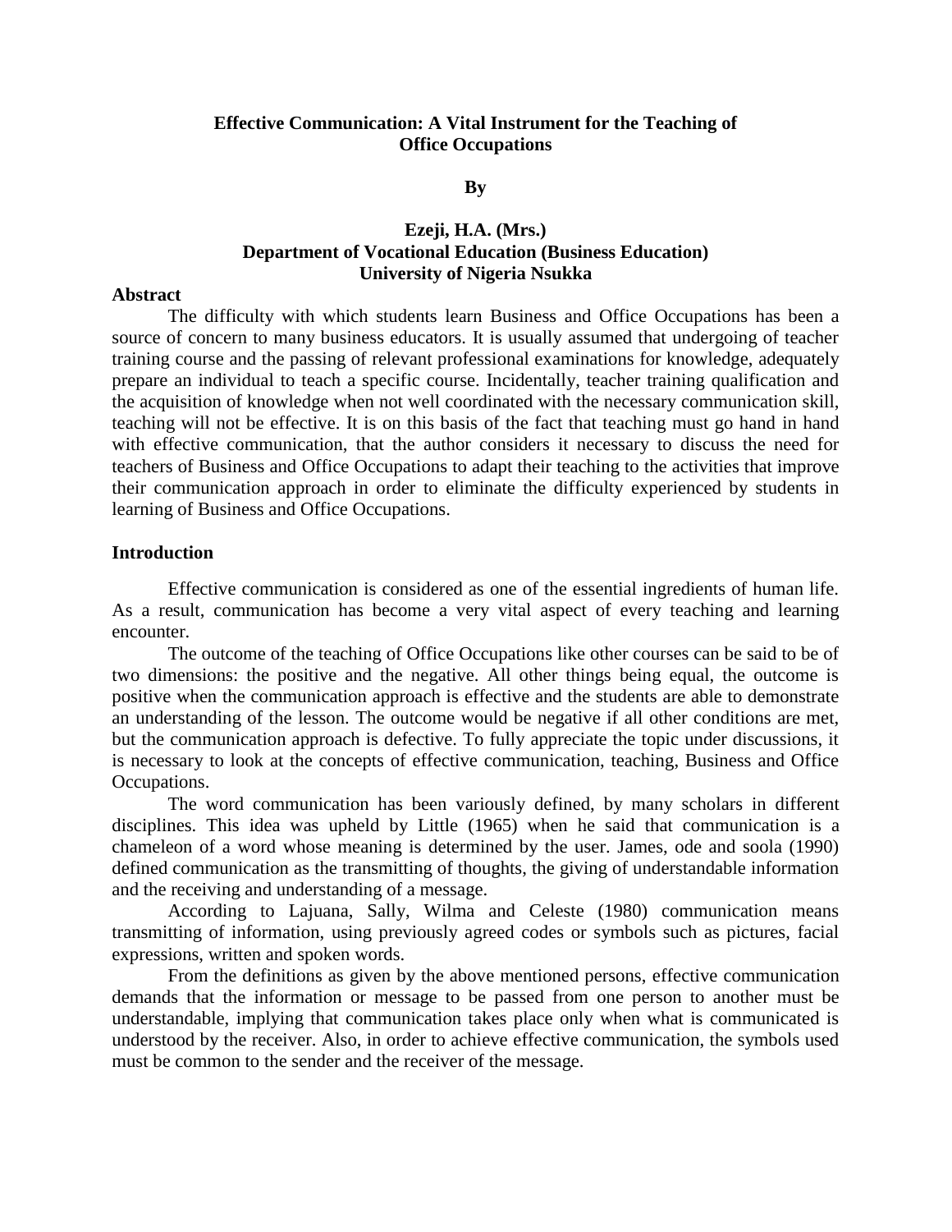**Effective Communication: A Vital Instrument for the Teaching of Office Occupations**

**By**

**Ezeji, H.A. (Mrs.)**
**Department of Vocational Education (Business Education)**
**University of Nigeria Nsukka**

**Abstract**

The difficulty with which students learn Business and Office Occupations has been a source of concern to many business educators. It is usually assumed that undergoing of teacher training course and the passing of relevant professional examinations for knowledge, adequately prepare an individual to teach a specific course. Incidentally, teacher training qualification and the acquisition of knowledge when not well coordinated with the necessary communication skill, teaching will not be effective. It is on this basis of the fact that teaching must go hand in hand with effective communication, that the author considers it necessary to discuss the need for teachers of Business and Office Occupations to adapt their teaching to the activities that improve their communication approach in order to eliminate the difficulty experienced by students in learning of Business and Office Occupations.

**Introduction**

Effective communication is considered as one of the essential ingredients of human life. As a result, communication has become a very vital aspect of every teaching and learning encounter.

The outcome of the teaching of Office Occupations like other courses can be said to be of two dimensions: the positive and the negative. All other things being equal, the outcome is positive when the communication approach is effective and the students are able to demonstrate an understanding of the lesson. The outcome would be negative if all other conditions are met, but the communication approach is defective. To fully appreciate the topic under discussions, it is necessary to look at the concepts of effective communication, teaching, Business and Office Occupations.

The word communication has been variously defined, by many scholars in different disciplines. This idea was upheld by Little (1965) when he said that communication is a chameleon of a word whose meaning is determined by the user. James, ode and soola (1990) defined communication as the transmitting of thoughts, the giving of understandable information and the receiving and understanding of a message.

According to Lajuana, Sally, Wilma and Celeste (1980) communication means transmitting of information, using previously agreed codes or symbols such as pictures, facial expressions, written and spoken words.

From the definitions as given by the above mentioned persons, effective communication demands that the information or message to be passed from one person to another must be understandable, implying that communication takes place only when what is communicated is understood by the receiver. Also, in order to achieve effective communication, the symbols used must be common to the sender and the receiver of the message.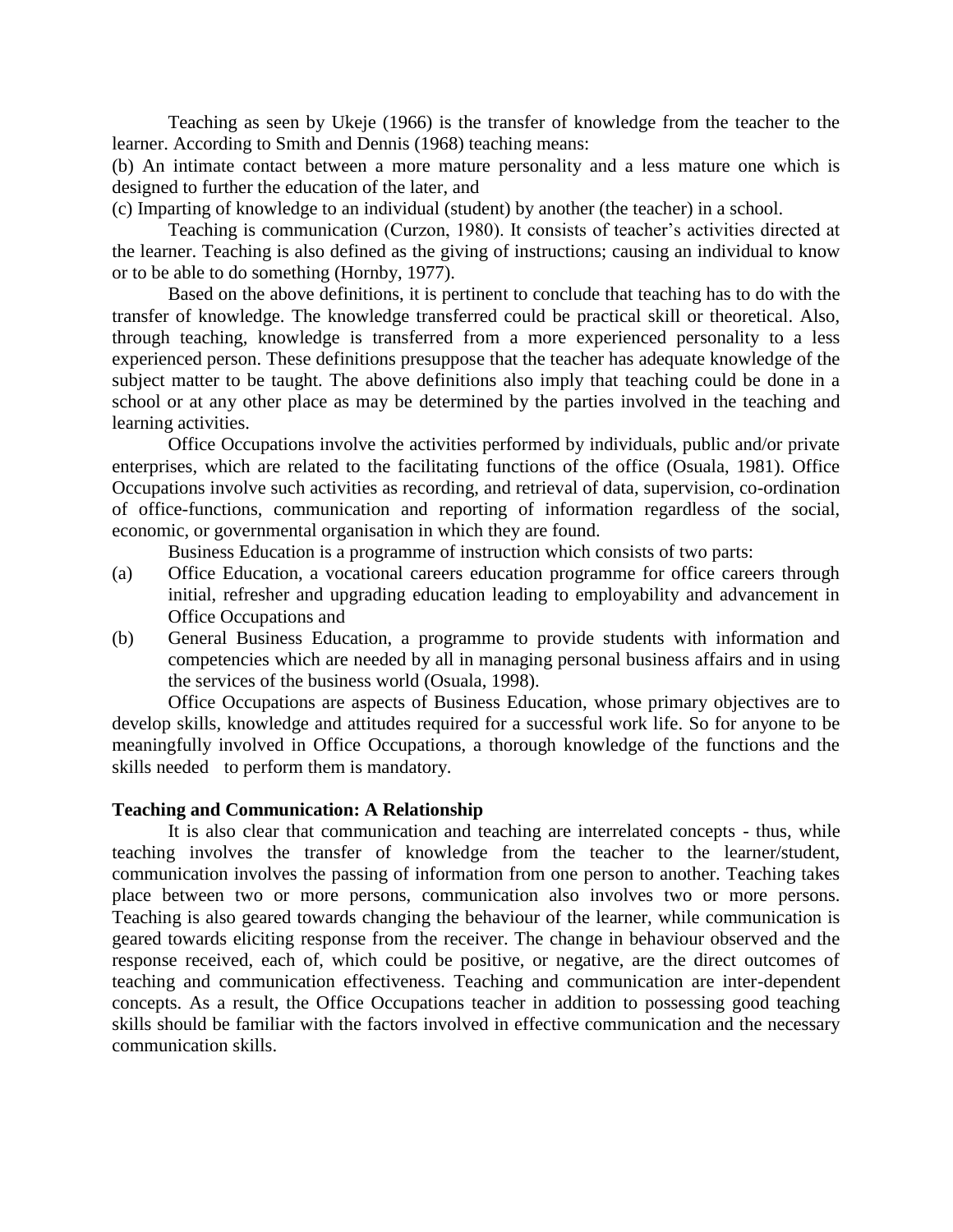Teaching as seen by Ukeje (1966) is the transfer of knowledge from the teacher to the learner. According to Smith and Dennis (1968) teaching means:

(b) An intimate contact between a more mature personality and a less mature one which is designed to further the education of the later, and

(c) Imparting of knowledge to an individual (student) by another (the teacher) in a school.

Teaching is communication (Curzon, 1980). It consists of teacher's activities directed at the learner. Teaching is also defined as the giving of instructions; causing an individual to know or to be able to do something (Hornby, 1977).

Based on the above definitions, it is pertinent to conclude that teaching has to do with the transfer of knowledge. The knowledge transferred could be practical skill or theoretical. Also, through teaching, knowledge is transferred from a more experienced personality to a less experienced person. These definitions presuppose that the teacher has adequate knowledge of the subject matter to be taught. The above definitions also imply that teaching could be done in a school or at any other place as may be determined by the parties involved in the teaching and learning activities.

Office Occupations involve the activities performed by individuals, public and/or private enterprises, which are related to the facilitating functions of the office (Osuala, 1981). Office Occupations involve such activities as recording, and retrieval of data, supervision, co-ordination of office-functions, communication and reporting of information regardless of the social, economic, or governmental organisation in which they are found.

Business Education is a programme of instruction which consists of two parts:

(a) Office Education, a vocational careers education programme for office careers through initial, refresher and upgrading education leading to employability and advancement in Office Occupations and

(b) General Business Education, a programme to provide students with information and competencies which are needed by all in managing personal business affairs and in using the services of the business world (Osuala, 1998).

Office Occupations are aspects of Business Education, whose primary objectives are to develop skills, knowledge and attitudes required for a successful work life. So for anyone to be meaningfully involved in Office Occupations, a thorough knowledge of the functions and the skills needed to perform them is mandatory.

**Teaching and Communication: A Relationship**

It is also clear that communication and teaching are interrelated concepts - thus, while teaching involves the transfer of knowledge from the teacher to the learner/student, communication involves the passing of information from one person to another. Teaching takes place between two or more persons, communication also involves two or more persons. Teaching is also geared towards changing the behaviour of the learner, while communication is geared towards eliciting response from the receiver. The change in behaviour observed and the response received, each of, which could be positive, or negative, are the direct outcomes of teaching and communication effectiveness. Teaching and communication are inter-dependent concepts. As a result, the Office Occupations teacher in addition to possessing good teaching skills should be familiar with the factors involved in effective communication and the necessary communication skills.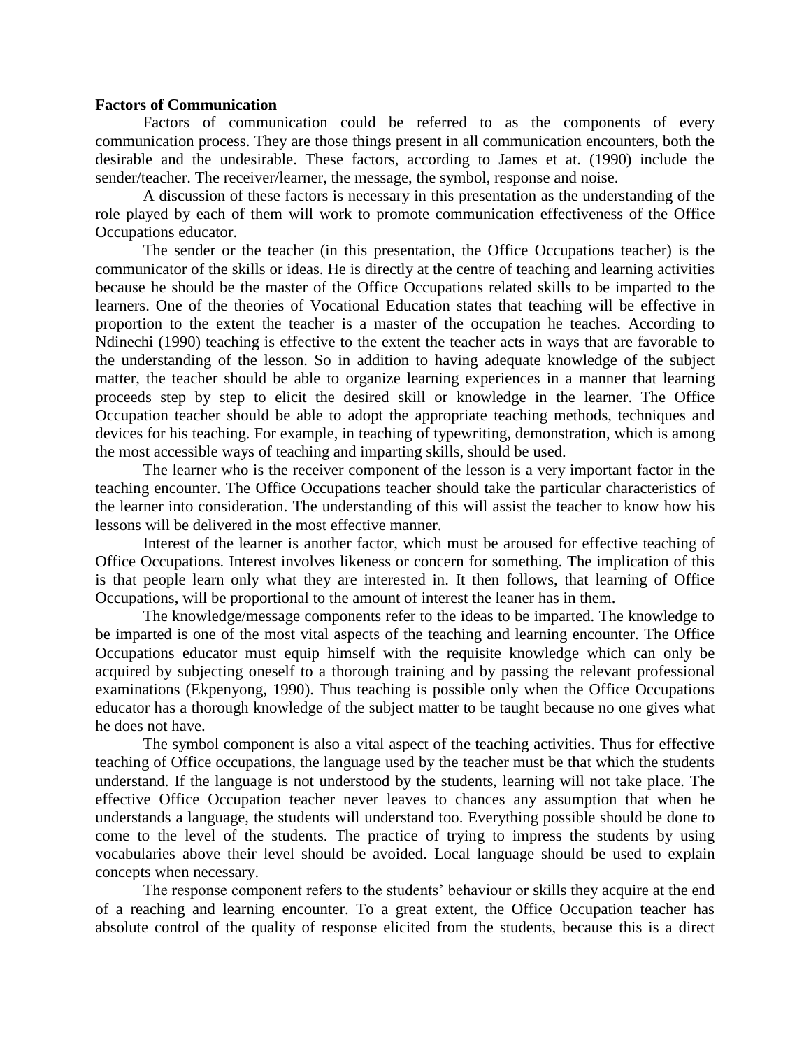**Factors of Communication**

Factors of communication could be referred to as the components of every communication process. They are those things present in all communication encounters, both the desirable and the undesirable. These factors, according to James et at. (1990) include the sender/teacher. The receiver/learner, the message, the symbol, response and noise.

A discussion of these factors is necessary in this presentation as the understanding of the role played by each of them will work to promote communication effectiveness of the Office Occupations educator.

The sender or the teacher (in this presentation, the Office Occupations teacher) is the communicator of the skills or ideas. He is directly at the centre of teaching and learning activities because he should be the master of the Office Occupations related skills to be imparted to the learners. One of the theories of Vocational Education states that teaching will be effective in proportion to the extent the teacher is a master of the occupation he teaches. According to Ndinechi (1990) teaching is effective to the extent the teacher acts in ways that are favorable to the understanding of the lesson. So in addition to having adequate knowledge of the subject matter, the teacher should be able to organize learning experiences in a manner that learning proceeds step by step to elicit the desired skill or knowledge in the learner. The Office Occupation teacher should be able to adopt the appropriate teaching methods, techniques and devices for his teaching. For example, in teaching of typewriting, demonstration, which is among the most accessible ways of teaching and imparting skills, should be used.

The learner who is the receiver component of the lesson is a very important factor in the teaching encounter. The Office Occupations teacher should take the particular characteristics of the learner into consideration. The understanding of this will assist the teacher to know how his lessons will be delivered in the most effective manner.

Interest of the learner is another factor, which must be aroused for effective teaching of Office Occupations. Interest involves likeness or concern for something. The implication of this is that people learn only what they are interested in. It then follows, that learning of Office Occupations, will be proportional to the amount of interest the leaner has in them.

The knowledge/message components refer to the ideas to be imparted. The knowledge to be imparted is one of the most vital aspects of the teaching and learning encounter. The Office Occupations educator must equip himself with the requisite knowledge which can only be acquired by subjecting oneself to a thorough training and by passing the relevant professional examinations (Ekpenyong, 1990). Thus teaching is possible only when the Office Occupations educator has a thorough knowledge of the subject matter to be taught because no one gives what he does not have.

The symbol component is also a vital aspect of the teaching activities. Thus for effective teaching of Office occupations, the language used by the teacher must be that which the students understand. If the language is not understood by the students, learning will not take place. The effective Office Occupation teacher never leaves to chances any assumption that when he understands a language, the students will understand too. Everything possible should be done to come to the level of the students. The practice of trying to impress the students by using vocabularies above their level should be avoided. Local language should be used to explain concepts when necessary.

The response component refers to the students' behaviour or skills they acquire at the end of a reaching and learning encounter. To a great extent, the Office Occupation teacher has absolute control of the quality of response elicited from the students, because this is a direct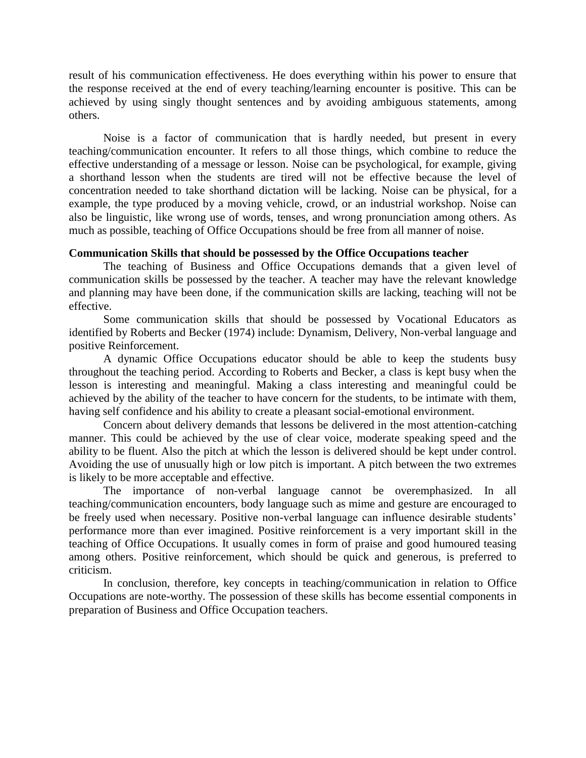result of his communication effectiveness. He does everything within his power to ensure that the response received at the end of every teaching/learning encounter is positive. This can be achieved by using singly thought sentences and by avoiding ambiguous statements, among others.

Noise is a factor of communication that is hardly needed, but present in every teaching/communication encounter. It refers to all those things, which combine to reduce the effective understanding of a message or lesson. Noise can be psychological, for example, giving a shorthand lesson when the students are tired will not be effective because the level of concentration needed to take shorthand dictation will be lacking. Noise can be physical, for a example, the type produced by a moving vehicle, crowd, or an industrial workshop. Noise can also be linguistic, like wrong use of words, tenses, and wrong pronunciation among others. As much as possible, teaching of Office Occupations should be free from all manner of noise.

**Communication Skills that should be possessed by the Office Occupations teacher**

The teaching of Business and Office Occupations demands that a given level of communication skills be possessed by the teacher. A teacher may have the relevant knowledge and planning may have been done, if the communication skills are lacking, teaching will not be effective.

Some communication skills that should be possessed by Vocational Educators as identified by Roberts and Becker (1974) include: Dynamism, Delivery, Non-verbal language and positive Reinforcement.

A dynamic Office Occupations educator should be able to keep the students busy throughout the teaching period. According to Roberts and Becker, a class is kept busy when the lesson is interesting and meaningful. Making a class interesting and meaningful could be achieved by the ability of the teacher to have concern for the students, to be intimate with them, having self confidence and his ability to create a pleasant social-emotional environment.

Concern about delivery demands that lessons be delivered in the most attention-catching manner. This could be achieved by the use of clear voice, moderate speaking speed and the ability to be fluent. Also the pitch at which the lesson is delivered should be kept under control. Avoiding the use of unusually high or low pitch is important. A pitch between the two extremes is likely to be more acceptable and effective.

The importance of non-verbal language cannot be overemphasized. In all teaching/communication encounters, body language such as mime and gesture are encouraged to be freely used when necessary. Positive non-verbal language can influence desirable students' performance more than ever imagined. Positive reinforcement is a very important skill in the teaching of Office Occupations. It usually comes in form of praise and good humoured teasing among others. Positive reinforcement, which should be quick and generous, is preferred to criticism.

In conclusion, therefore, key concepts in teaching/communication in relation to Office Occupations are note-worthy. The possession of these skills has become essential components in preparation of Business and Office Occupation teachers.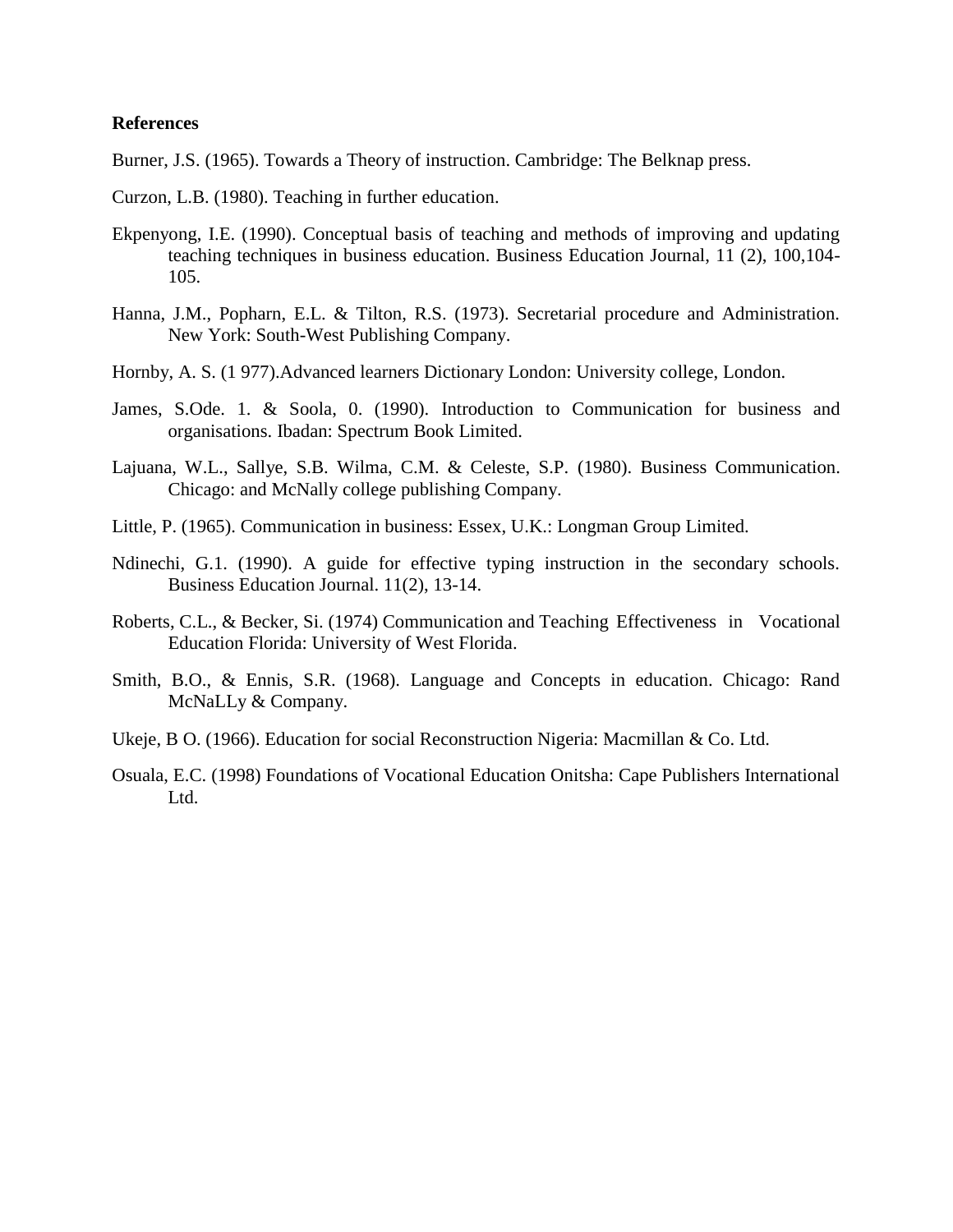**References**

Burner, J.S. (1965). Towards a Theory of instruction. Cambridge: The Belknap press.

Curzon, L.B. (1980). Teaching in further education.

Ekpenyong, I.E. (1990). Conceptual basis of teaching and methods of improving and updating teaching techniques in business education. Business Education Journal, 11 (2), 100,104-105.

Hanna, J.M., Popharn, E.L. & Tilton, R.S. (1973). Secretarial procedure and Administration. New York: South-West Publishing Company.

Hornby, A. S. (1 977).Advanced learners Dictionary London: University college, London.

James, S.Ode. 1. & Soola, 0. (1990). Introduction to Communication for business and organisations. Ibadan: Spectrum Book Limited.

Lajuana, W.L., Sallye, S.B. Wilma, C.M. & Celeste, S.P. (1980). Business Communication. Chicago: and McNally college publishing Company.

Little, P. (1965). Communication in business: Essex, U.K.: Longman Group Limited.

Ndinechi, G.1. (1990). A guide for effective typing instruction in the secondary schools. Business Education Journal. 11(2), 13-14.

Roberts, C.L., & Becker, Si. (1974) Communication and Teaching Effectiveness in Vocational Education Florida: University of West Florida.

Smith, B.O., & Ennis, S.R. (1968). Language and Concepts in education. Chicago: Rand McNaLLy & Company.

Ukeje, B O. (1966). Education for social Reconstruction Nigeria: Macmillan & Co. Ltd.

Osuala, E.C. (1998) Foundations of Vocational Education Onitsha: Cape Publishers International Ltd.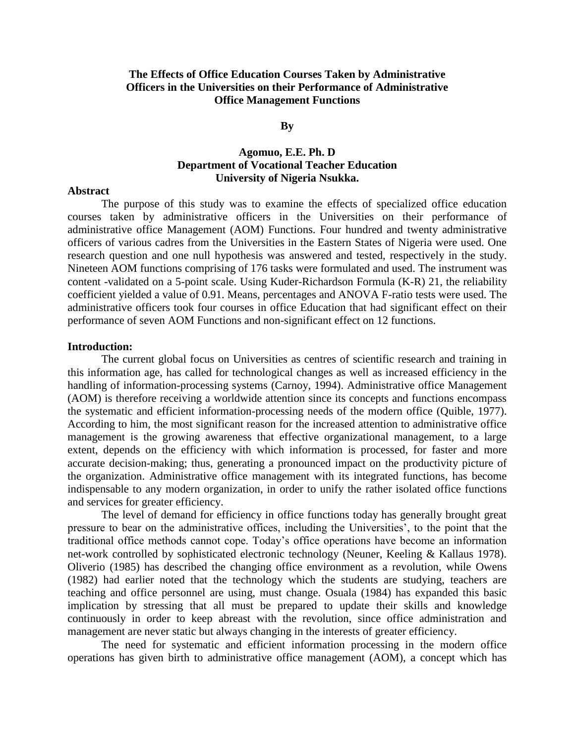# The Effects of Office Education Courses Taken by Administrative Officers in the Universities on their Performance of Administrative Office Management Functions

**By**

**Agomuo, E.E. Ph. D**
**Department of Vocational Teacher Education**
**University of Nigeria Nsukka.**

## Abstract

The purpose of this study was to examine the effects of specialized office education courses taken by administrative officers in the Universities on their performance of administrative office Management (AOM) Functions. Four hundred and twenty administrative officers of various cadres from the Universities in the Eastern States of Nigeria were used. One research question and one null hypothesis was answered and tested, respectively in the study. Nineteen AOM functions comprising of 176 tasks were formulated and used. The instrument was content -validated on a 5-point scale. Using Kuder-Richardson Formula (K-R) 21, the reliability coefficient yielded a value of 0.91. Means, percentages and ANOVA F-ratio tests were used. The administrative officers took four courses in office Education that had significant effect on their performance of seven AOM Functions and non-significant effect on 12 functions.

## Introduction:

The current global focus on Universities as centres of scientific research and training in this information age, has called for technological changes as well as increased efficiency in the handling of information-processing systems (Carnoy, 1994). Administrative office Management (AOM) is therefore receiving a worldwide attention since its concepts and functions encompass the systematic and efficient information-processing needs of the modern office (Quible, 1977). According to him, the most significant reason for the increased attention to administrative office management is the growing awareness that effective organizational management, to a large extent, depends on the efficiency with which information is processed, for faster and more accurate decision-making; thus, generating a pronounced impact on the productivity picture of the organization. Administrative office management with its integrated functions, has become indispensable to any modern organization, in order to unify the rather isolated office functions and services for greater efficiency.

The level of demand for efficiency in office functions today has generally brought great pressure to bear on the administrative offices, including the Universities', to the point that the traditional office methods cannot cope. Today's office operations have become an information net-work controlled by sophisticated electronic technology (Neuner, Keeling & Kallaus 1978). Oliverio (1985) has described the changing office environment as a revolution, while Owens (1982) had earlier noted that the technology which the students are studying, teachers are teaching and office personnel are using, must change. Osuala (1984) has expanded this basic implication by stressing that all must be prepared to update their skills and knowledge continuously in order to keep abreast with the revolution, since office administration and management are never static but always changing in the interests of greater efficiency.

The need for systematic and efficient information processing in the modern office operations has given birth to administrative office management (AOM), a concept which has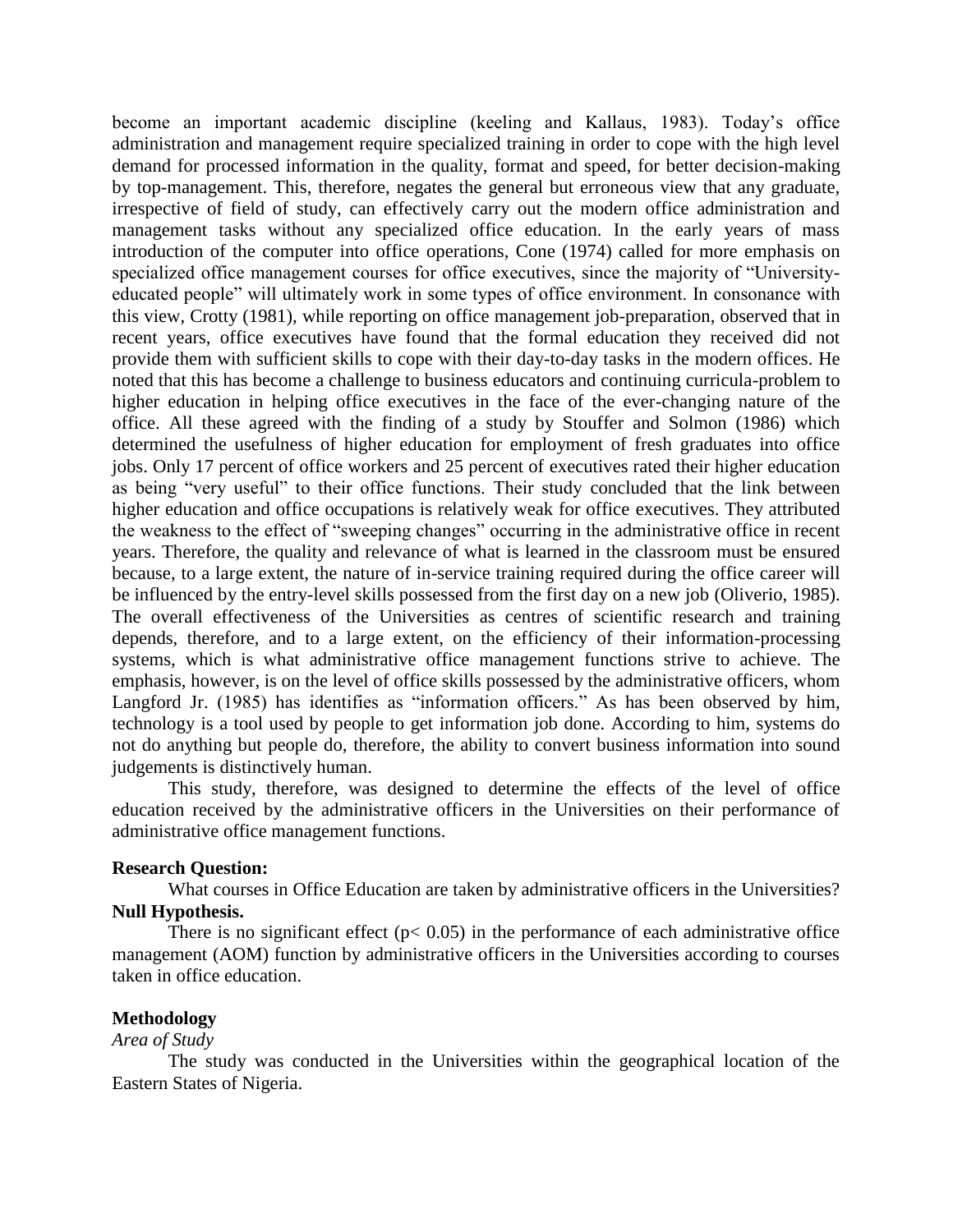become an important academic discipline (keeling and Kallaus, 1983). Today's office administration and management require specialized training in order to cope with the high level demand for processed information in the quality, format and speed, for better decision-making by top-management. This, therefore, negates the general but erroneous view that any graduate, irrespective of field of study, can effectively carry out the modern office administration and management tasks without any specialized office education. In the early years of mass introduction of the computer into office operations, Cone (1974) called for more emphasis on specialized office management courses for office executives, since the majority of "University-educated people" will ultimately work in some types of office environment. In consonance with this view, Crotty (1981), while reporting on office management job-preparation, observed that in recent years, office executives have found that the formal education they received did not provide them with sufficient skills to cope with their day-to-day tasks in the modern offices. He noted that this has become a challenge to business educators and continuing curricula-problem to higher education in helping office executives in the face of the ever-changing nature of the office. All these agreed with the finding of a study by Stouffer and Solmon (1986) which determined the usefulness of higher education for employment of fresh graduates into office jobs. Only 17 percent of office workers and 25 percent of executives rated their higher education as being "very useful" to their office functions. Their study concluded that the link between higher education and office occupations is relatively weak for office executives. They attributed the weakness to the effect of "sweeping changes" occurring in the administrative office in recent years. Therefore, the quality and relevance of what is learned in the classroom must be ensured because, to a large extent, the nature of in-service training required during the office career will be influenced by the entry-level skills possessed from the first day on a new job (Oliverio, 1985). The overall effectiveness of the Universities as centres of scientific research and training depends, therefore, and to a large extent, on the efficiency of their information-processing systems, which is what administrative office management functions strive to achieve. The emphasis, however, is on the level of office skills possessed by the administrative officers, whom Langford Jr. (1985) has identifies as "information officers." As has been observed by him, technology is a tool used by people to get information job done. According to him, systems do not do anything but people do, therefore, the ability to convert business information into sound judgements is distinctively human.

This study, therefore, was designed to determine the effects of the level of office education received by the administrative officers in the Universities on their performance of administrative office management functions.

**Research Question:**

What courses in Office Education are taken by administrative officers in the Universities?

**Null Hypothesis.**

There is no significant effect ($p < 0.05$) in the performance of each administrative office management (AOM) function by administrative officers in the Universities according to courses taken in office education.

## Methodology

*Area of Study*

The study was conducted in the Universities within the geographical location of the Eastern States of Nigeria.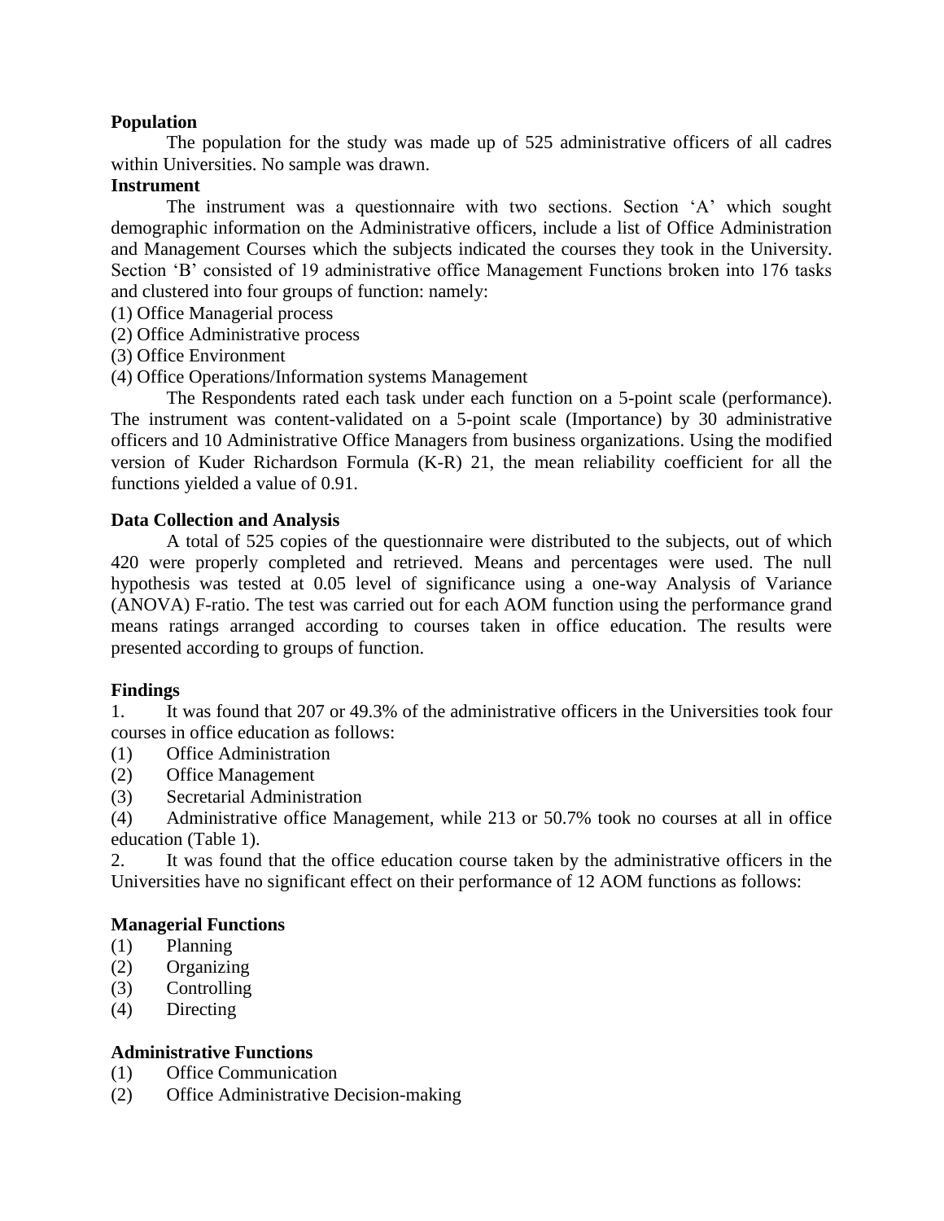**Population**

The population for the study was made up of 525 administrative officers of all cadres within Universities. No sample was drawn.

**Instrument**

The instrument was a questionnaire with two sections. Section 'A' which sought demographic information on the Administrative officers, include a list of Office Administration and Management Courses which the subjects indicated the courses they took in the University. Section 'B' consisted of 19 administrative office Management Functions broken into 176 tasks and clustered into four groups of function: namely:

(1) Office Managerial process
(2) Office Administrative process
(3) Office Environment
(4) Office Operations/Information systems Management

The Respondents rated each task under each function on a 5-point scale (performance). The instrument was content-validated on a 5-point scale (Importance) by 30 administrative officers and 10 Administrative Office Managers from business organizations. Using the modified version of Kuder Richardson Formula (K-R) 21, the mean reliability coefficient for all the functions yielded a value of 0.91.

**Data Collection and Analysis**

A total of 525 copies of the questionnaire were distributed to the subjects, out of which 420 were properly completed and retrieved. Means and percentages were used. The null hypothesis was tested at 0.05 level of significance using a one-way Analysis of Variance (ANOVA) F-ratio. The test was carried out for each AOM function using the performance grand means ratings arranged according to courses taken in office education. The results were presented according to groups of function.

**Findings**

1. It was found that 207 or 49.3% of the administrative officers in the Universities took four courses in office education as follows:

(1) Office Administration
(2) Office Management
(3) Secretarial Administration
(4) Administrative office Management, while 213 or 50.7% took no courses at all in office education (Table 1).

2. It was found that the office education course taken by the administrative officers in the Universities have no significant effect on their performance of 12 AOM functions as follows:

**Managerial Functions**

(1) Planning
(2) Organizing
(3) Controlling
(4) Directing

**Administrative Functions**

(1) Office Communication
(2) Office Administrative Decision-making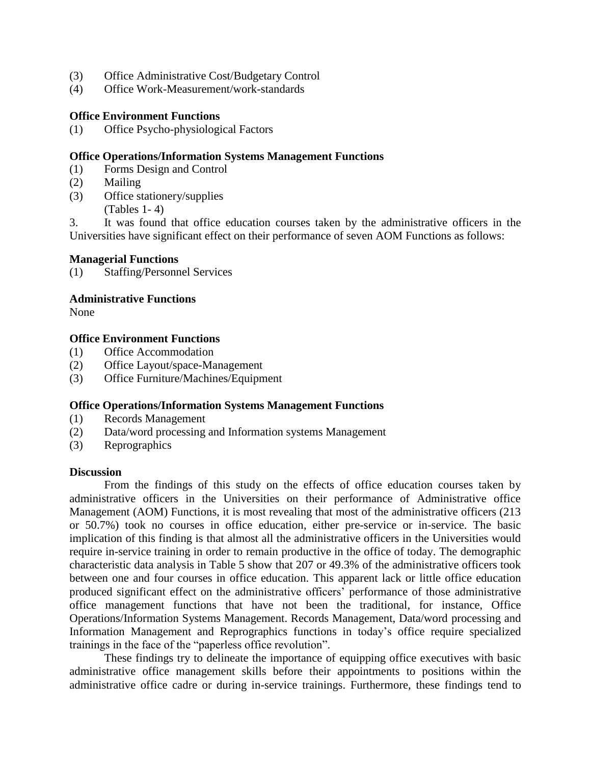(3) Office Administrative Cost/Budgetary Control
(4) Office Work-Measurement/work-standards

**Office Environment Functions**
(1) Office Psycho-physiological Factors

**Office Operations/Information Systems Management Functions**
(1) Forms Design and Control
(2) Mailing
(3) Office stationery/supplies
(Tables 1- 4)

3. It was found that office education courses taken by the administrative officers in the Universities have significant effect on their performance of seven AOM Functions as follows:

**Managerial Functions**
(1) Staffing/Personnel Services

**Administrative Functions**
None

**Office Environment Functions**
(1) Office Accommodation
(2) Office Layout/space-Management
(3) Office Furniture/Machines/Equipment

**Office Operations/Information Systems Management Functions**
(1) Records Management
(2) Data/word processing and Information systems Management
(3) Reprographics

**Discussion**

From the findings of this study on the effects of office education courses taken by administrative officers in the Universities on their performance of Administrative office Management (AOM) Functions, it is most revealing that most of the administrative officers (213 or 50.7%) took no courses in office education, either pre-service or in-service. The basic implication of this finding is that almost all the administrative officers in the Universities would require in-service training in order to remain productive in the office of today. The demographic characteristic data analysis in Table 5 show that 207 or 49.3% of the administrative officers took between one and four courses in office education. This apparent lack or little office education produced significant effect on the administrative officers' performance of those administrative office management functions that have not been the traditional, for instance, Office Operations/Information Systems Management. Records Management, Data/word processing and Information Management and Reprographics functions in today's office require specialized trainings in the face of the "paperless office revolution".

These findings try to delineate the importance of equipping office executives with basic administrative office management skills before their appointments to positions within the administrative office cadre or during in-service trainings. Furthermore, these findings tend to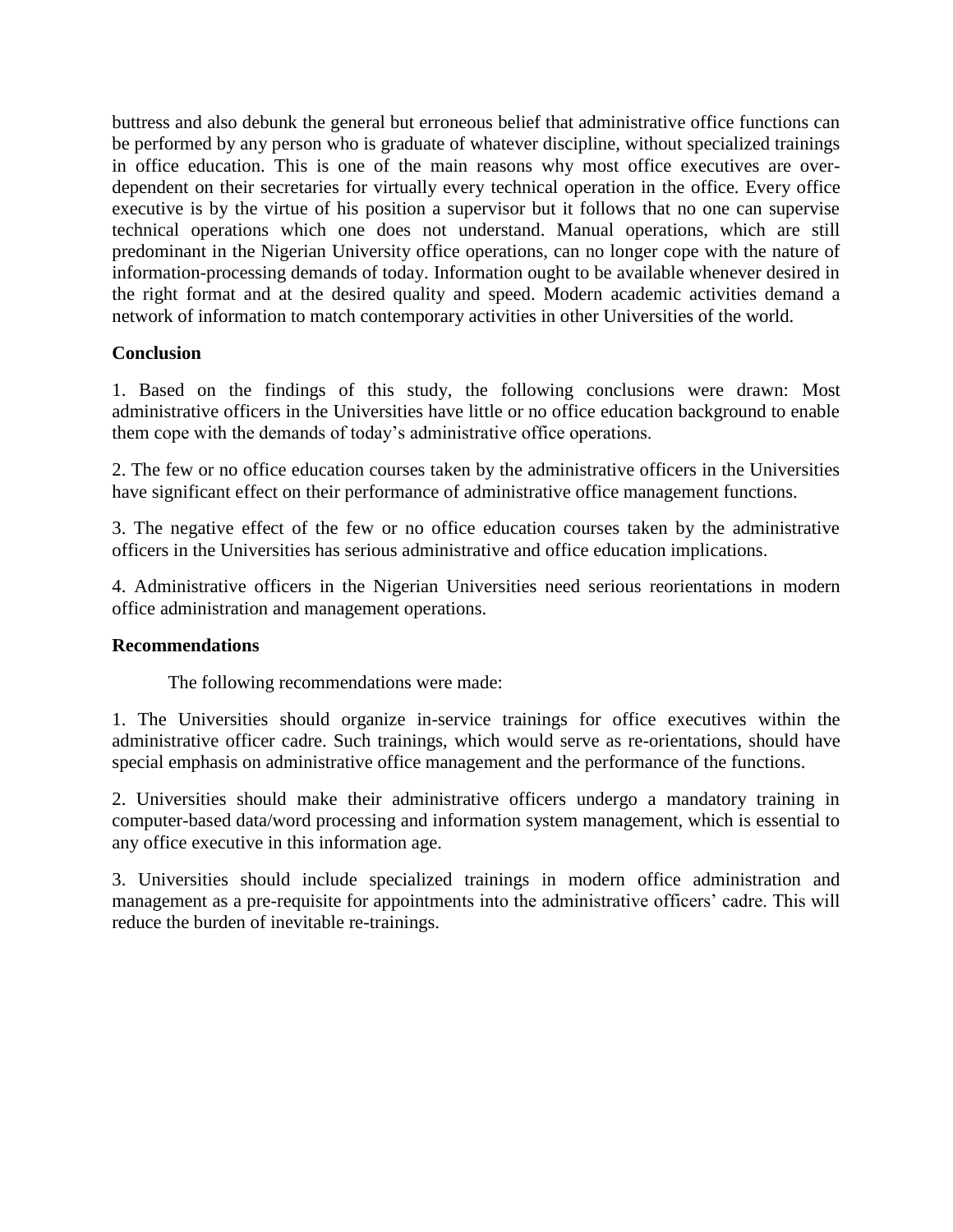buttress and also debunk the general but erroneous belief that administrative office functions can be performed by any person who is graduate of whatever discipline, without specialized trainings in office education. This is one of the main reasons why most office executives are over-dependent on their secretaries for virtually every technical operation in the office. Every office executive is by the virtue of his position a supervisor but it follows that no one can supervise technical operations which one does not understand. Manual operations, which are still predominant in the Nigerian University office operations, can no longer cope with the nature of information-processing demands of today. Information ought to be available whenever desired in the right format and at the desired quality and speed. Modern academic activities demand a network of information to match contemporary activities in other Universities of the world.

**Conclusion**

1. Based on the findings of this study, the following conclusions were drawn: Most administrative officers in the Universities have little or no office education background to enable them cope with the demands of today's administrative office operations.

2. The few or no office education courses taken by the administrative officers in the Universities have significant effect on their performance of administrative office management functions.

3. The negative effect of the few or no office education courses taken by the administrative officers in the Universities has serious administrative and office education implications.

4. Administrative officers in the Nigerian Universities need serious reorientations in modern office administration and management operations.

**Recommendations**

The following recommendations were made:

1. The Universities should organize in-service trainings for office executives within the administrative officer cadre. Such trainings, which would serve as re-orientations, should have special emphasis on administrative office management and the performance of the functions.

2. Universities should make their administrative officers undergo a mandatory training in computer-based data/word processing and information system management, which is essential to any office executive in this information age.

3. Universities should include specialized trainings in modern office administration and management as a pre-requisite for appointments into the administrative officers' cadre. This will reduce the burden of inevitable re-trainings.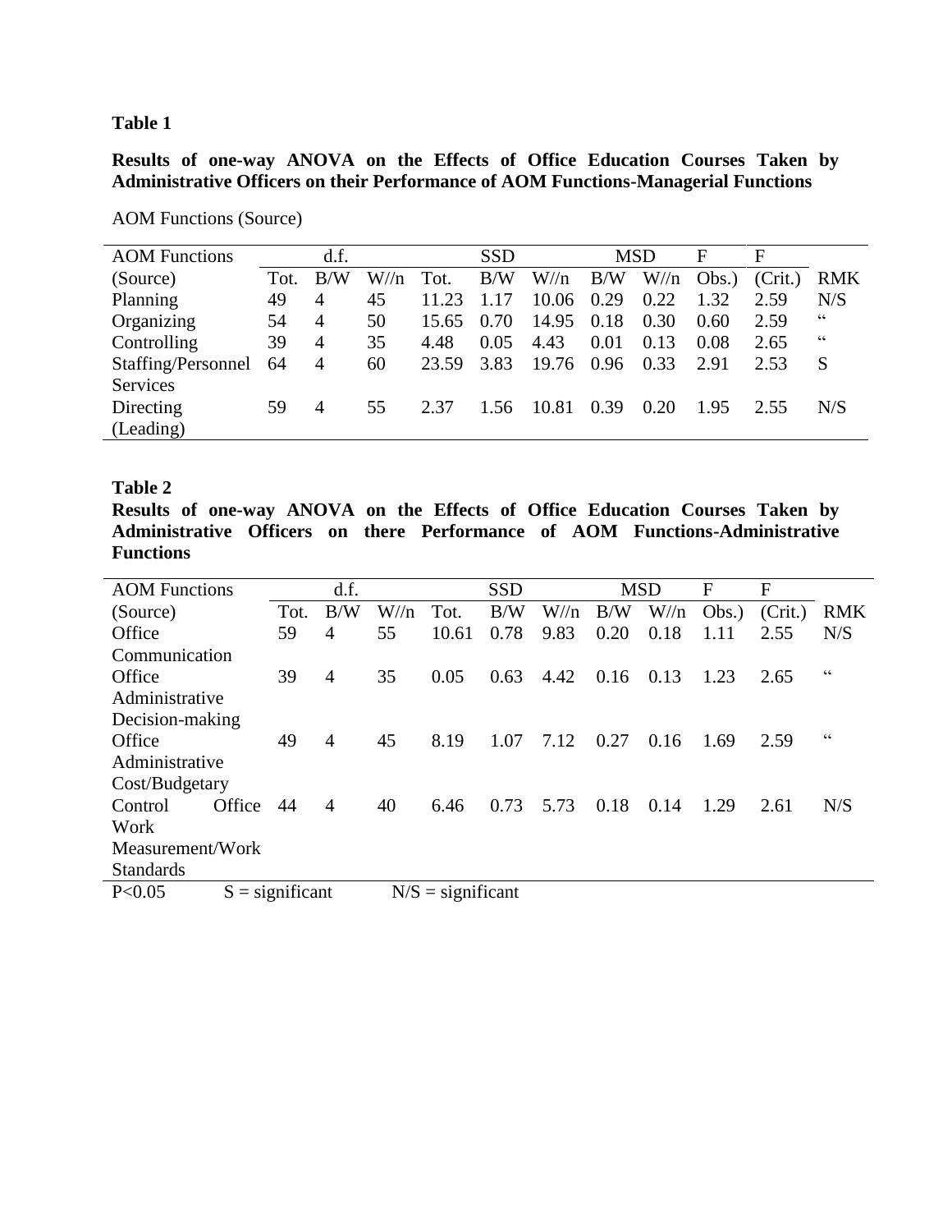**Table 1**

**Results of one-way ANOVA on the Effects of Office Education Courses Taken by Administrative Officers on their Performance of AOM Functions-Managerial Functions**

AOM Functions (Source)

| AOM Functions | d.f. | | | SSD | | | MSD | | F | F | |
|---|---|---|---|---|---|---|---|---|---|---|---|
| (Source) | Tot. | B/W | W//n | Tot. | B/W | W//n | B/W | W//n | Obs.) | (Crit.) | RMK |
| Planning | 49 | 4 | 45 | 11.23 | 1.17 | 10.06 | 0.29 | 0.22 | 1.32 | 2.59 | N/S |
| Organizing | 54 | 4 | 50 | 15.65 | 0.70 | 14.95 | 0.18 | 0.30 | 0.60 | 2.59 | " |
| Controlling | 39 | 4 | 35 | 4.48 | 0.05 | 4.43 | 0.01 | 0.13 | 0.08 | 2.65 | " |
| Staffing/Personnel Services | 64 | 4 | 60 | 23.59 | 3.83 | 19.76 | 0.96 | 0.33 | 2.91 | 2.53 | S |
| Directing (Leading) | 59 | 4 | 55 | 2.37 | 1.56 | 10.81 | 0.39 | 0.20 | 1.95 | 2.55 | N/S |

**Table 2**

**Results of one-way ANOVA on the Effects of Office Education Courses Taken by Administrative Officers on there Performance of AOM Functions-Administrative Functions**

| AOM Functions | d.f. | | | SSD | | | MSD | | F | F | |
|---|---|---|---|---|---|---|---|---|---|---|---|
| (Source) | Tot. | B/W | W//n | Tot. | B/W | W//n | B/W | W//n | Obs.) | (Crit.) | RMK |
| Office Communication | 59 | 4 | 55 | 10.61 | 0.78 | 9.83 | 0.20 | 0.18 | 1.11 | 2.55 | N/S |
| Office Administrative Decision-making | 39 | 4 | 35 | 0.05 | 0.63 | 4.42 | 0.16 | 0.13 | 1.23 | 2.65 | " |
| Office Administrative Cost/Budgetary | 49 | 4 | 45 | 8.19 | 1.07 | 7.12 | 0.27 | 0.16 | 1.69 | 2.59 | " |
| Control Office Work Measurement/Work Standards | 44 | 4 | 40 | 6.46 | 0.73 | 5.73 | 0.18 | 0.14 | 1.29 | 2.61 | N/S |

$P<0.05$ S = significant N/S = significant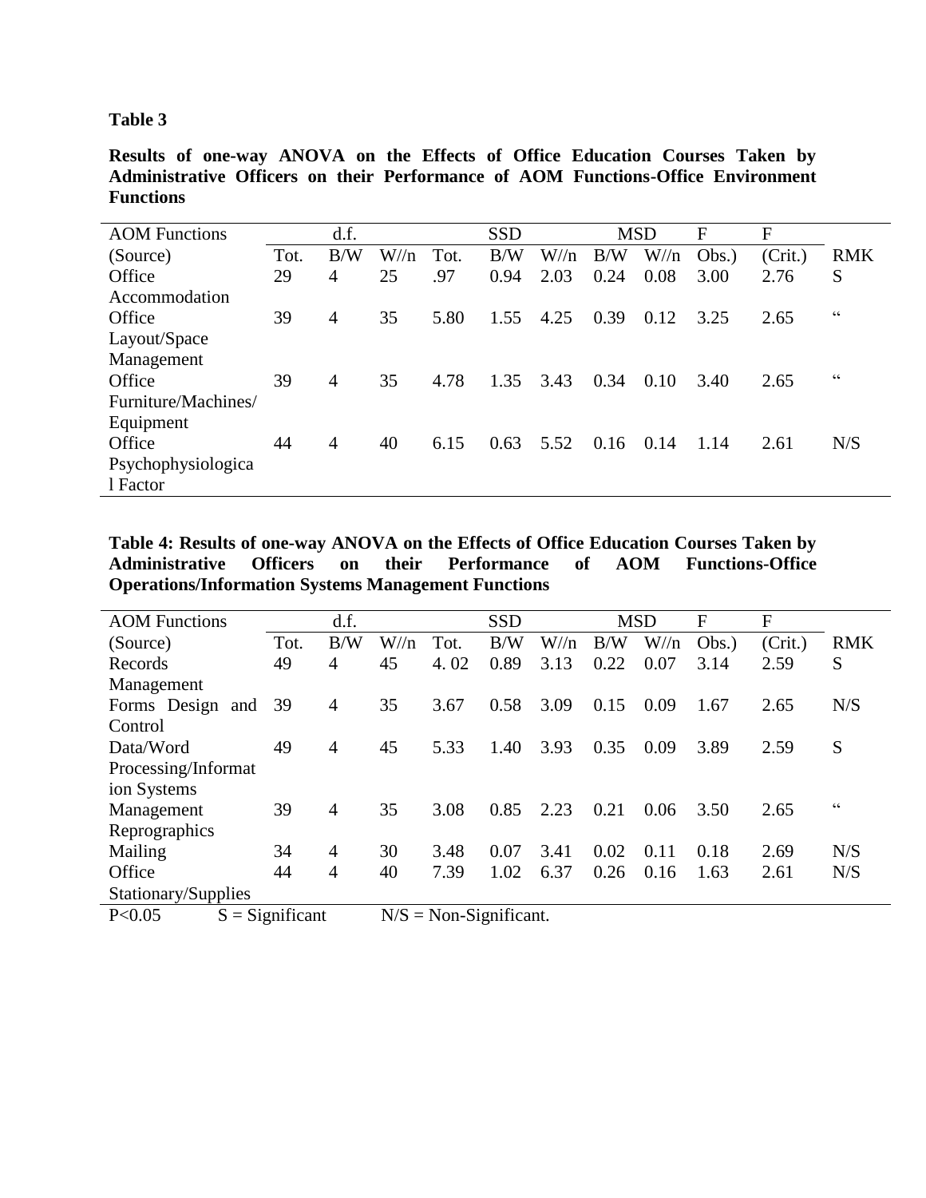**Table 3**

**Results of one-way ANOVA on the Effects of Office Education Courses Taken by Administrative Officers on their Performance of AOM Functions-Office Environment Functions**

| AOM Functions | d.f. | | | SSD | | | MSD | | F | F | |
|---|---|---|---|---|---|---|---|---|---|---|---|
| (Source) | Tot. | B/W | W//n | Tot. | B/W | W//n | B/W | W//n | Obs.) | (Crit.) | RMK |
| Office Accommodation | 29 | 4 | 25 | .97 | 0.94 | 2.03 | 0.24 | 0.08 | 3.00 | 2.76 | S |
| Office Layout/Space Management | 39 | 4 | 35 | 5.80 | 1.55 | 4.25 | 0.39 | 0.12 | 3.25 | 2.65 | " |
| Office Furniture/Machines/ Equipment | 39 | 4 | 35 | 4.78 | 1.35 | 3.43 | 0.34 | 0.10 | 3.40 | 2.65 | " |
| Office Psychophysiologica l Factor | 44 | 4 | 40 | 6.15 | 0.63 | 5.52 | 0.16 | 0.14 | 1.14 | 2.61 | N/S |

**Table 4: Results of one-way ANOVA on the Effects of Office Education Courses Taken by Administrative Officers on their Performance of AOM Functions-Office Operations/Information Systems Management Functions**

| AOM Functions | d.f. | | | SSD | | | MSD | | F | F | |
|---|---|---|---|---|---|---|---|---|---|---|---|
| (Source) | Tot. | B/W | W//n | Tot. | B/W | W//n | B/W | W//n | Obs.) | (Crit.) | RMK |
| Records Management | 49 | 4 | 45 | 4. 02 | 0.89 | 3.13 | 0.22 | 0.07 | 3.14 | 2.59 | S |
| Forms Design and Control | 39 | 4 | 35 | 3.67 | 0.58 | 3.09 | 0.15 | 0.09 | 1.67 | 2.65 | N/S |
| Data/Word Processing/Informat ion Systems | 49 | 4 | 45 | 5.33 | 1.40 | 3.93 | 0.35 | 0.09 | 3.89 | 2.59 | S |
| Management Reprographics | 39 | 4 | 35 | 3.08 | 0.85 | 2.23 | 0.21 | 0.06 | 3.50 | 2.65 | " |
| Mailing | 34 | 4 | 30 | 3.48 | 0.07 | 3.41 | 0.02 | 0.11 | 0.18 | 2.69 | N/S |
| Office Stationary/Supplies | 44 | 4 | 40 | 7.39 | 1.02 | 6.37 | 0.26 | 0.16 | 1.63 | 2.61 | N/S |

$P<0.05$ S = Significant N/S = Non-Significant.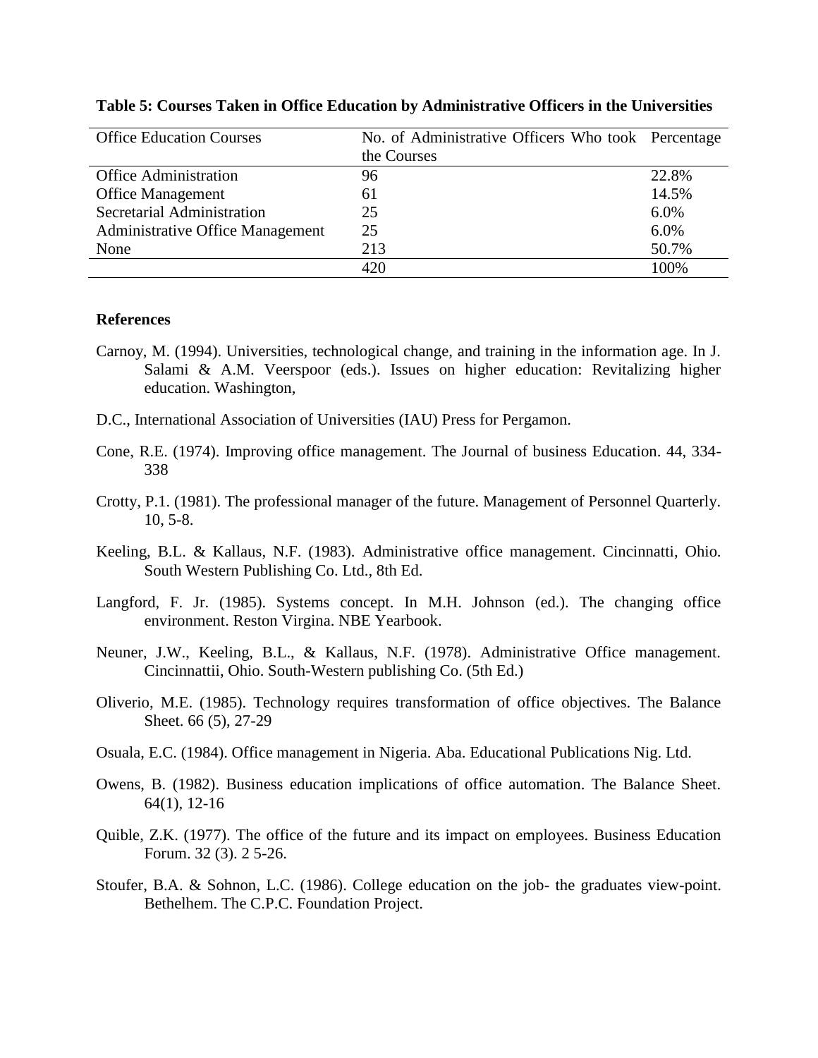**Table 5: Courses Taken in Office Education by Administrative Officers in the Universities**

| Office Education Courses | No. of Administrative Officers Who took the Courses | Percentage |
|---|---|---|
| Office Administration | 96 | 22.8% |
| Office Management | 61 | 14.5% |
| Secretarial Administration | 25 | 6.0% |
| Administrative Office Management | 25 | 6.0% |
| None | 213 | 50.7% |
| | 420 | 100% |

**References**

Carnoy, M. (1994). Universities, technological change, and training in the information age. In J. Salami & A.M. Veerspoor (eds.). Issues on higher education: Revitalizing higher education. Washington,

D.C., International Association of Universities (IAU) Press for Pergamon.

Cone, R.E. (1974). Improving office management. The Journal of business Education. 44, 334-338

Crotty, P.1. (1981). The professional manager of the future. Management of Personnel Quarterly. 10, 5-8.

Keeling, B.L. & Kallaus, N.F. (1983). Administrative office management. Cincinnatti, Ohio. South Western Publishing Co. Ltd., 8th Ed.

Langford, F. Jr. (1985). Systems concept. In M.H. Johnson (ed.). The changing office environment. Reston Virgina. NBE Yearbook.

Neuner, J.W., Keeling, B.L., & Kallaus, N.F. (1978). Administrative Office management. Cincinnattii, Ohio. South-Western publishing Co. (5th Ed.)

Oliverio, M.E. (1985). Technology requires transformation of office objectives. The Balance Sheet. 66 (5), 27-29

Osuala, E.C. (1984). Office management in Nigeria. Aba. Educational Publications Nig. Ltd.

Owens, B. (1982). Business education implications of office automation. The Balance Sheet. 64(1), 12-16

Quible, Z.K. (1977). The office of the future and its impact on employees. Business Education Forum. 32 (3). 2 5-26.

Stoufer, B.A. & Sohnon, L.C. (1986). College education on the job- the graduates view-point. Bethelhem. The C.P.C. Foundation Project.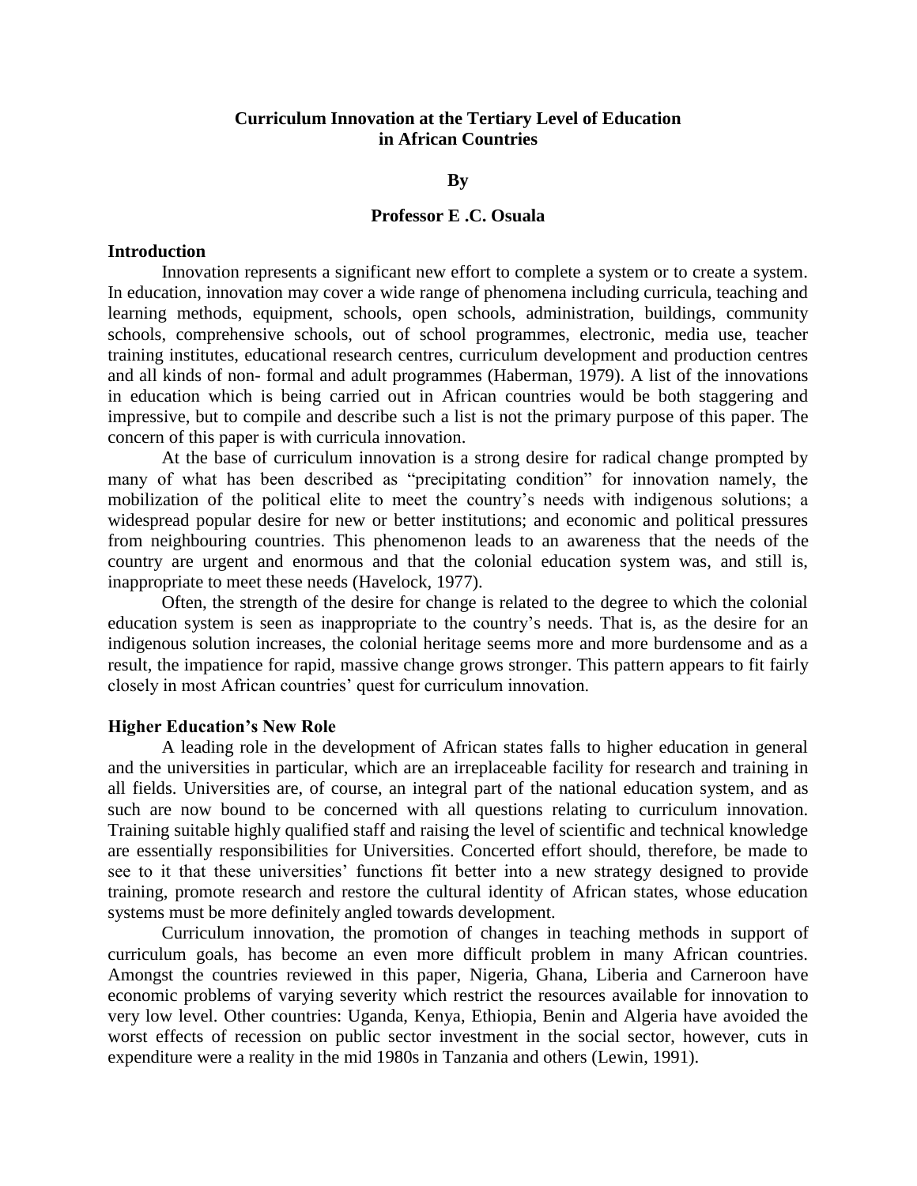# Curriculum Innovation at the Tertiary Level of Education in African Countries

**By**

**Professor E .C. Osuala**

## Introduction

Innovation represents a significant new effort to complete a system or to create a system. In education, innovation may cover a wide range of phenomena including curricula, teaching and learning methods, equipment, schools, open schools, administration, buildings, community schools, comprehensive schools, out of school programmes, electronic, media use, teacher training institutes, educational research centres, curriculum development and production centres and all kinds of non- formal and adult programmes (Haberman, 1979). A list of the innovations in education which is being carried out in African countries would be both staggering and impressive, but to compile and describe such a list is not the primary purpose of this paper. The concern of this paper is with curricula innovation.

At the base of curriculum innovation is a strong desire for radical change prompted by many of what has been described as "precipitating condition" for innovation namely, the mobilization of the political elite to meet the country's needs with indigenous solutions; a widespread popular desire for new or better institutions; and economic and political pressures from neighbouring countries. This phenomenon leads to an awareness that the needs of the country are urgent and enormous and that the colonial education system was, and still is, inappropriate to meet these needs (Havelock, 1977).

Often, the strength of the desire for change is related to the degree to which the colonial education system is seen as inappropriate to the country's needs. That is, as the desire for an indigenous solution increases, the colonial heritage seems more and more burdensome and as a result, the impatience for rapid, massive change grows stronger. This pattern appears to fit fairly closely in most African countries' quest for curriculum innovation.

## Higher Education's New Role

A leading role in the development of African states falls to higher education in general and the universities in particular, which are an irreplaceable facility for research and training in all fields. Universities are, of course, an integral part of the national education system, and as such are now bound to be concerned with all questions relating to curriculum innovation. Training suitable highly qualified staff and raising the level of scientific and technical knowledge are essentially responsibilities for Universities. Concerted effort should, therefore, be made to see to it that these universities' functions fit better into a new strategy designed to provide training, promote research and restore the cultural identity of African states, whose education systems must be more definitely angled towards development.

Curriculum innovation, the promotion of changes in teaching methods in support of curriculum goals, has become an even more difficult problem in many African countries. Amongst the countries reviewed in this paper, Nigeria, Ghana, Liberia and Carneroon have economic problems of varying severity which restrict the resources available for innovation to very low level. Other countries: Uganda, Kenya, Ethiopia, Benin and Algeria have avoided the worst effects of recession on public sector investment in the social sector, however, cuts in expenditure were a reality in the mid 1980s in Tanzania and others (Lewin, 1991).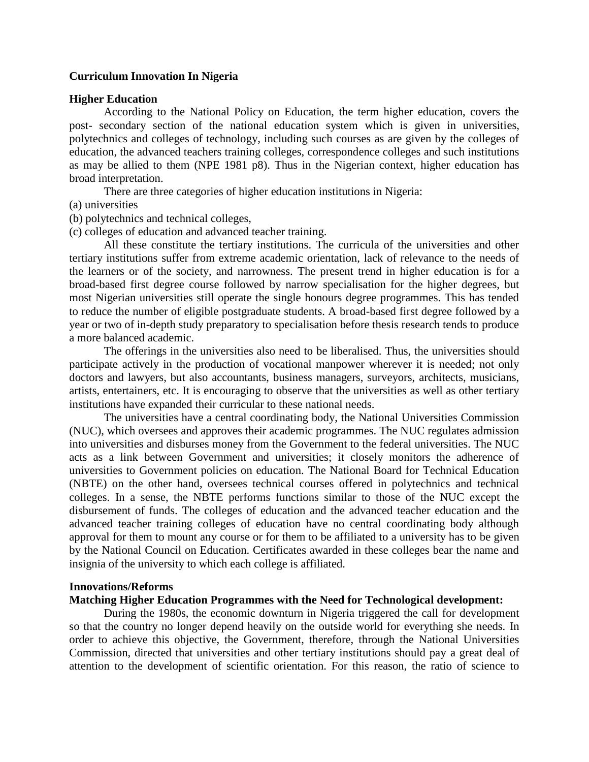**Curriculum Innovation In Nigeria**

**Higher Education**

According to the National Policy on Education, the term higher education, covers the post- secondary section of the national education system which is given in universities, polytechnics and colleges of technology, including such courses as are given by the colleges of education, the advanced teachers training colleges, correspondence colleges and such institutions as may be allied to them (NPE 1981 p8). Thus in the Nigerian context, higher education has broad interpretation.

There are three categories of higher education institutions in Nigeria:

(a) universities

(b) polytechnics and technical colleges,

(c) colleges of education and advanced teacher training.

All these constitute the tertiary institutions. The curricula of the universities and other tertiary institutions suffer from extreme academic orientation, lack of relevance to the needs of the learners or of the society, and narrowness. The present trend in higher education is for a broad-based first degree course followed by narrow specialisation for the higher degrees, but most Nigerian universities still operate the single honours degree programmes. This has tended to reduce the number of eligible postgraduate students. A broad-based first degree followed by a year or two of in-depth study preparatory to specialisation before thesis research tends to produce a more balanced academic.

The offerings in the universities also need to be liberalised. Thus, the universities should participate actively in the production of vocational manpower wherever it is needed; not only doctors and lawyers, but also accountants, business managers, surveyors, architects, musicians, artists, entertainers, etc. It is encouraging to observe that the universities as well as other tertiary institutions have expanded their curricular to these national needs.

The universities have a central coordinating body, the National Universities Commission (NUC), which oversees and approves their academic programmes. The NUC regulates admission into universities and disburses money from the Government to the federal universities. The NUC acts as a link between Government and universities; it closely monitors the adherence of universities to Government policies on education. The National Board for Technical Education (NBTE) on the other hand, oversees technical courses offered in polytechnics and technical colleges. In a sense, the NBTE performs functions similar to those of the NUC except the disbursement of funds. The colleges of education and the advanced teacher education and the advanced teacher training colleges of education have no central coordinating body although approval for them to mount any course or for them to be affiliated to a university has to be given by the National Council on Education. Certificates awarded in these colleges bear the name and insignia of the university to which each college is affiliated.

**Innovations/Reforms**

**Matching Higher Education Programmes with the Need for Technological development:**

During the 1980s, the economic downturn in Nigeria triggered the call for development so that the country no longer depend heavily on the outside world for everything she needs. In order to achieve this objective, the Government, therefore, through the National Universities Commission, directed that universities and other tertiary institutions should pay a great deal of attention to the development of scientific orientation. For this reason, the ratio of science to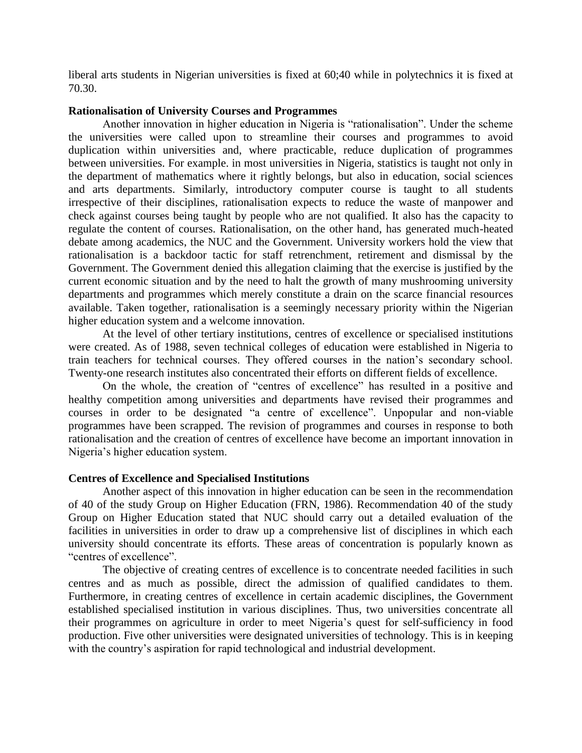liberal arts students in Nigerian universities is fixed at 60;40 while in polytechnics it is fixed at 70.30.

**Rationalisation of University Courses and Programmes**

Another innovation in higher education in Nigeria is "rationalisation". Under the scheme the universities were called upon to streamline their courses and programmes to avoid duplication within universities and, where practicable, reduce duplication of programmes between universities. For example. in most universities in Nigeria, statistics is taught not only in the department of mathematics where it rightly belongs, but also in education, social sciences and arts departments. Similarly, introductory computer course is taught to all students irrespective of their disciplines, rationalisation expects to reduce the waste of manpower and check against courses being taught by people who are not qualified. It also has the capacity to regulate the content of courses. Rationalisation, on the other hand, has generated much-heated debate among academics, the NUC and the Government. University workers hold the view that rationalisation is a backdoor tactic for staff retrenchment, retirement and dismissal by the Government. The Government denied this allegation claiming that the exercise is justified by the current economic situation and by the need to halt the growth of many mushrooming university departments and programmes which merely constitute a drain on the scarce financial resources available. Taken together, rationalisation is a seemingly necessary priority within the Nigerian higher education system and a welcome innovation.

At the level of other tertiary institutions, centres of excellence or specialised institutions were created. As of 1988, seven technical colleges of education were established in Nigeria to train teachers for technical courses. They offered courses in the nation's secondary school. Twenty-one research institutes also concentrated their efforts on different fields of excellence.

On the whole, the creation of "centres of excellence" has resulted in a positive and healthy competition among universities and departments have revised their programmes and courses in order to be designated "a centre of excellence". Unpopular and non-viable programmes have been scrapped. The revision of programmes and courses in response to both rationalisation and the creation of centres of excellence have become an important innovation in Nigeria's higher education system.

**Centres of Excellence and Specialised Institutions**

Another aspect of this innovation in higher education can be seen in the recommendation of 40 of the study Group on Higher Education (FRN, 1986). Recommendation 40 of the study Group on Higher Education stated that NUC should carry out a detailed evaluation of the facilities in universities in order to draw up a comprehensive list of disciplines in which each university should concentrate its efforts. These areas of concentration is popularly known as "centres of excellence".

The objective of creating centres of excellence is to concentrate needed facilities in such centres and as much as possible, direct the admission of qualified candidates to them. Furthermore, in creating centres of excellence in certain academic disciplines, the Government established specialised institution in various disciplines. Thus, two universities concentrate all their programmes on agriculture in order to meet Nigeria's quest for self-sufficiency in food production. Five other universities were designated universities of technology. This is in keeping with the country's aspiration for rapid technological and industrial development.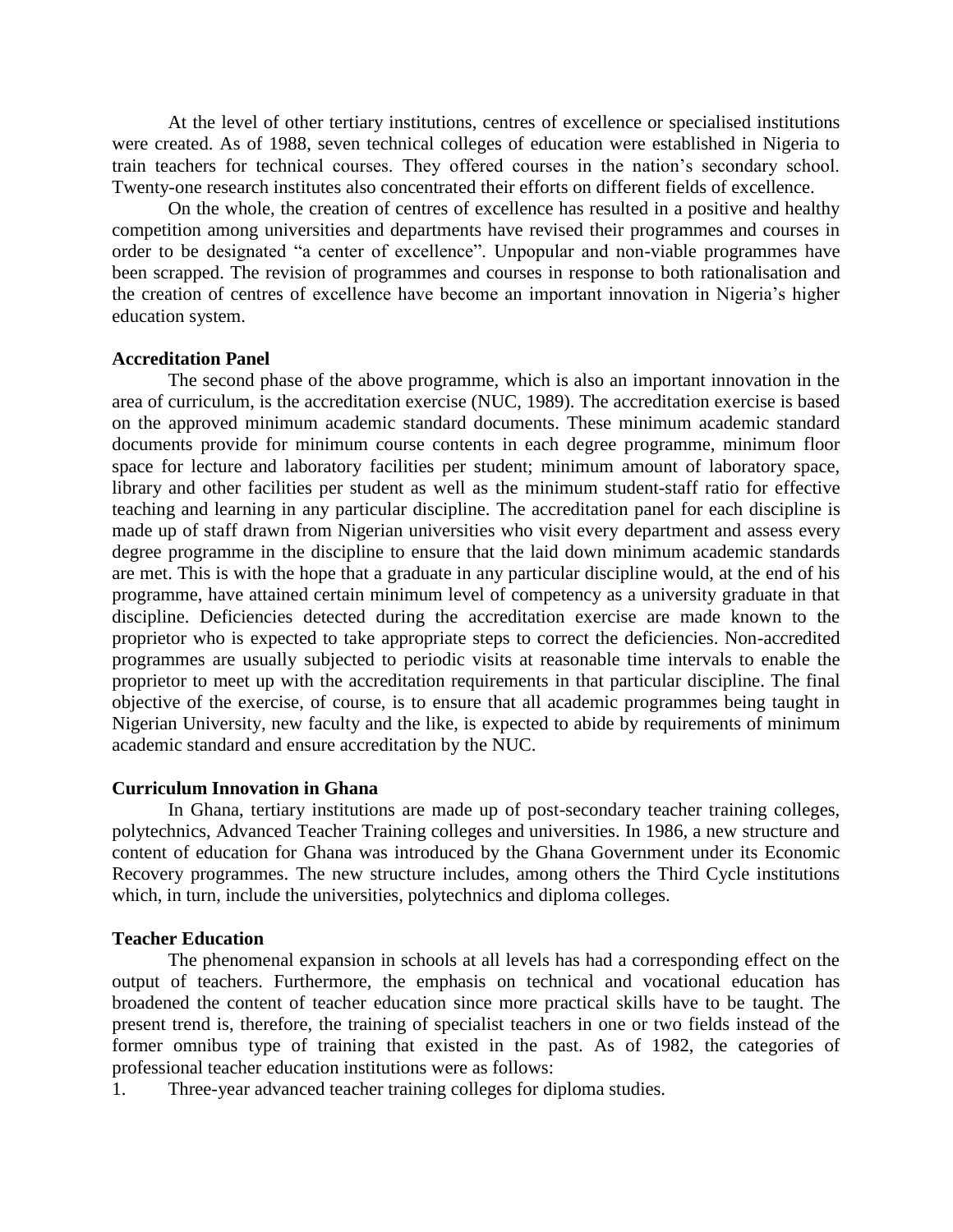At the level of other tertiary institutions, centres of excellence or specialised institutions were created. As of 1988, seven technical colleges of education were established in Nigeria to train teachers for technical courses. They offered courses in the nation's secondary school. Twenty-one research institutes also concentrated their efforts on different fields of excellence.

On the whole, the creation of centres of excellence has resulted in a positive and healthy competition among universities and departments have revised their programmes and courses in order to be designated "a center of excellence". Unpopular and non-viable programmes have been scrapped. The revision of programmes and courses in response to both rationalisation and the creation of centres of excellence have become an important innovation in Nigeria's higher education system.

**Accreditation Panel**

The second phase of the above programme, which is also an important innovation in the area of curriculum, is the accreditation exercise (NUC, 1989). The accreditation exercise is based on the approved minimum academic standard documents. These minimum academic standard documents provide for minimum course contents in each degree programme, minimum floor space for lecture and laboratory facilities per student; minimum amount of laboratory space, library and other facilities per student as well as the minimum student-staff ratio for effective teaching and learning in any particular discipline. The accreditation panel for each discipline is made up of staff drawn from Nigerian universities who visit every department and assess every degree programme in the discipline to ensure that the laid down minimum academic standards are met. This is with the hope that a graduate in any particular discipline would, at the end of his programme, have attained certain minimum level of competency as a university graduate in that discipline. Deficiencies detected during the accreditation exercise are made known to the proprietor who is expected to take appropriate steps to correct the deficiencies. Non-accredited programmes are usually subjected to periodic visits at reasonable time intervals to enable the proprietor to meet up with the accreditation requirements in that particular discipline. The final objective of the exercise, of course, is to ensure that all academic programmes being taught in Nigerian University, new faculty and the like, is expected to abide by requirements of minimum academic standard and ensure accreditation by the NUC.

**Curriculum Innovation in Ghana**

In Ghana, tertiary institutions are made up of post-secondary teacher training colleges, polytechnics, Advanced Teacher Training colleges and universities. In 1986, a new structure and content of education for Ghana was introduced by the Ghana Government under its Economic Recovery programmes. The new structure includes, among others the Third Cycle institutions which, in turn, include the universities, polytechnics and diploma colleges.

**Teacher Education**

The phenomenal expansion in schools at all levels has had a corresponding effect on the output of teachers. Furthermore, the emphasis on technical and vocational education has broadened the content of teacher education since more practical skills have to be taught. The present trend is, therefore, the training of specialist teachers in one or two fields instead of the former omnibus type of training that existed in the past. As of 1982, the categories of professional teacher education institutions were as follows:

1. Three-year advanced teacher training colleges for diploma studies.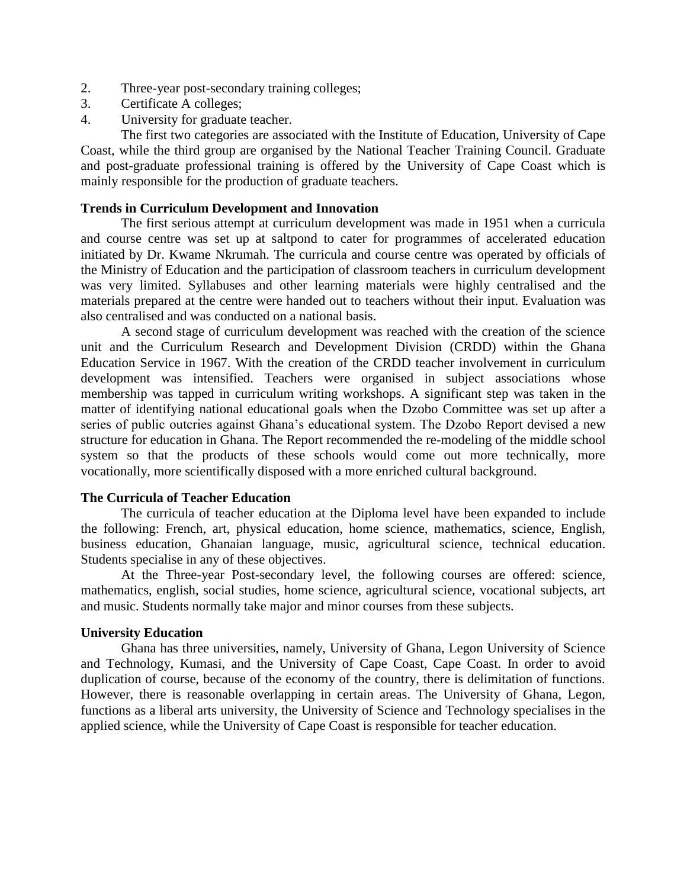2. Three-year post-secondary training colleges;
3. Certificate A colleges;
4. University for graduate teacher.

The first two categories are associated with the Institute of Education, University of Cape Coast, while the third group are organised by the National Teacher Training Council. Graduate and post-graduate professional training is offered by the University of Cape Coast which is mainly responsible for the production of graduate teachers.

**Trends in Curriculum Development and Innovation**

The first serious attempt at curriculum development was made in 1951 when a curricula and course centre was set up at saltpond to cater for programmes of accelerated education initiated by Dr. Kwame Nkrumah. The curricula and course centre was operated by officials of the Ministry of Education and the participation of classroom teachers in curriculum development was very limited. Syllabuses and other learning materials were highly centralised and the materials prepared at the centre were handed out to teachers without their input. Evaluation was also centralised and was conducted on a national basis.

A second stage of curriculum development was reached with the creation of the science unit and the Curriculum Research and Development Division (CRDD) within the Ghana Education Service in 1967. With the creation of the CRDD teacher involvement in curriculum development was intensified. Teachers were organised in subject associations whose membership was tapped in curriculum writing workshops. A significant step was taken in the matter of identifying national educational goals when the Dzobo Committee was set up after a series of public outcries against Ghana's educational system. The Dzobo Report devised a new structure for education in Ghana. The Report recommended the re-modeling of the middle school system so that the products of these schools would come out more technically, more vocationally, more scientifically disposed with a more enriched cultural background.

**The Curricula of Teacher Education**

The curricula of teacher education at the Diploma level have been expanded to include the following: French, art, physical education, home science, mathematics, science, English, business education, Ghanaian language, music, agricultural science, technical education. Students specialise in any of these objectives.

At the Three-year Post-secondary level, the following courses are offered: science, mathematics, english, social studies, home science, agricultural science, vocational subjects, art and music. Students normally take major and minor courses from these subjects.

**University Education**

Ghana has three universities, namely, University of Ghana, Legon University of Science and Technology, Kumasi, and the University of Cape Coast, Cape Coast. In order to avoid duplication of course, because of the economy of the country, there is delimitation of functions. However, there is reasonable overlapping in certain areas. The University of Ghana, Legon, functions as a liberal arts university, the University of Science and Technology specialises in the applied science, while the University of Cape Coast is responsible for teacher education.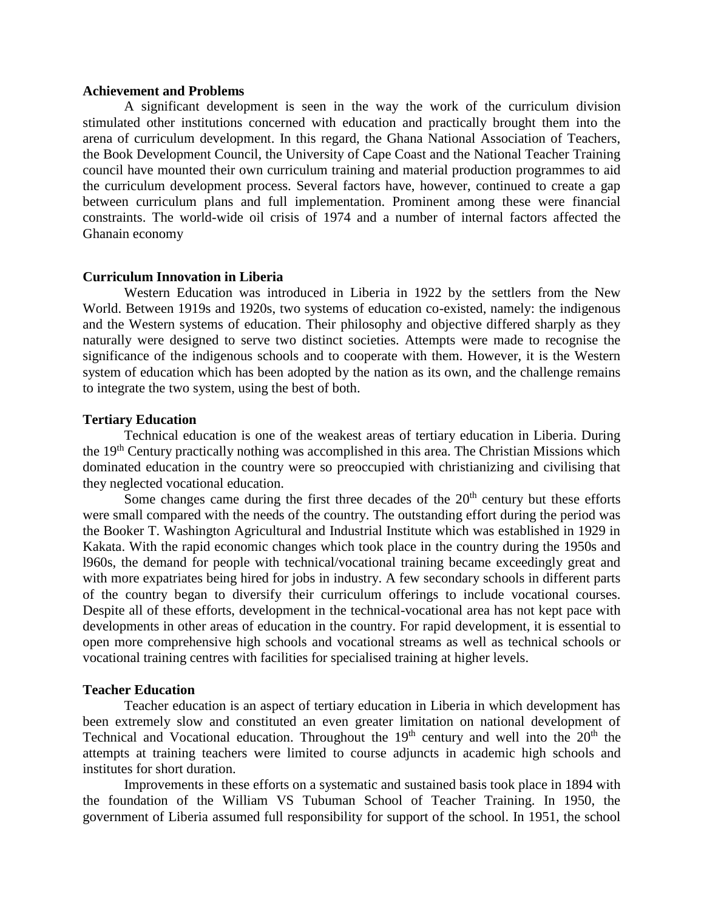**Achievement and Problems**

A significant development is seen in the way the work of the curriculum division stimulated other institutions concerned with education and practically brought them into the arena of curriculum development. In this regard, the Ghana National Association of Teachers, the Book Development Council, the University of Cape Coast and the National Teacher Training council have mounted their own curriculum training and material production programmes to aid the curriculum development process. Several factors have, however, continued to create a gap between curriculum plans and full implementation. Prominent among these were financial constraints. The world-wide oil crisis of 1974 and a number of internal factors affected the Ghanain economy

**Curriculum Innovation in Liberia**

Western Education was introduced in Liberia in 1922 by the settlers from the New World. Between 1919s and 1920s, two systems of education co-existed, namely: the indigenous and the Western systems of education. Their philosophy and objective differed sharply as they naturally were designed to serve two distinct societies. Attempts were made to recognise the significance of the indigenous schools and to cooperate with them. However, it is the Western system of education which has been adopted by the nation as its own, and the challenge remains to integrate the two system, using the best of both.

**Tertiary Education**

Technical education is one of the weakest areas of tertiary education in Liberia. During the 19th Century practically nothing was accomplished in this area. The Christian Missions which dominated education in the country were so preoccupied with christianizing and civilising that they neglected vocational education.

Some changes came during the first three decades of the 20th century but these efforts were small compared with the needs of the country. The outstanding effort during the period was the Booker T. Washington Agricultural and Industrial Institute which was established in 1929 in Kakata. With the rapid economic changes which took place in the country during the 1950s and l960s, the demand for people with technical/vocational training became exceedingly great and with more expatriates being hired for jobs in industry. A few secondary schools in different parts of the country began to diversify their curriculum offerings to include vocational courses. Despite all of these efforts, development in the technical-vocational area has not kept pace with developments in other areas of education in the country. For rapid development, it is essential to open more comprehensive high schools and vocational streams as well as technical schools or vocational training centres with facilities for specialised training at higher levels.

**Teacher Education**

Teacher education is an aspect of tertiary education in Liberia in which development has been extremely slow and constituted an even greater limitation on national development of Technical and Vocational education. Throughout the 19th century and well into the 20th the attempts at training teachers were limited to course adjuncts in academic high schools and institutes for short duration.

Improvements in these efforts on a systematic and sustained basis took place in 1894 with the foundation of the William VS Tubuman School of Teacher Training. In 1950, the government of Liberia assumed full responsibility for support of the school. In 1951, the school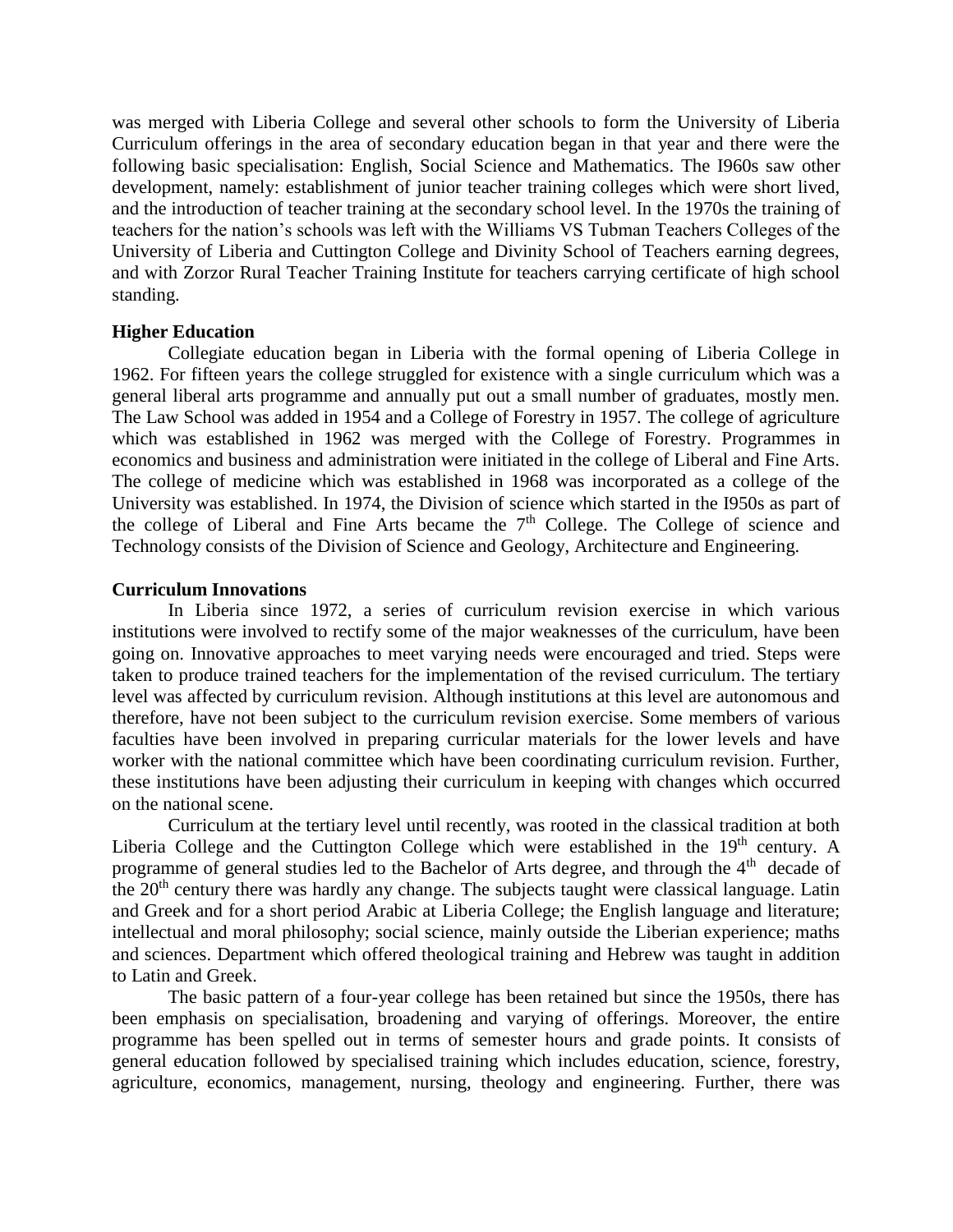was merged with Liberia College and several other schools to form the University of Liberia Curriculum offerings in the area of secondary education began in that year and there were the following basic specialisation: English, Social Science and Mathematics. The I960s saw other development, namely: establishment of junior teacher training colleges which were short lived, and the introduction of teacher training at the secondary school level. In the 1970s the training of teachers for the nation's schools was left with the Williams VS Tubman Teachers Colleges of the University of Liberia and Cuttington College and Divinity School of Teachers earning degrees, and with Zorzor Rural Teacher Training Institute for teachers carrying certificate of high school standing.

**Higher Education**

Collegiate education began in Liberia with the formal opening of Liberia College in 1962. For fifteen years the college struggled for existence with a single curriculum which was a general liberal arts programme and annually put out a small number of graduates, mostly men. The Law School was added in 1954 and a College of Forestry in 1957. The college of agriculture which was established in 1962 was merged with the College of Forestry. Programmes in economics and business and administration were initiated in the college of Liberal and Fine Arts. The college of medicine which was established in 1968 was incorporated as a college of the University was established. In 1974, the Division of science which started in the I950s as part of the college of Liberal and Fine Arts became the 7th College. The College of science and Technology consists of the Division of Science and Geology, Architecture and Engineering.

**Curriculum Innovations**

In Liberia since 1972, a series of curriculum revision exercise in which various institutions were involved to rectify some of the major weaknesses of the curriculum, have been going on. Innovative approaches to meet varying needs were encouraged and tried. Steps were taken to produce trained teachers for the implementation of the revised curriculum. The tertiary level was affected by curriculum revision. Although institutions at this level are autonomous and therefore, have not been subject to the curriculum revision exercise. Some members of various faculties have been involved in preparing curricular materials for the lower levels and have worker with the national committee which have been coordinating curriculum revision. Further, these institutions have been adjusting their curriculum in keeping with changes which occurred on the national scene.

Curriculum at the tertiary level until recently, was rooted in the classical tradition at both Liberia College and the Cuttington College which were established in the 19th century. A programme of general studies led to the Bachelor of Arts degree, and through the 4th decade of the 20th century there was hardly any change. The subjects taught were classical language. Latin and Greek and for a short period Arabic at Liberia College; the English language and literature; intellectual and moral philosophy; social science, mainly outside the Liberian experience; maths and sciences. Department which offered theological training and Hebrew was taught in addition to Latin and Greek.

The basic pattern of a four-year college has been retained but since the 1950s, there has been emphasis on specialisation, broadening and varying of offerings. Moreover, the entire programme has been spelled out in terms of semester hours and grade points. It consists of general education followed by specialised training which includes education, science, forestry, agriculture, economics, management, nursing, theology and engineering. Further, there was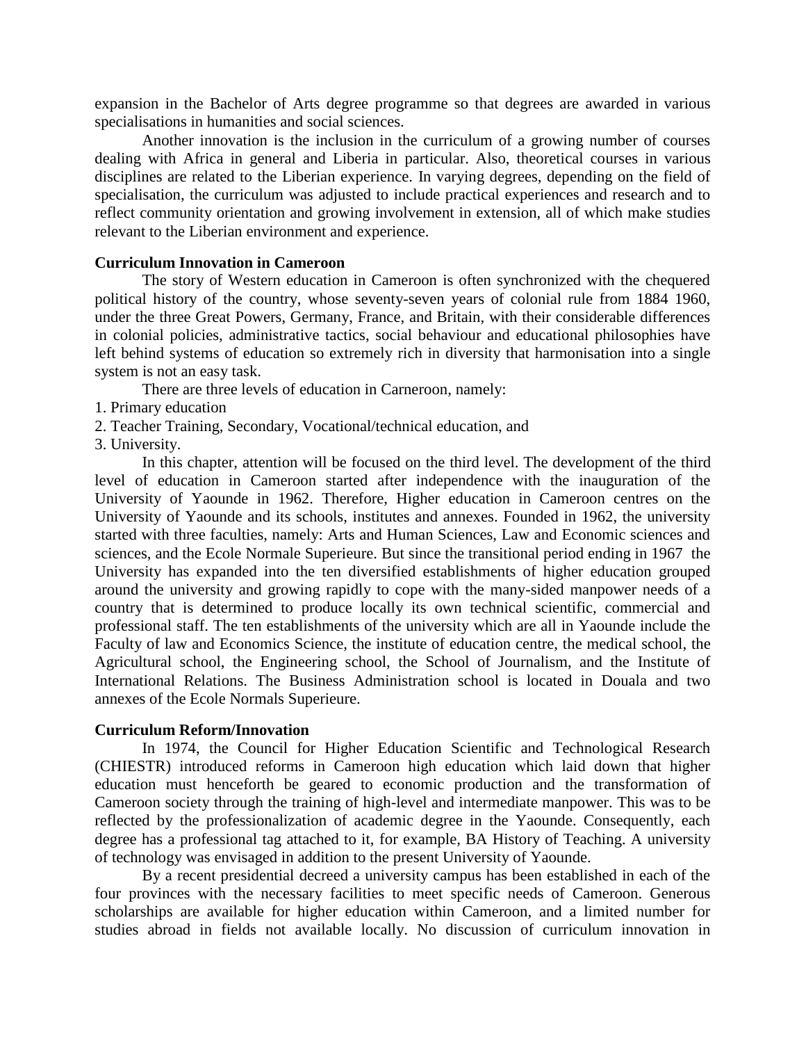expansion in the Bachelor of Arts degree programme so that degrees are awarded in various specialisations in humanities and social sciences.

Another innovation is the inclusion in the curriculum of a growing number of courses dealing with Africa in general and Liberia in particular. Also, theoretical courses in various disciplines are related to the Liberian experience. In varying degrees, depending on the field of specialisation, the curriculum was adjusted to include practical experiences and research and to reflect community orientation and growing involvement in extension, all of which make studies relevant to the Liberian environment and experience.

**Curriculum Innovation in Cameroon**

The story of Western education in Cameroon is often synchronized with the chequered political history of the country, whose seventy-seven years of colonial rule from 1884 1960, under the three Great Powers, Germany, France, and Britain, with their considerable differences in colonial policies, administrative tactics, social behaviour and educational philosophies have left behind systems of education so extremely rich in diversity that harmonisation into a single system is not an easy task.

There are three levels of education in Carneroon, namely:

1. Primary education
2. Teacher Training, Secondary, Vocational/technical education, and
3. University.

In this chapter, attention will be focused on the third level. The development of the third level of education in Cameroon started after independence with the inauguration of the University of Yaounde in 1962. Therefore, Higher education in Cameroon centres on the University of Yaounde and its schools, institutes and annexes. Founded in 1962, the university started with three faculties, namely: Arts and Human Sciences, Law and Economic sciences and sciences, and the Ecole Normale Superieure. But since the transitional period ending in 1967 the University has expanded into the ten diversified establishments of higher education grouped around the university and growing rapidly to cope with the many-sided manpower needs of a country that is determined to produce locally its own technical scientific, commercial and professional staff. The ten establishments of the university which are all in Yaounde include the Faculty of law and Economics Science, the institute of education centre, the medical school, the Agricultural school, the Engineering school, the School of Journalism, and the Institute of International Relations. The Business Administration school is located in Douala and two annexes of the Ecole Normals Superieure.

**Curriculum Reform/Innovation**

In 1974, the Council for Higher Education Scientific and Technological Research (CHIESTR) introduced reforms in Cameroon high education which laid down that higher education must henceforth be geared to economic production and the transformation of Cameroon society through the training of high-level and intermediate manpower. This was to be reflected by the professionalization of academic degree in the Yaounde. Consequently, each degree has a professional tag attached to it, for example, BA History of Teaching. A university of technology was envisaged in addition to the present University of Yaounde.

By a recent presidential decreed a university campus has been established in each of the four provinces with the necessary facilities to meet specific needs of Cameroon. Generous scholarships are available for higher education within Cameroon, and a limited number for studies abroad in fields not available locally. No discussion of curriculum innovation in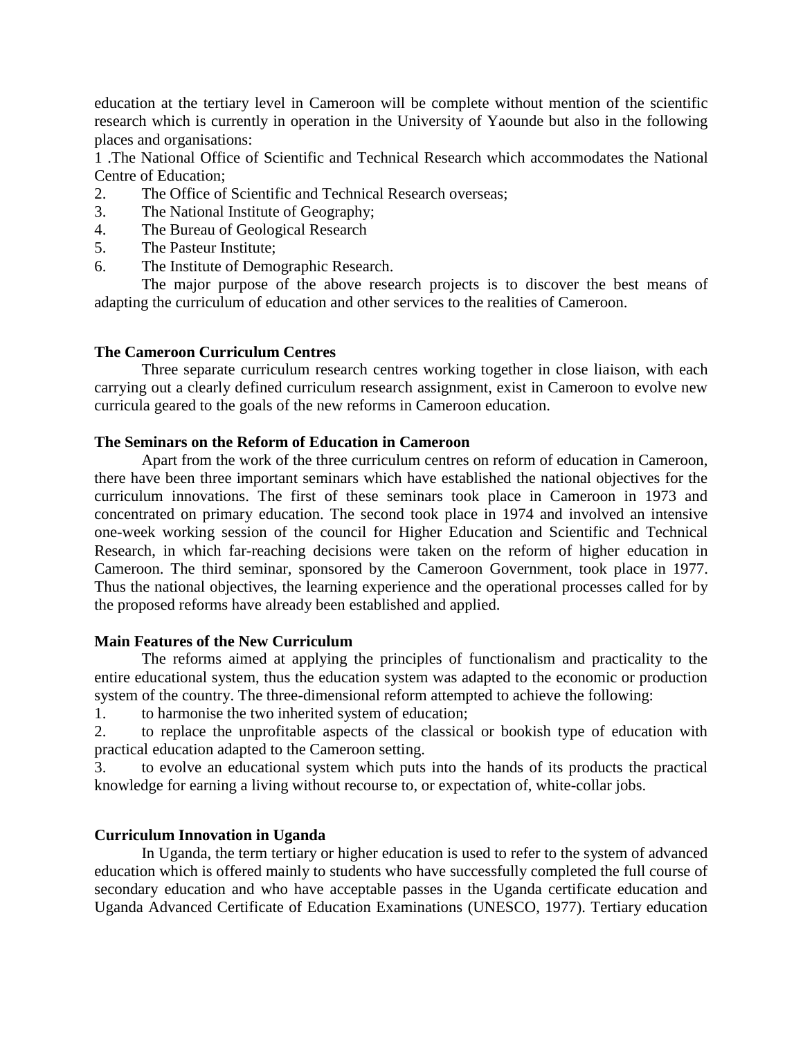education at the tertiary level in Cameroon will be complete without mention of the scientific research which is currently in operation in the University of Yaounde but also in the following places and organisations:

1 .The National Office of Scientific and Technical Research which accommodates the National Centre of Education;
2. The Office of Scientific and Technical Research overseas;
3. The National Institute of Geography;
4. The Bureau of Geological Research
5. The Pasteur Institute;
6. The Institute of Demographic Research.

The major purpose of the above research projects is to discover the best means of adapting the curriculum of education and other services to the realities of Cameroon.

**The Cameroon Curriculum Centres**

Three separate curriculum research centres working together in close liaison, with each carrying out a clearly defined curriculum research assignment, exist in Cameroon to evolve new curricula geared to the goals of the new reforms in Cameroon education.

**The Seminars on the Reform of Education in Cameroon**

Apart from the work of the three curriculum centres on reform of education in Cameroon, there have been three important seminars which have established the national objectives for the curriculum innovations. The first of these seminars took place in Cameroon in 1973 and concentrated on primary education. The second took place in 1974 and involved an intensive one-week working session of the council for Higher Education and Scientific and Technical Research, in which far-reaching decisions were taken on the reform of higher education in Cameroon. The third seminar, sponsored by the Cameroon Government, took place in 1977. Thus the national objectives, the learning experience and the operational processes called for by the proposed reforms have already been established and applied.

**Main Features of the New Curriculum**

The reforms aimed at applying the principles of functionalism and practicality to the entire educational system, thus the education system was adapted to the economic or production system of the country. The three-dimensional reform attempted to achieve the following:

1. to harmonise the two inherited system of education;
2. to replace the unprofitable aspects of the classical or bookish type of education with practical education adapted to the Cameroon setting.
3. to evolve an educational system which puts into the hands of its products the practical knowledge for earning a living without recourse to, or expectation of, white-collar jobs.

**Curriculum Innovation in Uganda**

In Uganda, the term tertiary or higher education is used to refer to the system of advanced education which is offered mainly to students who have successfully completed the full course of secondary education and who have acceptable passes in the Uganda certificate education and Uganda Advanced Certificate of Education Examinations (UNESCO, 1977). Tertiary education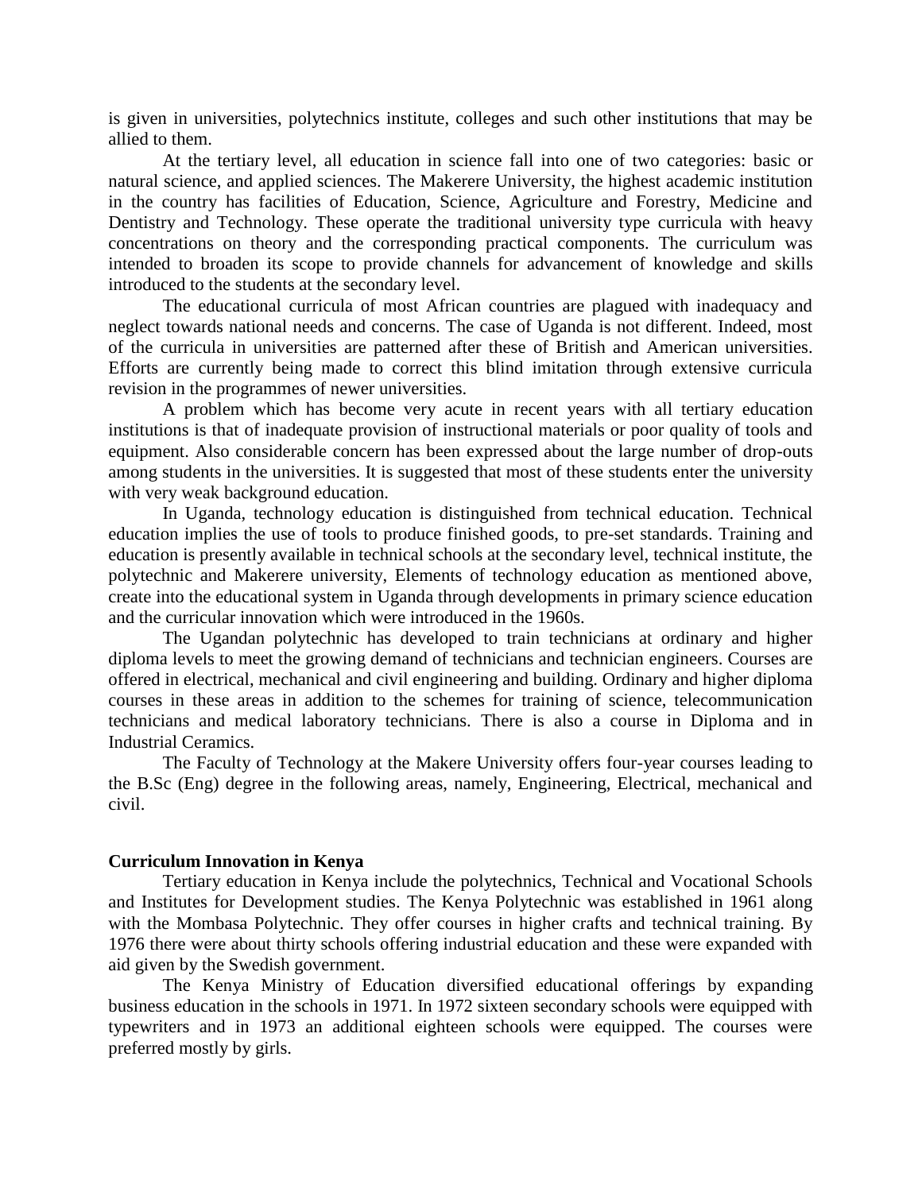is given in universities, polytechnics institute, colleges and such other institutions that may be allied to them.

At the tertiary level, all education in science fall into one of two categories: basic or natural science, and applied sciences. The Makerere University, the highest academic institution in the country has facilities of Education, Science, Agriculture and Forestry, Medicine and Dentistry and Technology. These operate the traditional university type curricula with heavy concentrations on theory and the corresponding practical components. The curriculum was intended to broaden its scope to provide channels for advancement of knowledge and skills introduced to the students at the secondary level.

The educational curricula of most African countries are plagued with inadequacy and neglect towards national needs and concerns. The case of Uganda is not different. Indeed, most of the curricula in universities are patterned after these of British and American universities. Efforts are currently being made to correct this blind imitation through extensive curricula revision in the programmes of newer universities.

A problem which has become very acute in recent years with all tertiary education institutions is that of inadequate provision of instructional materials or poor quality of tools and equipment. Also considerable concern has been expressed about the large number of drop-outs among students in the universities. It is suggested that most of these students enter the university with very weak background education.

In Uganda, technology education is distinguished from technical education. Technical education implies the use of tools to produce finished goods, to pre-set standards. Training and education is presently available in technical schools at the secondary level, technical institute, the polytechnic and Makerere university, Elements of technology education as mentioned above, create into the educational system in Uganda through developments in primary science education and the curricular innovation which were introduced in the 1960s.

The Ugandan polytechnic has developed to train technicians at ordinary and higher diploma levels to meet the growing demand of technicians and technician engineers. Courses are offered in electrical, mechanical and civil engineering and building. Ordinary and higher diploma courses in these areas in addition to the schemes for training of science, telecommunication technicians and medical laboratory technicians. There is also a course in Diploma and in Industrial Ceramics.

The Faculty of Technology at the Makere University offers four-year courses leading to the B.Sc (Eng) degree in the following areas, namely, Engineering, Electrical, mechanical and civil.

**Curriculum Innovation in Kenya**

Tertiary education in Kenya include the polytechnics, Technical and Vocational Schools and Institutes for Development studies. The Kenya Polytechnic was established in 1961 along with the Mombasa Polytechnic. They offer courses in higher crafts and technical training. By 1976 there were about thirty schools offering industrial education and these were expanded with aid given by the Swedish government.

The Kenya Ministry of Education diversified educational offerings by expanding business education in the schools in 1971. In 1972 sixteen secondary schools were equipped with typewriters and in 1973 an additional eighteen schools were equipped. The courses were preferred mostly by girls.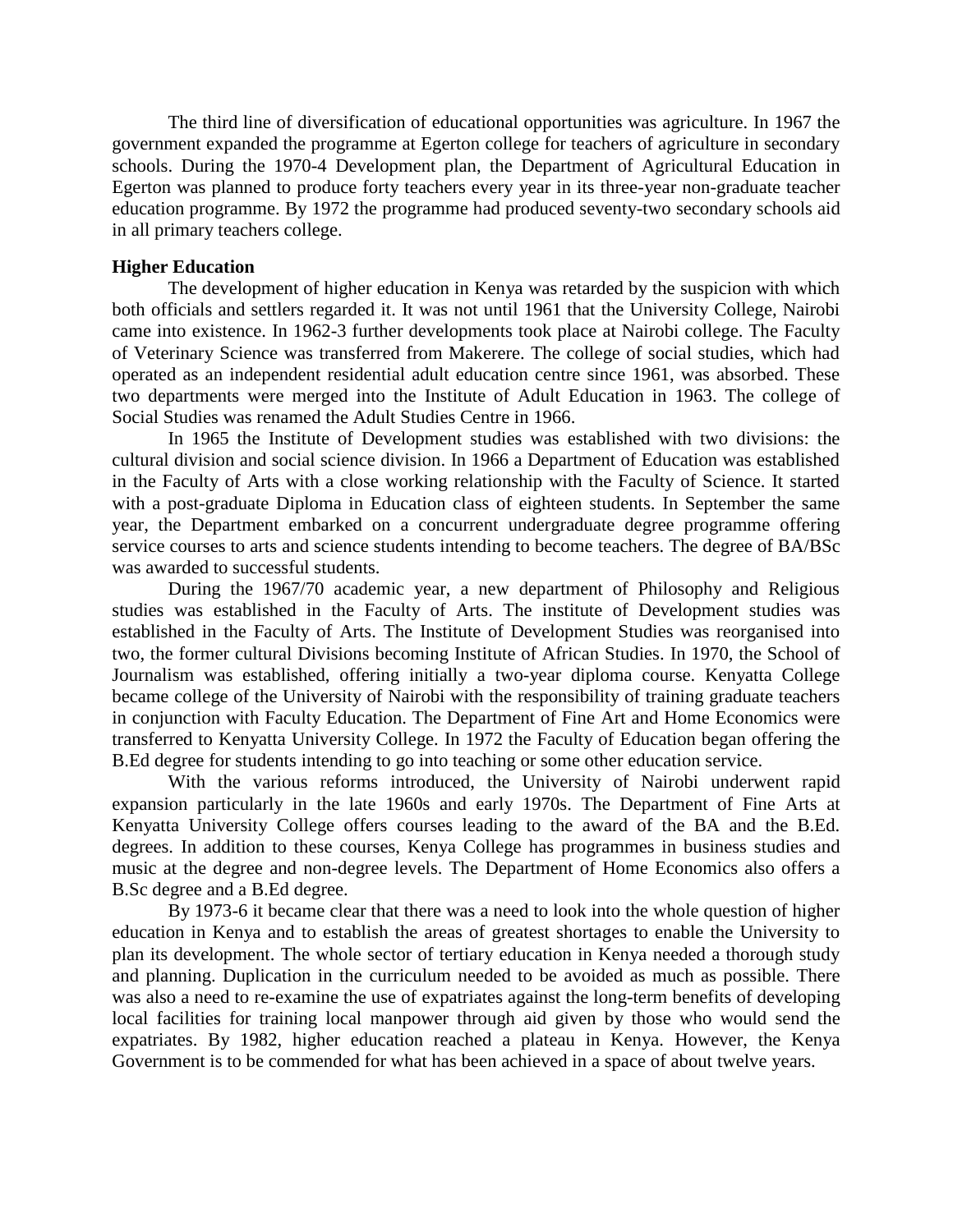The third line of diversification of educational opportunities was agriculture. In 1967 the government expanded the programme at Egerton college for teachers of agriculture in secondary schools. During the 1970-4 Development plan, the Department of Agricultural Education in Egerton was planned to produce forty teachers every year in its three-year non-graduate teacher education programme. By 1972 the programme had produced seventy-two secondary schools aid in all primary teachers college.

**Higher Education**

The development of higher education in Kenya was retarded by the suspicion with which both officials and settlers regarded it. It was not until 1961 that the University College, Nairobi came into existence. In 1962-3 further developments took place at Nairobi college. The Faculty of Veterinary Science was transferred from Makerere. The college of social studies, which had operated as an independent residential adult education centre since 1961, was absorbed. These two departments were merged into the Institute of Adult Education in 1963. The college of Social Studies was renamed the Adult Studies Centre in 1966.

In 1965 the Institute of Development studies was established with two divisions: the cultural division and social science division. In 1966 a Department of Education was established in the Faculty of Arts with a close working relationship with the Faculty of Science. It started with a post-graduate Diploma in Education class of eighteen students. In September the same year, the Department embarked on a concurrent undergraduate degree programme offering service courses to arts and science students intending to become teachers. The degree of BA/BSc was awarded to successful students.

During the 1967/70 academic year, a new department of Philosophy and Religious studies was established in the Faculty of Arts. The institute of Development studies was established in the Faculty of Arts. The Institute of Development Studies was reorganised into two, the former cultural Divisions becoming Institute of African Studies. In 1970, the School of Journalism was established, offering initially a two-year diploma course. Kenyatta College became college of the University of Nairobi with the responsibility of training graduate teachers in conjunction with Faculty Education. The Department of Fine Art and Home Economics were transferred to Kenyatta University College. In 1972 the Faculty of Education began offering the B.Ed degree for students intending to go into teaching or some other education service.

With the various reforms introduced, the University of Nairobi underwent rapid expansion particularly in the late 1960s and early 1970s. The Department of Fine Arts at Kenyatta University College offers courses leading to the award of the BA and the B.Ed. degrees. In addition to these courses, Kenya College has programmes in business studies and music at the degree and non-degree levels. The Department of Home Economics also offers a B.Sc degree and a B.Ed degree.

By 1973-6 it became clear that there was a need to look into the whole question of higher education in Kenya and to establish the areas of greatest shortages to enable the University to plan its development. The whole sector of tertiary education in Kenya needed a thorough study and planning. Duplication in the curriculum needed to be avoided as much as possible. There was also a need to re-examine the use of expatriates against the long-term benefits of developing local facilities for training local manpower through aid given by those who would send the expatriates. By 1982, higher education reached a plateau in Kenya. However, the Kenya Government is to be commended for what has been achieved in a space of about twelve years.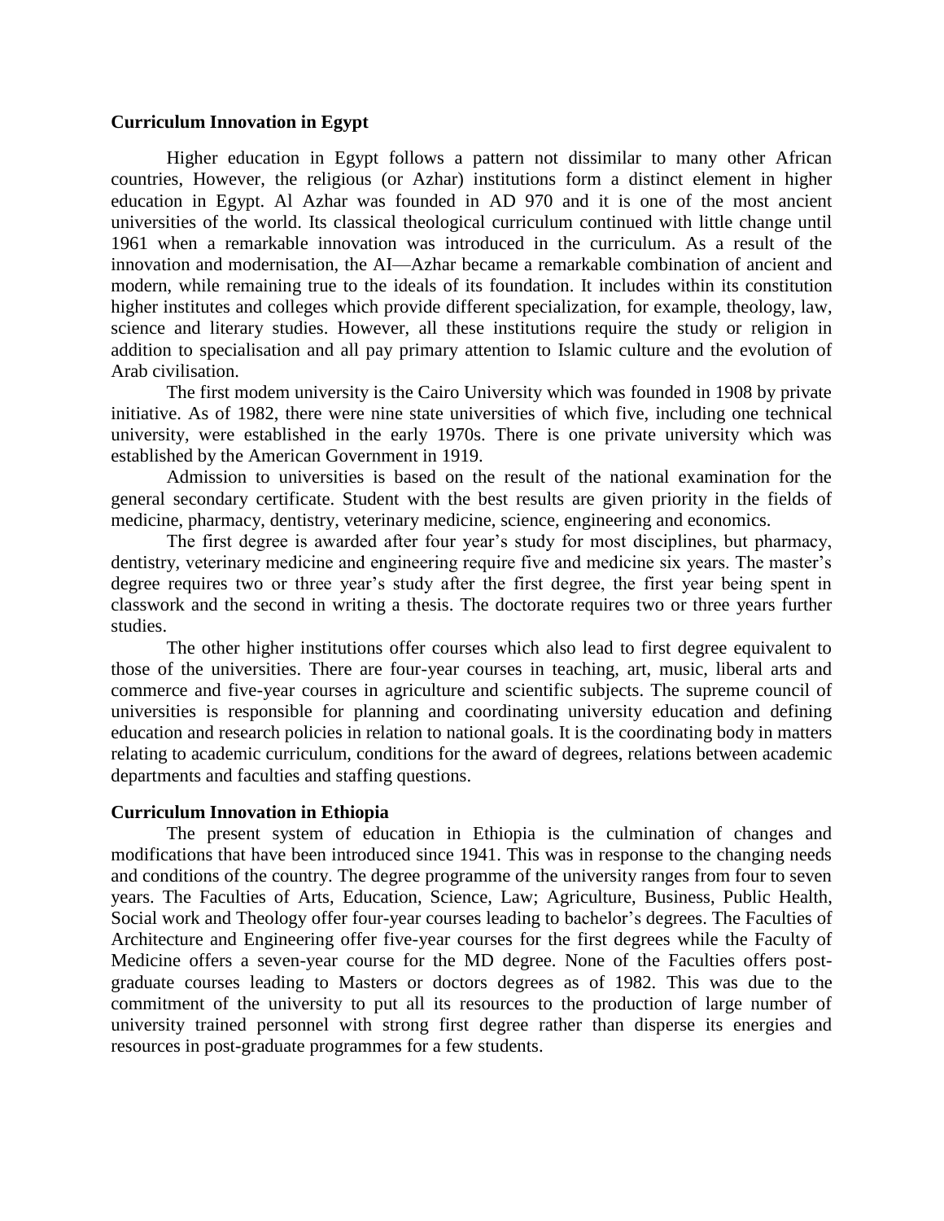**Curriculum Innovation in Egypt**

Higher education in Egypt follows a pattern not dissimilar to many other African countries, However, the religious (or Azhar) institutions form a distinct element in higher education in Egypt. Al Azhar was founded in AD 970 and it is one of the most ancient universities of the world. Its classical theological curriculum continued with little change until 1961 when a remarkable innovation was introduced in the curriculum. As a result of the innovation and modernisation, the AI—Azhar became a remarkable combination of ancient and modern, while remaining true to the ideals of its foundation. It includes within its constitution higher institutes and colleges which provide different specialization, for example, theology, law, science and literary studies. However, all these institutions require the study or religion in addition to specialisation and all pay primary attention to Islamic culture and the evolution of Arab civilisation.

The first modem university is the Cairo University which was founded in 1908 by private initiative. As of 1982, there were nine state universities of which five, including one technical university, were established in the early 1970s. There is one private university which was established by the American Government in 1919.

Admission to universities is based on the result of the national examination for the general secondary certificate. Student with the best results are given priority in the fields of medicine, pharmacy, dentistry, veterinary medicine, science, engineering and economics.

The first degree is awarded after four year's study for most disciplines, but pharmacy, dentistry, veterinary medicine and engineering require five and medicine six years. The master's degree requires two or three year's study after the first degree, the first year being spent in classwork and the second in writing a thesis. The doctorate requires two or three years further studies.

The other higher institutions offer courses which also lead to first degree equivalent to those of the universities. There are four-year courses in teaching, art, music, liberal arts and commerce and five-year courses in agriculture and scientific subjects. The supreme council of universities is responsible for planning and coordinating university education and defining education and research policies in relation to national goals. It is the coordinating body in matters relating to academic curriculum, conditions for the award of degrees, relations between academic departments and faculties and staffing questions.

**Curriculum Innovation in Ethiopia**

The present system of education in Ethiopia is the culmination of changes and modifications that have been introduced since 1941. This was in response to the changing needs and conditions of the country. The degree programme of the university ranges from four to seven years. The Faculties of Arts, Education, Science, Law; Agriculture, Business, Public Health, Social work and Theology offer four-year courses leading to bachelor's degrees. The Faculties of Architecture and Engineering offer five-year courses for the first degrees while the Faculty of Medicine offers a seven-year course for the MD degree. None of the Faculties offers post-graduate courses leading to Masters or doctors degrees as of 1982. This was due to the commitment of the university to put all its resources to the production of large number of university trained personnel with strong first degree rather than disperse its energies and resources in post-graduate programmes for a few students.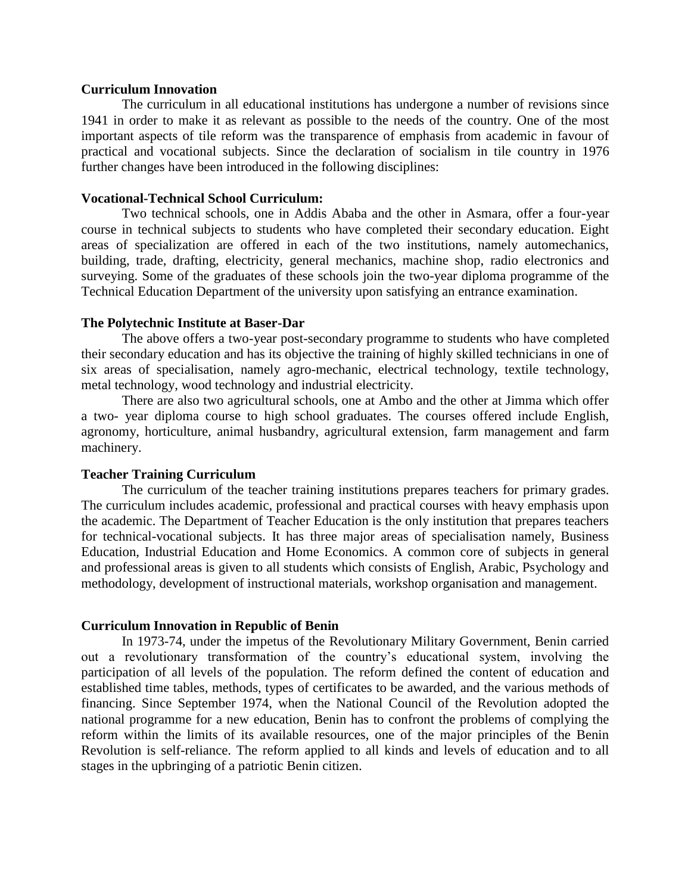**Curriculum Innovation**

The curriculum in all educational institutions has undergone a number of revisions since 1941 in order to make it as relevant as possible to the needs of the country. One of the most important aspects of tile reform was the transparence of emphasis from academic in favour of practical and vocational subjects. Since the declaration of socialism in tile country in 1976 further changes have been introduced in the following disciplines:

**Vocational-Technical School Curriculum:**

Two technical schools, one in Addis Ababa and the other in Asmara, offer a four-year course in technical subjects to students who have completed their secondary education. Eight areas of specialization are offered in each of the two institutions, namely automechanics, building, trade, drafting, electricity, general mechanics, machine shop, radio electronics and surveying. Some of the graduates of these schools join the two-year diploma programme of the Technical Education Department of the university upon satisfying an entrance examination.

**The Polytechnic Institute at Baser-Dar**

The above offers a two-year post-secondary programme to students who have completed their secondary education and has its objective the training of highly skilled technicians in one of six areas of specialisation, namely agro-mechanic, electrical technology, textile technology, metal technology, wood technology and industrial electricity.

There are also two agricultural schools, one at Ambo and the other at Jimma which offer a two- year diploma course to high school graduates. The courses offered include English, agronomy, horticulture, animal husbandry, agricultural extension, farm management and farm machinery.

**Teacher Training Curriculum**

The curriculum of the teacher training institutions prepares teachers for primary grades. The curriculum includes academic, professional and practical courses with heavy emphasis upon the academic. The Department of Teacher Education is the only institution that prepares teachers for technical-vocational subjects. It has three major areas of specialisation namely, Business Education, Industrial Education and Home Economics. A common core of subjects in general and professional areas is given to all students which consists of English, Arabic, Psychology and methodology, development of instructional materials, workshop organisation and management.

**Curriculum Innovation in Republic of Benin**

In 1973-74, under the impetus of the Revolutionary Military Government, Benin carried out a revolutionary transformation of the country's educational system, involving the participation of all levels of the population. The reform defined the content of education and established time tables, methods, types of certificates to be awarded, and the various methods of financing. Since September 1974, when the National Council of the Revolution adopted the national programme for a new education, Benin has to confront the problems of complying the reform within the limits of its available resources, one of the major principles of the Benin Revolution is self-reliance. The reform applied to all kinds and levels of education and to all stages in the upbringing of a patriotic Benin citizen.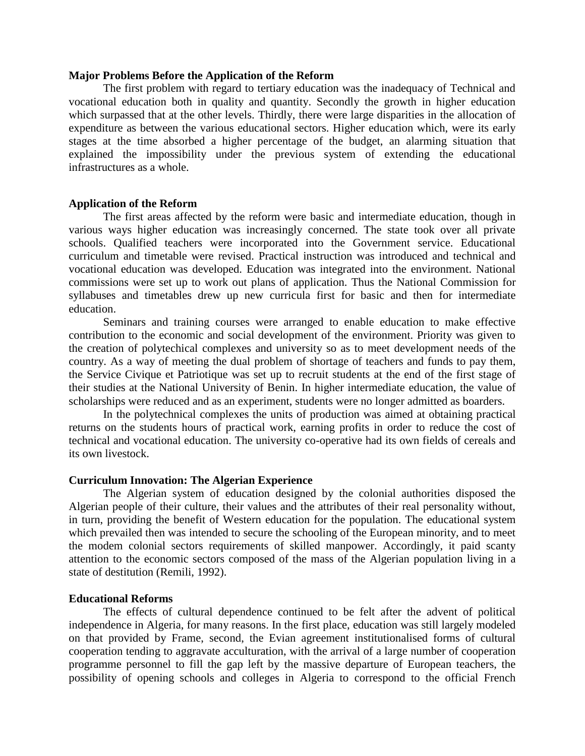**Major Problems Before the Application of the Reform**

The first problem with regard to tertiary education was the inadequacy of Technical and vocational education both in quality and quantity. Secondly the growth in higher education which surpassed that at the other levels. Thirdly, there were large disparities in the allocation of expenditure as between the various educational sectors. Higher education which, were its early stages at the time absorbed a higher percentage of the budget, an alarming situation that explained the impossibility under the previous system of extending the educational infrastructures as a whole.

**Application of the Reform**

The first areas affected by the reform were basic and intermediate education, though in various ways higher education was increasingly concerned. The state took over all private schools. Qualified teachers were incorporated into the Government service. Educational curriculum and timetable were revised. Practical instruction was introduced and technical and vocational education was developed. Education was integrated into the environment. National commissions were set up to work out plans of application. Thus the National Commission for syllabuses and timetables drew up new curricula first for basic and then for intermediate education.

Seminars and training courses were arranged to enable education to make effective contribution to the economic and social development of the environment. Priority was given to the creation of polytechical complexes and university so as to meet development needs of the country. As a way of meeting the dual problem of shortage of teachers and funds to pay them, the Service Civique et Patriotique was set up to recruit students at the end of the first stage of their studies at the National University of Benin. In higher intermediate education, the value of scholarships were reduced and as an experiment, students were no longer admitted as boarders.

In the polytechnical complexes the units of production was aimed at obtaining practical returns on the students hours of practical work, earning profits in order to reduce the cost of technical and vocational education. The university co-operative had its own fields of cereals and its own livestock.

**Curriculum Innovation: The Algerian Experience**

The Algerian system of education designed by the colonial authorities disposed the Algerian people of their culture, their values and the attributes of their real personality without, in turn, providing the benefit of Western education for the population. The educational system which prevailed then was intended to secure the schooling of the European minority, and to meet the modem colonial sectors requirements of skilled manpower. Accordingly, it paid scanty attention to the economic sectors composed of the mass of the Algerian population living in a state of destitution (Remili, 1992).

**Educational Reforms**

The effects of cultural dependence continued to be felt after the advent of political independence in Algeria, for many reasons. In the first place, education was still largely modeled on that provided by Frame, second, the Evian agreement institutionalised forms of cultural cooperation tending to aggravate acculturation, with the arrival of a large number of cooperation programme personnel to fill the gap left by the massive departure of European teachers, the possibility of opening schools and colleges in Algeria to correspond to the official French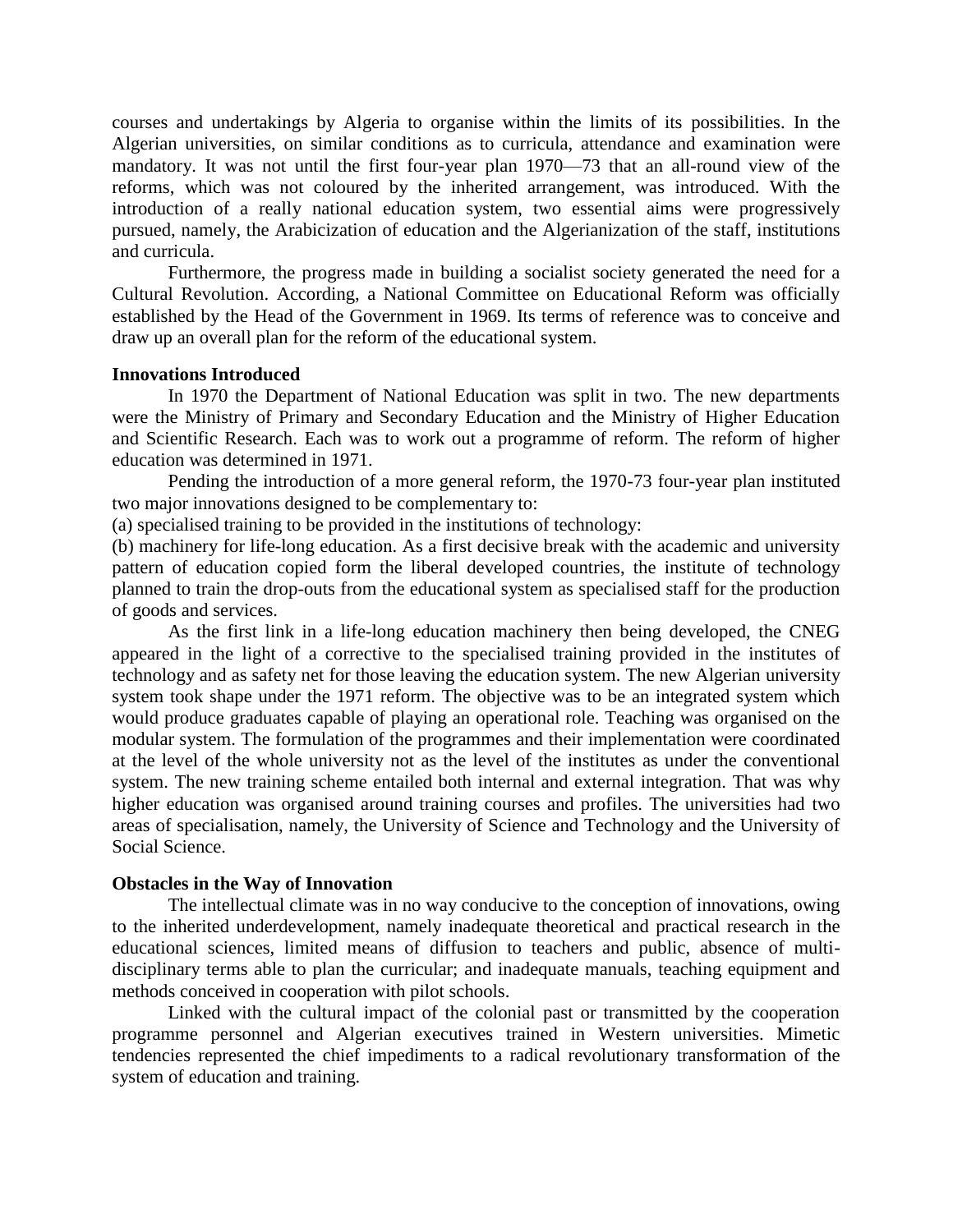courses and undertakings by Algeria to organise within the limits of its possibilities. In the Algerian universities, on similar conditions as to curricula, attendance and examination were mandatory. It was not until the first four-year plan 1970—73 that an all-round view of the reforms, which was not coloured by the inherited arrangement, was introduced. With the introduction of a really national education system, two essential aims were progressively pursued, namely, the Arabicization of education and the Algerianization of the staff, institutions and curricula.

Furthermore, the progress made in building a socialist society generated the need for a Cultural Revolution. According, a National Committee on Educational Reform was officially established by the Head of the Government in 1969. Its terms of reference was to conceive and draw up an overall plan for the reform of the educational system.

**Innovations Introduced**

In 1970 the Department of National Education was split in two. The new departments were the Ministry of Primary and Secondary Education and the Ministry of Higher Education and Scientific Research. Each was to work out a programme of reform. The reform of higher education was determined in 1971.

Pending the introduction of a more general reform, the 1970-73 four-year plan instituted two major innovations designed to be complementary to:

(a) specialised training to be provided in the institutions of technology:

(b) machinery for life-long education. As a first decisive break with the academic and university pattern of education copied form the liberal developed countries, the institute of technology planned to train the drop-outs from the educational system as specialised staff for the production of goods and services.

As the first link in a life-long education machinery then being developed, the CNEG appeared in the light of a corrective to the specialised training provided in the institutes of technology and as safety net for those leaving the education system. The new Algerian university system took shape under the 1971 reform. The objective was to be an integrated system which would produce graduates capable of playing an operational role. Teaching was organised on the modular system. The formulation of the programmes and their implementation were coordinated at the level of the whole university not as the level of the institutes as under the conventional system. The new training scheme entailed both internal and external integration. That was why higher education was organised around training courses and profiles. The universities had two areas of specialisation, namely, the University of Science and Technology and the University of Social Science.

**Obstacles in the Way of Innovation**

The intellectual climate was in no way conducive to the conception of innovations, owing to the inherited underdevelopment, namely inadequate theoretical and practical research in the educational sciences, limited means of diffusion to teachers and public, absence of multi-disciplinary terms able to plan the curricular; and inadequate manuals, teaching equipment and methods conceived in cooperation with pilot schools.

Linked with the cultural impact of the colonial past or transmitted by the cooperation programme personnel and Algerian executives trained in Western universities. Mimetic tendencies represented the chief impediments to a radical revolutionary transformation of the system of education and training.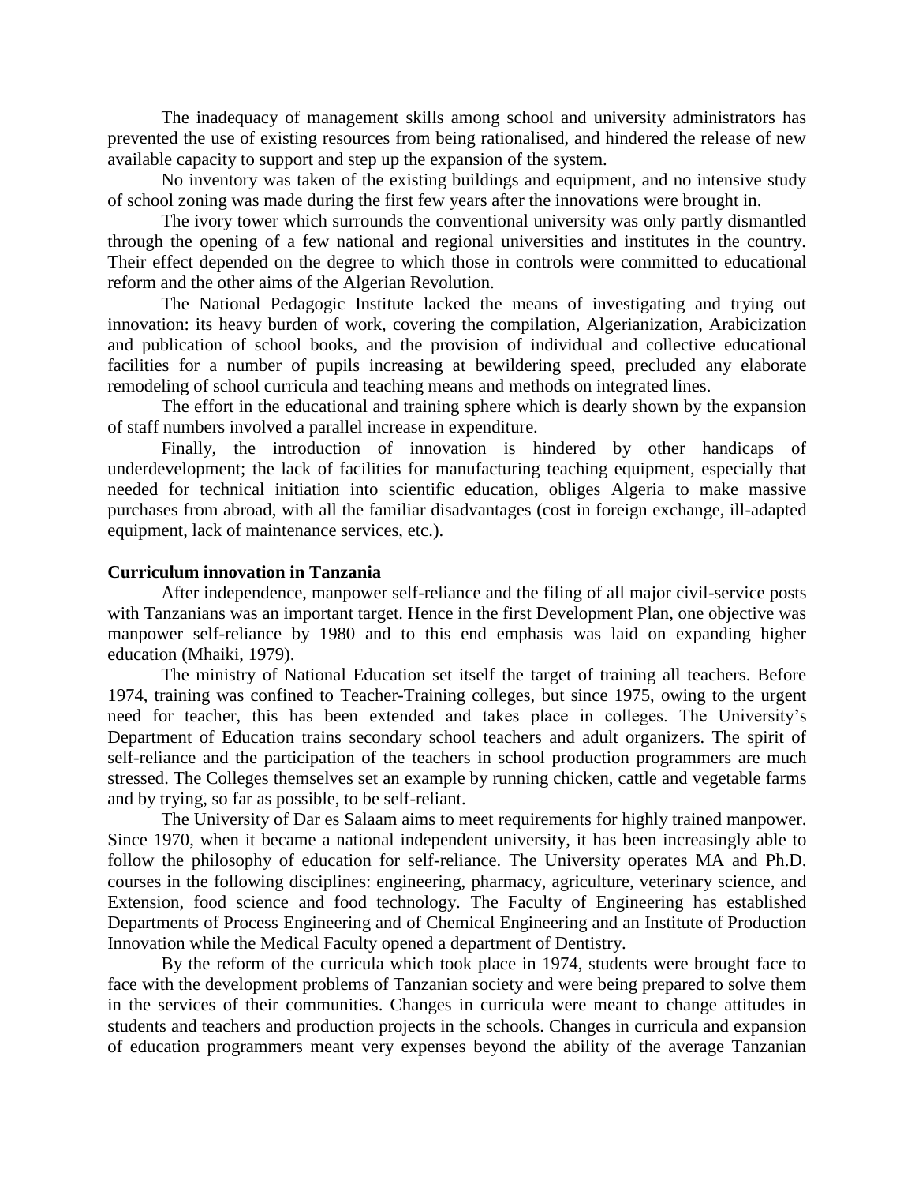The inadequacy of management skills among school and university administrators has prevented the use of existing resources from being rationalised, and hindered the release of new available capacity to support and step up the expansion of the system.

No inventory was taken of the existing buildings and equipment, and no intensive study of school zoning was made during the first few years after the innovations were brought in.

The ivory tower which surrounds the conventional university was only partly dismantled through the opening of a few national and regional universities and institutes in the country. Their effect depended on the degree to which those in controls were committed to educational reform and the other aims of the Algerian Revolution.

The National Pedagogic Institute lacked the means of investigating and trying out innovation: its heavy burden of work, covering the compilation, Algerianization, Arabicization and publication of school books, and the provision of individual and collective educational facilities for a number of pupils increasing at bewildering speed, precluded any elaborate remodeling of school curricula and teaching means and methods on integrated lines.

The effort in the educational and training sphere which is dearly shown by the expansion of staff numbers involved a parallel increase in expenditure.

Finally, the introduction of innovation is hindered by other handicaps of underdevelopment; the lack of facilities for manufacturing teaching equipment, especially that needed for technical initiation into scientific education, obliges Algeria to make massive purchases from abroad, with all the familiar disadvantages (cost in foreign exchange, ill-adapted equipment, lack of maintenance services, etc.).

**Curriculum innovation in Tanzania**

After independence, manpower self-reliance and the filing of all major civil-service posts with Tanzanians was an important target. Hence in the first Development Plan, one objective was manpower self-reliance by 1980 and to this end emphasis was laid on expanding higher education (Mhaiki, 1979).

The ministry of National Education set itself the target of training all teachers. Before 1974, training was confined to Teacher-Training colleges, but since 1975, owing to the urgent need for teacher, this has been extended and takes place in colleges. The University's Department of Education trains secondary school teachers and adult organizers. The spirit of self-reliance and the participation of the teachers in school production programmers are much stressed. The Colleges themselves set an example by running chicken, cattle and vegetable farms and by trying, so far as possible, to be self-reliant.

The University of Dar es Salaam aims to meet requirements for highly trained manpower. Since 1970, when it became a national independent university, it has been increasingly able to follow the philosophy of education for self-reliance. The University operates MA and Ph.D. courses in the following disciplines: engineering, pharmacy, agriculture, veterinary science, and Extension, food science and food technology. The Faculty of Engineering has established Departments of Process Engineering and of Chemical Engineering and an Institute of Production Innovation while the Medical Faculty opened a department of Dentistry.

By the reform of the curricula which took place in 1974, students were brought face to face with the development problems of Tanzanian society and were being prepared to solve them in the services of their communities. Changes in curricula were meant to change attitudes in students and teachers and production projects in the schools. Changes in curricula and expansion of education programmers meant very expenses beyond the ability of the average Tanzanian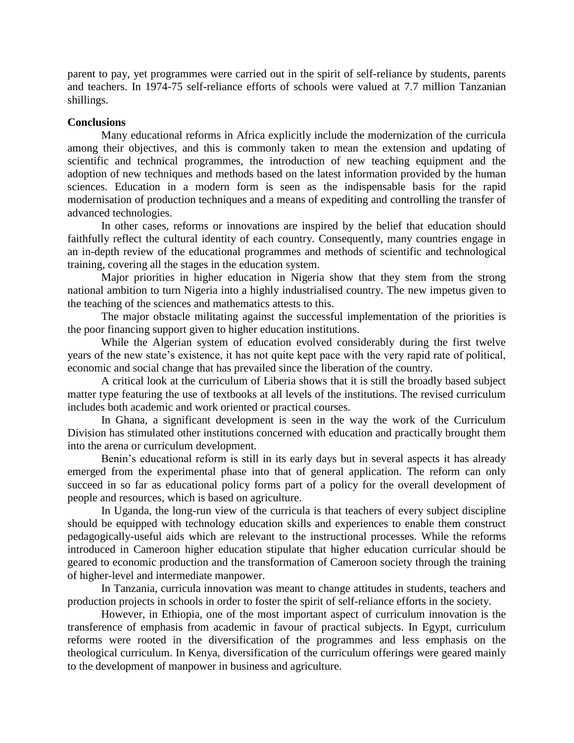parent to pay, yet programmes were carried out in the spirit of self-reliance by students, parents and teachers. In 1974-75 self-reliance efforts of schools were valued at 7.7 million Tanzanian shillings.

**Conclusions**

Many educational reforms in Africa explicitly include the modernization of the curricula among their objectives, and this is commonly taken to mean the extension and updating of scientific and technical programmes, the introduction of new teaching equipment and the adoption of new techniques and methods based on the latest information provided by the human sciences. Education in a modern form is seen as the indispensable basis for the rapid modernisation of production techniques and a means of expediting and controlling the transfer of advanced technologies.

In other cases, reforms or innovations are inspired by the belief that education should faithfully reflect the cultural identity of each country. Consequently, many countries engage in an in-depth review of the educational programmes and methods of scientific and technological training, covering all the stages in the education system.

Major priorities in higher education in Nigeria show that they stem from the strong national ambition to turn Nigeria into a highly industrialised country. The new impetus given to the teaching of the sciences and mathematics attests to this.

The major obstacle militating against the successful implementation of the priorities is the poor financing support given to higher education institutions.

While the Algerian system of education evolved considerably during the first twelve years of the new state's existence, it has not quite kept pace with the very rapid rate of political, economic and social change that has prevailed since the liberation of the country.

A critical look at the curriculum of Liberia shows that it is still the broadly based subject matter type featuring the use of textbooks at all levels of the institutions. The revised curriculum includes both academic and work oriented or practical courses.

In Ghana, a significant development is seen in the way the work of the Curriculum Division has stimulated other institutions concerned with education and practically brought them into the arena or curriculum development.

Benin's educational reform is still in its early days but in several aspects it has already emerged from the experimental phase into that of general application. The reform can only succeed in so far as educational policy forms part of a policy for the overall development of people and resources, which is based on agriculture.

In Uganda, the long-run view of the curricula is that teachers of every subject discipline should be equipped with technology education skills and experiences to enable them construct pedagogically-useful aids which are relevant to the instructional processes. While the reforms introduced in Cameroon higher education stipulate that higher education curricular should be geared to economic production and the transformation of Cameroon society through the training of higher-level and intermediate manpower.

In Tanzania, curricula innovation was meant to change attitudes in students, teachers and production projects in schools in order to foster the spirit of self-reliance efforts in the society.

However, in Ethiopia, one of the most important aspect of curriculum innovation is the transference of emphasis from academic in favour of practical subjects. In Egypt, curriculum reforms were rooted in the diversification of the programmes and less emphasis on the theological curriculum. In Kenya, diversification of the curriculum offerings were geared mainly to the development of manpower in business and agriculture.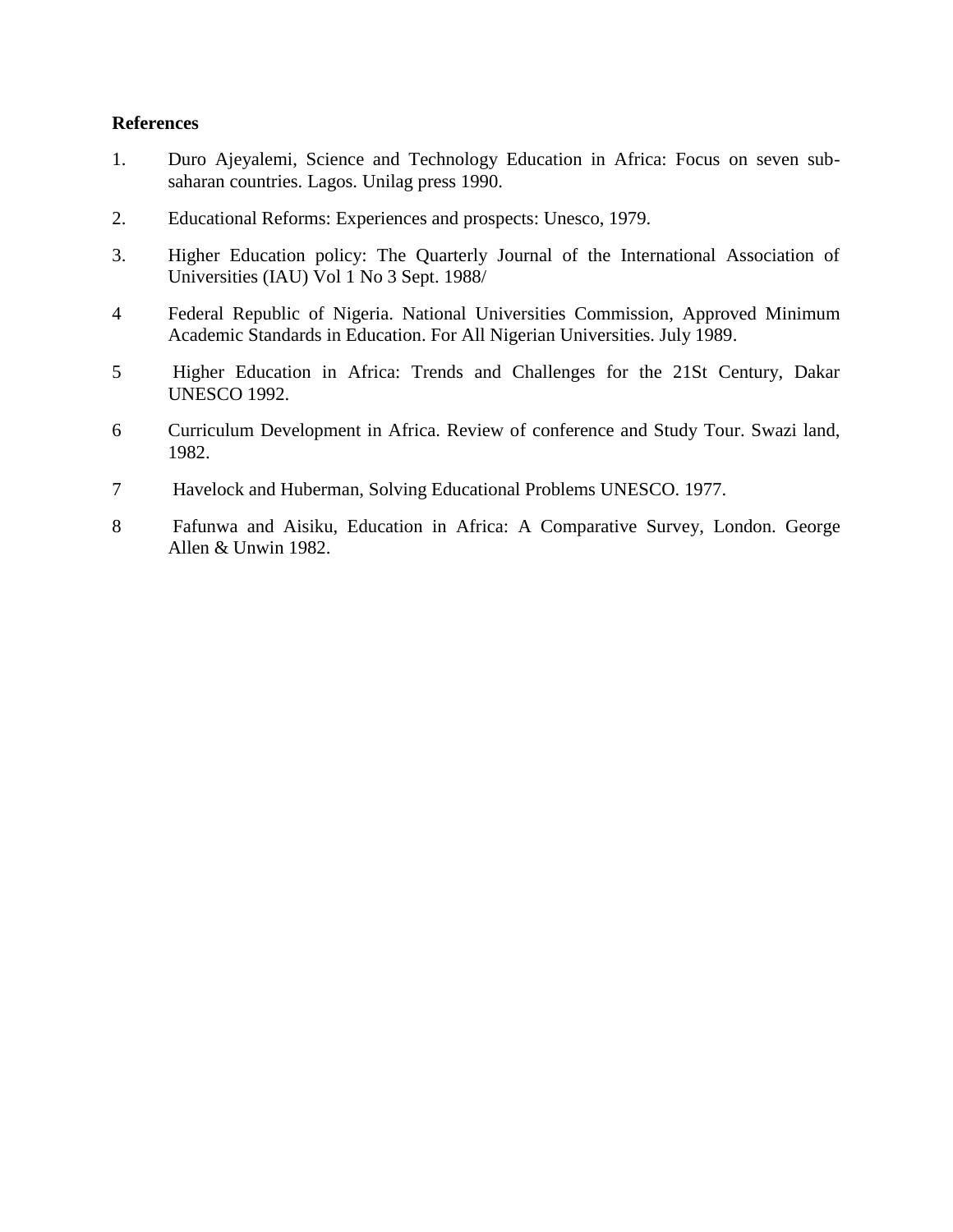**References**

1. Duro Ajeyalemi, Science and Technology Education in Africa: Focus on seven sub-saharan countries. Lagos. Unilag press 1990.

2. Educational Reforms: Experiences and prospects: Unesco, 1979.

3. Higher Education policy: The Quarterly Journal of the International Association of Universities (IAU) Vol 1 No 3 Sept. 1988/

4 Federal Republic of Nigeria. National Universities Commission, Approved Minimum Academic Standards in Education. For All Nigerian Universities. July 1989.

5 Higher Education in Africa: Trends and Challenges for the 21St Century, Dakar UNESCO 1992.

6 Curriculum Development in Africa. Review of conference and Study Tour. Swazi land, 1982.

7 Havelock and Huberman, Solving Educational Problems UNESCO. 1977.

8 Fafunwa and Aisiku, Education in Africa: A Comparative Survey, London. George Allen & Unwin 1982.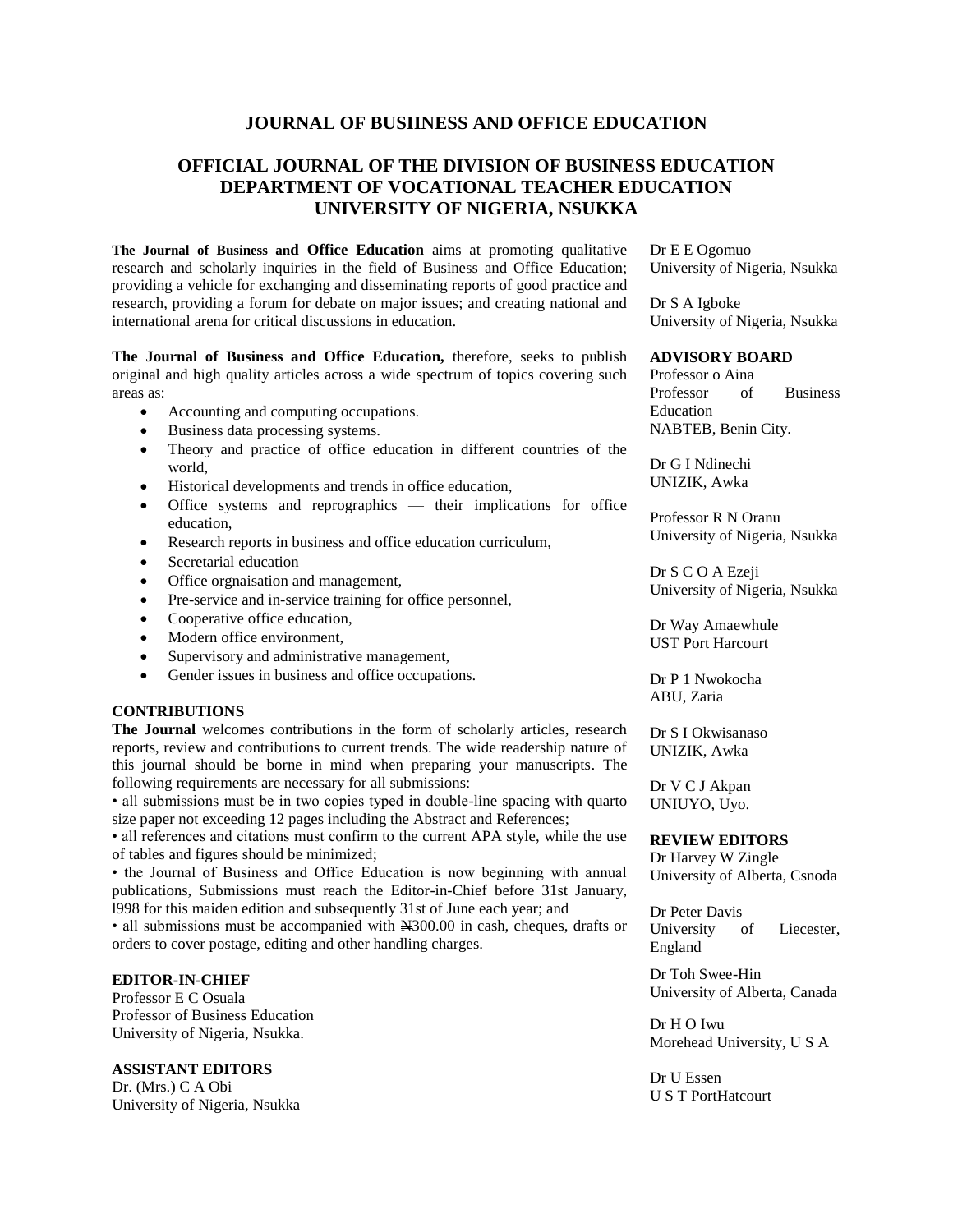# JOURNAL OF BUSIINESS AND OFFICE EDUCATION

## OFFICIAL JOURNAL OF THE DIVISION OF BUSINESS EDUCATION DEPARTMENT OF VOCATIONAL TEACHER EDUCATION UNIVERSITY OF NIGERIA, NSUKKA

**The Journal of Business and Office Education** aims at promoting qualitative research and scholarly inquiries in the field of Business and Office Education; providing a vehicle for exchanging and disseminating reports of good practice and research, providing a forum for debate on major issues; and creating national and international arena for critical discussions in education.

**The Journal of Business and Office Education,** therefore, seeks to publish original and high quality articles across a wide spectrum of topics covering such areas as:

- Accounting and computing occupations.
- Business data processing systems.
- Theory and practice of office education in different countries of the world,
- Historical developments and trends in office education,
- Office systems and reprographics — their implications for office education,
- Research reports in business and office education curriculum,
- Secretarial education
- Office orgnaisation and management,
- Pre-service and in-service training for office personnel,
- Cooperative office education,
- Modern office environment,
- Supervisory and administrative management,
- Gender issues in business and office occupations.

### CONTRIBUTIONS

**The Journal** welcomes contributions in the form of scholarly articles, research reports, review and contributions to current trends. The wide readership nature of this journal should be borne in mind when preparing your manuscripts. The following requirements are necessary for all submissions:

• all submissions must be in two copies typed in double-line spacing with quarto size paper not exceeding 12 pages including the Abstract and References;

• all references and citations must confirm to the current APA style, while the use of tables and figures should be minimized;

• the Journal of Business and Office Education is now beginning with annual publications, Submissions must reach the Editor-in-Chief before 31st January, l998 for this maiden edition and subsequently 31st of June each year; and

• all submissions must be accompanied with ₦300.00 in cash, cheques, drafts or orders to cover postage, editing and other handling charges.

### EDITOR-IN-CHIEF

Professor E C Osuala
Professor of Business Education
University of Nigeria, Nsukka.

### ASSISTANT EDITORS

Dr. (Mrs.) C A Obi
University of Nigeria, Nsukka

Dr E E Ogomuo
University of Nigeria, Nsukka

Dr S A Igboke
University of Nigeria, Nsukka

### ADVISORY BOARD

Professor o Aina
Professor of Business Education
NABTEB, Benin City.

Dr G I Ndinechi
UNIZIK, Awka

Professor R N Oranu
University of Nigeria, Nsukka

Dr S C O A Ezeji
University of Nigeria, Nsukka

Dr Way Amaewhule
UST Port Harcourt

Dr P 1 Nwokocha
ABU, Zaria

Dr S I Okwisanaso
UNIZIK, Awka

Dr V C J Akpan
UNIUYO, Uyo.

### REVIEW EDITORS

Dr Harvey W Zingle
University of Alberta, Csnoda

Dr Peter Davis
University of Liecester, England

Dr Toh Swee-Hin
University of Alberta, Canada

Dr H O Iwu
Morehead University, U S A

Dr U Essen
U S T PortHatcourt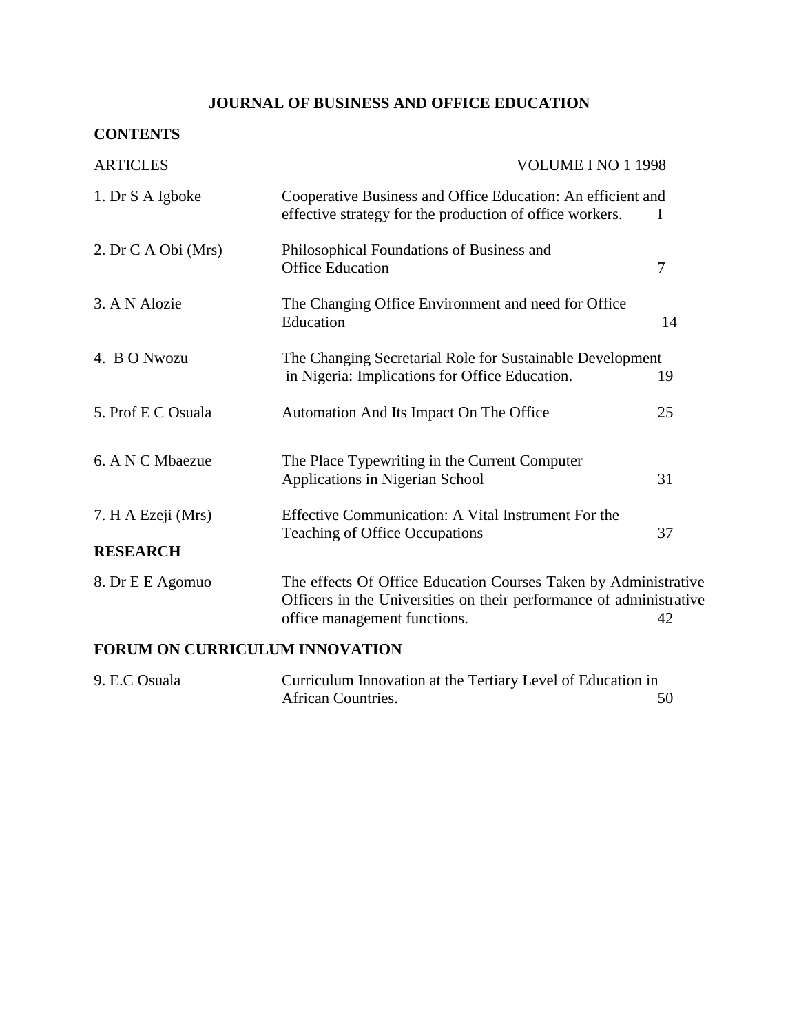# JOURNAL OF BUSINESS AND OFFICE EDUCATION

## CONTENTS

ARTICLES — VOLUME I NO 1 1998

| | | |
|---|---|---|
| 1. Dr S A Igboke | Cooperative Business and Office Education: An efficient and effective strategy for the production of office workers. | I |
| 2. Dr C A Obi (Mrs) | Philosophical Foundations of Business and Office Education | 7 |
| 3. A N Alozie | The Changing Office Environment and need for Office Education | 14 |
| 4. B O Nwozu | The Changing Secretarial Role for Sustainable Development in Nigeria: Implications for Office Education. | 19 |
| 5. Prof E C Osuala | Automation And Its Impact On The Office | 25 |
| 6. A N C Mbaezue | The Place Typewriting in the Current Computer Applications in Nigerian School | 31 |
| 7. H A Ezeji (Mrs) | Effective Communication: A Vital Instrument For the Teaching of Office Occupations | 37 |

## RESEARCH

| | | |
|---|---|---|
| 8. Dr E E Agomuo | The effects Of Office Education Courses Taken by Administrative Officers in the Universities on their performance of administrative office management functions. | 42 |

## FORUM ON CURRICULUM INNOVATION

| | | |
|---|---|---|
| 9. E.C Osuala | Curriculum Innovation at the Tertiary Level of Education in African Countries. | 50 |